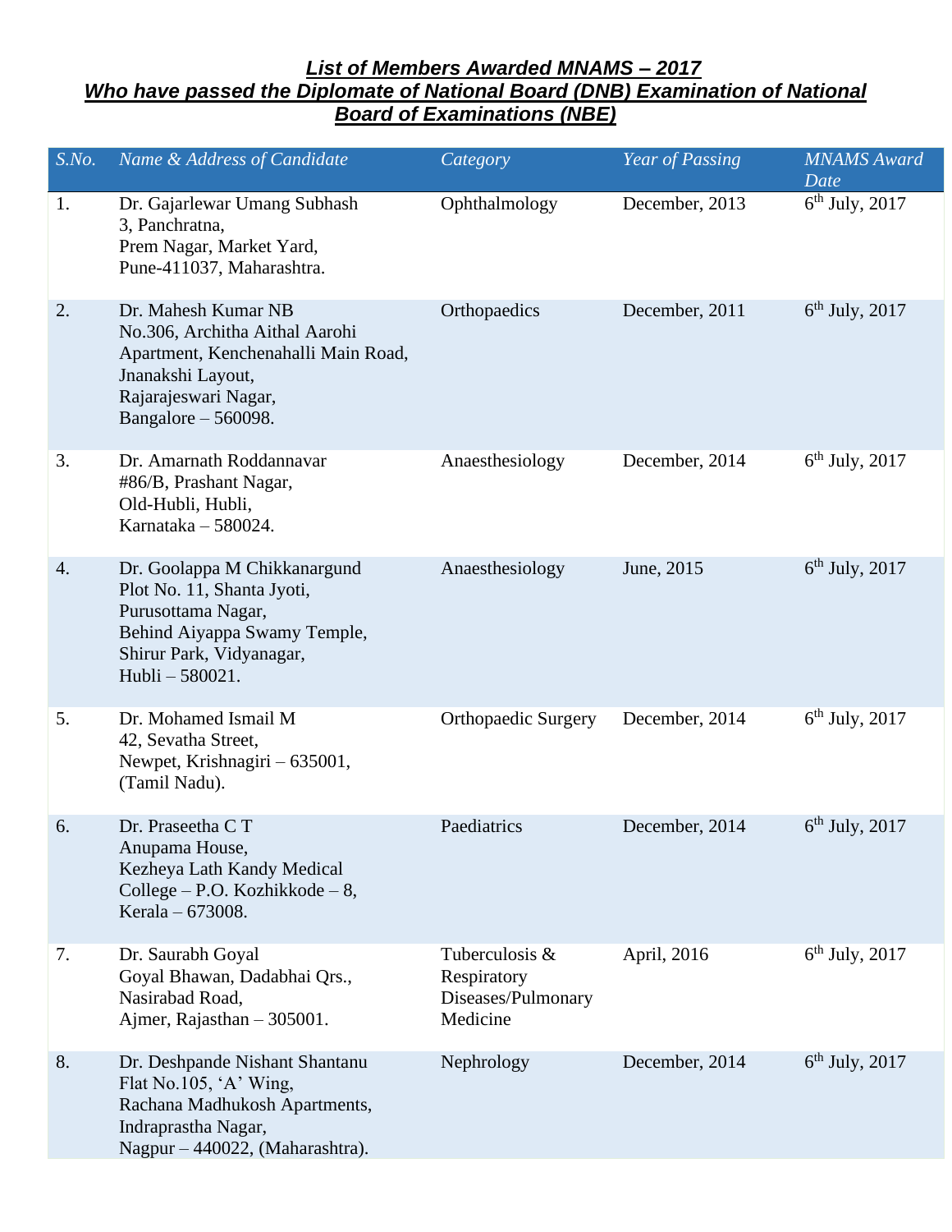# List of Members Awarded MNAMS – 2017
## Who have passed the Diplomate of National Board (DNB) Examination of National Board of Examinations (NBE)

| S.No. | Name & Address of Candidate | Category | Year of Passing | MNAMS Award Date |
|---|---|---|---|---|
| 1. | Dr. Gajarlewar Umang Subhash<br>3, Panchratna,<br>Prem Nagar, Market Yard,<br>Pune-411037, Maharashtra. | Ophthalmology | December, 2013 | 6th July, 2017 |
| 2. | Dr. Mahesh Kumar NB<br>No.306, Architha Aithal Aarohi Apartment, Kenchenahalli Main Road,<br>Jnanakshi Layout,<br>Rajarajeswari Nagar,<br>Bangalore – 560098. | Orthopaedics | December, 2011 | 6th July, 2017 |
| 3. | Dr. Amarnath Roddannavar<br>#86/B, Prashant Nagar,<br>Old-Hubli, Hubli,<br>Karnataka – 580024. | Anaesthesiology | December, 2014 | 6th July, 2017 |
| 4. | Dr. Goolappa M Chikkanargund<br>Plot No. 11, Shanta Jyoti,<br>Purusottama Nagar,<br>Behind Aiyappa Swamy Temple,<br>Shirur Park, Vidyanagar,<br>Hubli – 580021. | Anaesthesiology | June, 2015 | 6th July, 2017 |
| 5. | Dr. Mohamed Ismail M<br>42, Sevatha Street,<br>Newpet, Krishnagiri – 635001,<br>(Tamil Nadu). | Orthopaedic Surgery | December, 2014 | 6th July, 2017 |
| 6. | Dr. Praseetha C T<br>Anupama House,<br>Kezheya Lath Kandy Medical College – P.O. Kozhikkode – 8,<br>Kerala – 673008. | Paediatrics | December, 2014 | 6th July, 2017 |
| 7. | Dr. Saurabh Goyal<br>Goyal Bhawan, Dadabhai Qrs.,<br>Nasirabad Road,<br>Ajmer, Rajasthan – 305001. | Tuberculosis & Respiratory Diseases/Pulmonary Medicine | April, 2016 | 6th July, 2017 |
| 8. | Dr. Deshpande Nishant Shantanu<br>Flat No.105, 'A' Wing,<br>Rachana Madhukosh Apartments,<br>Indraprastha Nagar,<br>Nagpur – 440022, (Maharashtra). | Nephrology | December, 2014 | 6th July, 2017 |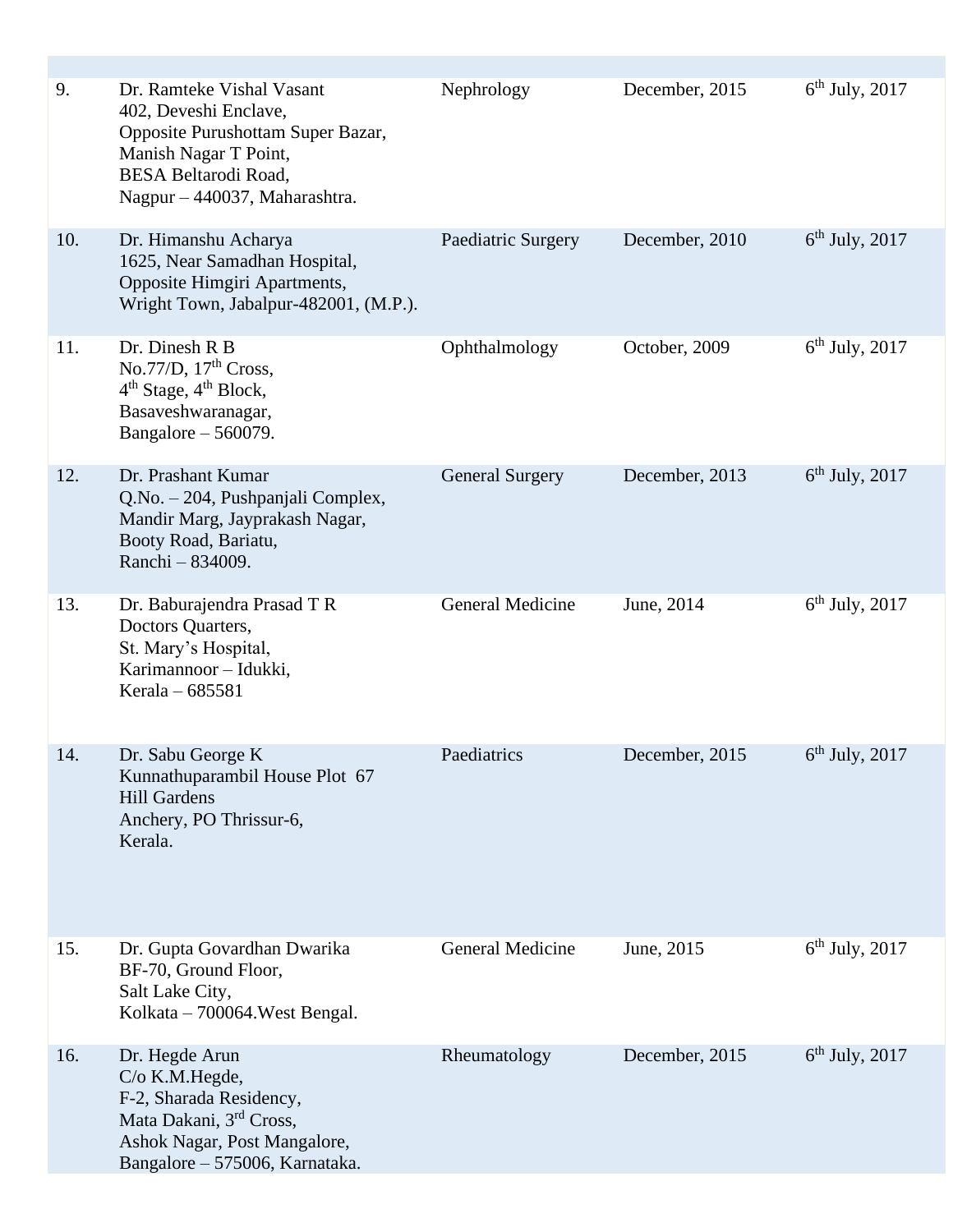| | | | | |
|---|---|---|---|---|
| 9. | Dr. Ramteke Vishal Vasant<br>402, Deveshi Enclave,<br>Opposite Purushottam Super Bazar,<br>Manish Nagar T Point,<br>BESA Beltarodi Road,<br>Nagpur – 440037, Maharashtra. | Nephrology | December, 2015 | 6th July, 2017 |
| 10. | Dr. Himanshu Acharya<br>1625, Near Samadhan Hospital,<br>Opposite Himgiri Apartments,<br>Wright Town, Jabalpur-482001, (M.P.). | Paediatric Surgery | December, 2010 | 6th July, 2017 |
| 11. | Dr. Dinesh R B<br>No.77/D, 17th Cross,<br>4th Stage, 4th Block,<br>Basaveshwaranagar,<br>Bangalore – 560079. | Ophthalmology | October, 2009 | 6th July, 2017 |
| 12. | Dr. Prashant Kumar<br>Q.No. – 204, Pushpanjali Complex,<br>Mandir Marg, Jayprakash Nagar,<br>Booty Road, Bariatu,<br>Ranchi – 834009. | General Surgery | December, 2013 | 6th July, 2017 |
| 13. | Dr. Baburajendra Prasad T R<br>Doctors Quarters,<br>St. Mary's Hospital,<br>Karimannoor – Idukki,<br>Kerala – 685581 | General Medicine | June, 2014 | 6th July, 2017 |
| 14. | Dr. Sabu George K<br>Kunnathuparambil House Plot 67<br>Hill Gardens<br>Anchery, PO Thrissur-6,<br>Kerala. | Paediatrics | December, 2015 | 6th July, 2017 |
| 15. | Dr. Gupta Govardhan Dwarika<br>BF-70, Ground Floor,<br>Salt Lake City,<br>Kolkata – 700064.West Bengal. | General Medicine | June, 2015 | 6th July, 2017 |
| 16. | Dr. Hegde Arun<br>C/o K.M.Hegde,<br>F-2, Sharada Residency,<br>Mata Dakani, 3rd Cross,<br>Ashok Nagar, Post Mangalore,<br>Bangalore – 575006, Karnataka. | Rheumatology | December, 2015 | 6th July, 2017 |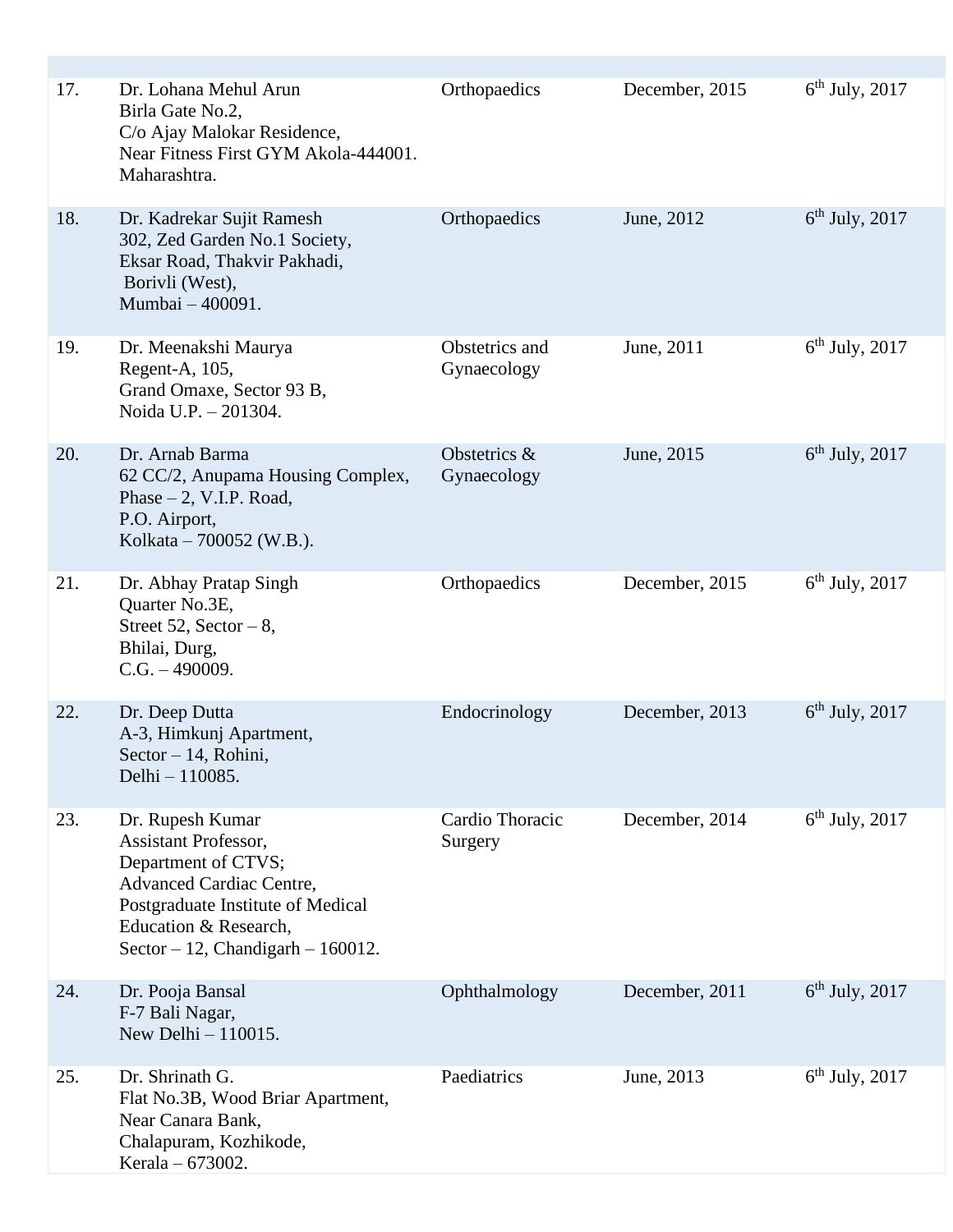| | | | | |
|---|---|---|---|---|
| 17. | Dr. Lohana Mehul Arun<br>Birla Gate No.2,<br>C/o Ajay Malokar Residence,<br>Near Fitness First GYM Akola-444001.<br>Maharashtra. | Orthopaedics | December, 2015 | 6th July, 2017 |
| 18. | Dr. Kadrekar Sujit Ramesh<br>302, Zed Garden No.1 Society,<br>Eksar Road, Thakvir Pakhadi,<br>Borivli (West),<br>Mumbai – 400091. | Orthopaedics | June, 2012 | 6th July, 2017 |
| 19. | Dr. Meenakshi Maurya<br>Regent-A, 105,<br>Grand Omaxe, Sector 93 B,<br>Noida U.P. – 201304. | Obstetrics and Gynaecology | June, 2011 | 6th July, 2017 |
| 20. | Dr. Arnab Barma<br>62 CC/2, Anupama Housing Complex,<br>Phase – 2, V.I.P. Road,<br>P.O. Airport,<br>Kolkata – 700052 (W.B.). | Obstetrics & Gynaecology | June, 2015 | 6th July, 2017 |
| 21. | Dr. Abhay Pratap Singh<br>Quarter No.3E,<br>Street 52, Sector – 8,<br>Bhilai, Durg,<br>C.G. – 490009. | Orthopaedics | December, 2015 | 6th July, 2017 |
| 22. | Dr. Deep Dutta<br>A-3, Himkunj Apartment,<br>Sector – 14, Rohini,<br>Delhi – 110085. | Endocrinology | December, 2013 | 6th July, 2017 |
| 23. | Dr. Rupesh Kumar<br>Assistant Professor,<br>Department of CTVS;<br>Advanced Cardiac Centre,<br>Postgraduate Institute of Medical Education & Research,<br>Sector – 12, Chandigarh – 160012. | Cardio Thoracic Surgery | December, 2014 | 6th July, 2017 |
| 24. | Dr. Pooja Bansal<br>F-7 Bali Nagar,<br>New Delhi – 110015. | Ophthalmology | December, 2011 | 6th July, 2017 |
| 25. | Dr. Shrinath G.<br>Flat No.3B, Wood Briar Apartment,<br>Near Canara Bank,<br>Chalapuram, Kozhikode,<br>Kerala – 673002. | Paediatrics | June, 2013 | 6th July, 2017 |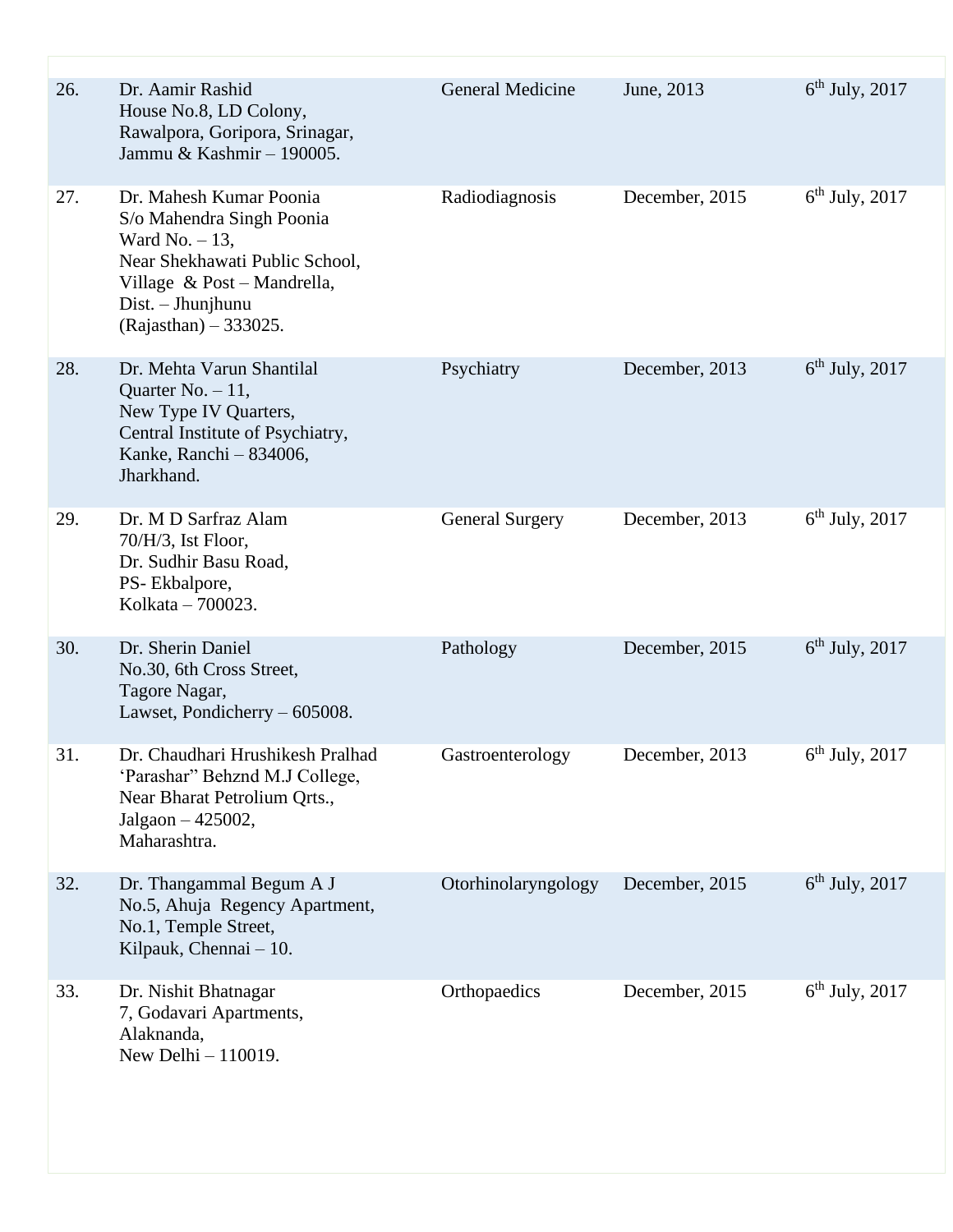| | | | | |
|---|---|---|---|---|
| 26. | Dr. Aamir Rashid<br>House No.8, LD Colony,<br>Rawalpora, Goripora, Srinagar,<br>Jammu & Kashmir – 190005. | General Medicine | June, 2013 | 6th July, 2017 |
| 27. | Dr. Mahesh Kumar Poonia<br>S/o Mahendra Singh Poonia<br>Ward No. – 13,<br>Near Shekhawati Public School,<br>Village & Post – Mandrella,<br>Dist. – Jhunjhunu<br>(Rajasthan) – 333025. | Radiodiagnosis | December, 2015 | 6th July, 2017 |
| 28. | Dr. Mehta Varun Shantilal<br>Quarter No. – 11,<br>New Type IV Quarters,<br>Central Institute of Psychiatry,<br>Kanke, Ranchi – 834006,<br>Jharkhand. | Psychiatry | December, 2013 | 6th July, 2017 |
| 29. | Dr. M D Sarfraz Alam<br>70/H/3, Ist Floor,<br>Dr. Sudhir Basu Road,<br>PS- Ekbalpore,<br>Kolkata – 700023. | General Surgery | December, 2013 | 6th July, 2017 |
| 30. | Dr. Sherin Daniel<br>No.30, 6th Cross Street,<br>Tagore Nagar,<br>Lawset, Pondicherry – 605008. | Pathology | December, 2015 | 6th July, 2017 |
| 31. | Dr. Chaudhari Hrushikesh Pralhad<br>'Parashar" Behznd M.J College,<br>Near Bharat Petrolium Qrts.,<br>Jalgaon – 425002,<br>Maharashtra. | Gastroenterology | December, 2013 | 6th July, 2017 |
| 32. | Dr. Thangammal Begum A J<br>No.5, Ahuja Regency Apartment,<br>No.1, Temple Street,<br>Kilpauk, Chennai – 10. | Otorhinolaryngology | December, 2015 | 6th July, 2017 |
| 33. | Dr. Nishit Bhatnagar<br>7, Godavari Apartments,<br>Alaknanda,<br>New Delhi – 110019. | Orthopaedics | December, 2015 | 6th July, 2017 |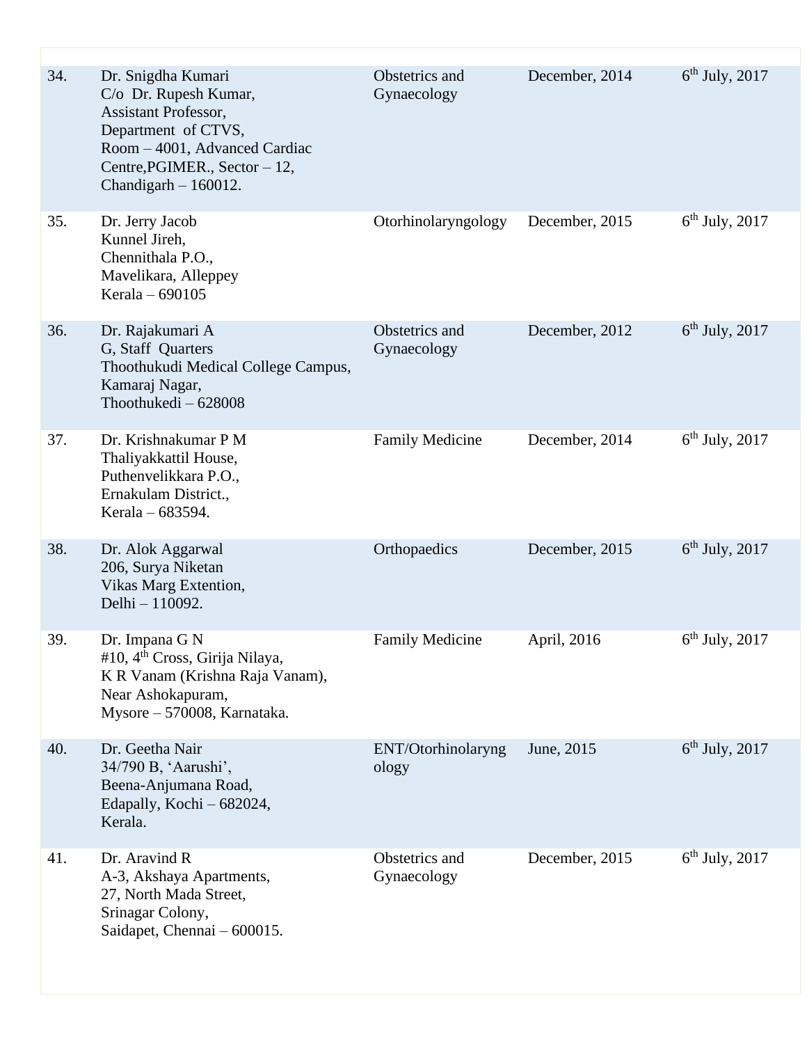| | | | | |
|---|---|---|---|---|
| 34. | Dr. Snigdha Kumari<br>C/o Dr. Rupesh Kumar,<br>Assistant Professor,<br>Department of CTVS,<br>Room – 4001, Advanced Cardiac Centre,PGIMER., Sector – 12,<br>Chandigarh – 160012. | Obstetrics and Gynaecology | December, 2014 | 6th July, 2017 |
| 35. | Dr. Jerry Jacob<br>Kunnel Jireh,<br>Chennithala P.O.,<br>Mavelikara, Alleppey<br>Kerala – 690105 | Otorhinolaryngology | December, 2015 | 6th July, 2017 |
| 36. | Dr. Rajakumari A<br>G, Staff Quarters<br>Thoothukudi Medical College Campus,<br>Kamaraj Nagar,<br>Thoothukedi – 628008 | Obstetrics and Gynaecology | December, 2012 | 6th July, 2017 |
| 37. | Dr. Krishnakumar P M<br>Thaliyakkattil House,<br>Puthenvelikkara P.O.,<br>Ernakulam District.,<br>Kerala – 683594. | Family Medicine | December, 2014 | 6th July, 2017 |
| 38. | Dr. Alok Aggarwal<br>206, Surya Niketan<br>Vikas Marg Extention,<br>Delhi – 110092. | Orthopaedics | December, 2015 | 6th July, 2017 |
| 39. | Dr. Impana G N<br>#10, 4th Cross, Girija Nilaya,<br>K R Vanam (Krishna Raja Vanam),<br>Near Ashokapuram,<br>Mysore – 570008, Karnataka. | Family Medicine | April, 2016 | 6th July, 2017 |
| 40. | Dr. Geetha Nair<br>34/790 B, 'Aarushi',<br>Beena-Anjumana Road,<br>Edapally, Kochi – 682024,<br>Kerala. | ENT/Otorhinolaryngology | June, 2015 | 6th July, 2017 |
| 41. | Dr. Aravind R<br>A-3, Akshaya Apartments,<br>27, North Mada Street,<br>Srinagar Colony,<br>Saidapet, Chennai – 600015. | Obstetrics and Gynaecology | December, 2015 | 6th July, 2017 |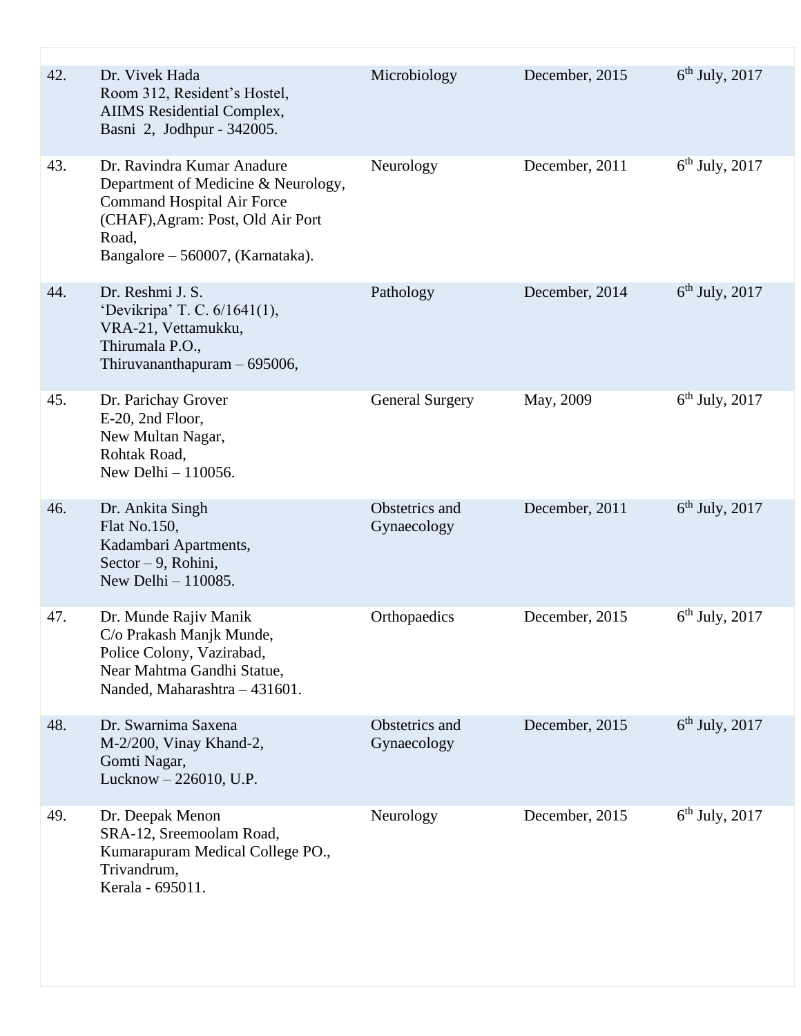| | | | | |
|---|---|---|---|---|
| 42. | Dr. Vivek Hada<br>Room 312, Resident's Hostel,<br>AIIMS Residential Complex,<br>Basni 2, Jodhpur - 342005. | Microbiology | December, 2015 | 6th July, 2017 |
| 43. | Dr. Ravindra Kumar Anadure<br>Department of Medicine & Neurology,<br>Command Hospital Air Force<br>(CHAF),Agram: Post, Old Air Port<br>Road,<br>Bangalore – 560007, (Karnataka). | Neurology | December, 2011 | 6th July, 2017 |
| 44. | Dr. Reshmi J. S.<br>'Devikripa' T. C. 6/1641(1),<br>VRA-21, Vettamukku,<br>Thirumala P.O.,<br>Thiruvananthapuram – 695006, | Pathology | December, 2014 | 6th July, 2017 |
| 45. | Dr. Parichay Grover<br>E-20, 2nd Floor,<br>New Multan Nagar,<br>Rohtak Road,<br>New Delhi – 110056. | General Surgery | May, 2009 | 6th July, 2017 |
| 46. | Dr. Ankita Singh<br>Flat No.150,<br>Kadambari Apartments,<br>Sector – 9, Rohini,<br>New Delhi – 110085. | Obstetrics and Gynaecology | December, 2011 | 6th July, 2017 |
| 47. | Dr. Munde Rajiv Manik<br>C/o Prakash Manjk Munde,<br>Police Colony, Vazirabad,<br>Near Mahtma Gandhi Statue,<br>Nanded, Maharashtra – 431601. | Orthopaedics | December, 2015 | 6th July, 2017 |
| 48. | Dr. Swarnima Saxena<br>M-2/200, Vinay Khand-2,<br>Gomti Nagar,<br>Lucknow – 226010, U.P. | Obstetrics and Gynaecology | December, 2015 | 6th July, 2017 |
| 49. | Dr. Deepak Menon<br>SRA-12, Sreemoolam Road,<br>Kumarapuram Medical College PO.,<br>Trivandrum,<br>Kerala - 695011. | Neurology | December, 2015 | 6th July, 2017 |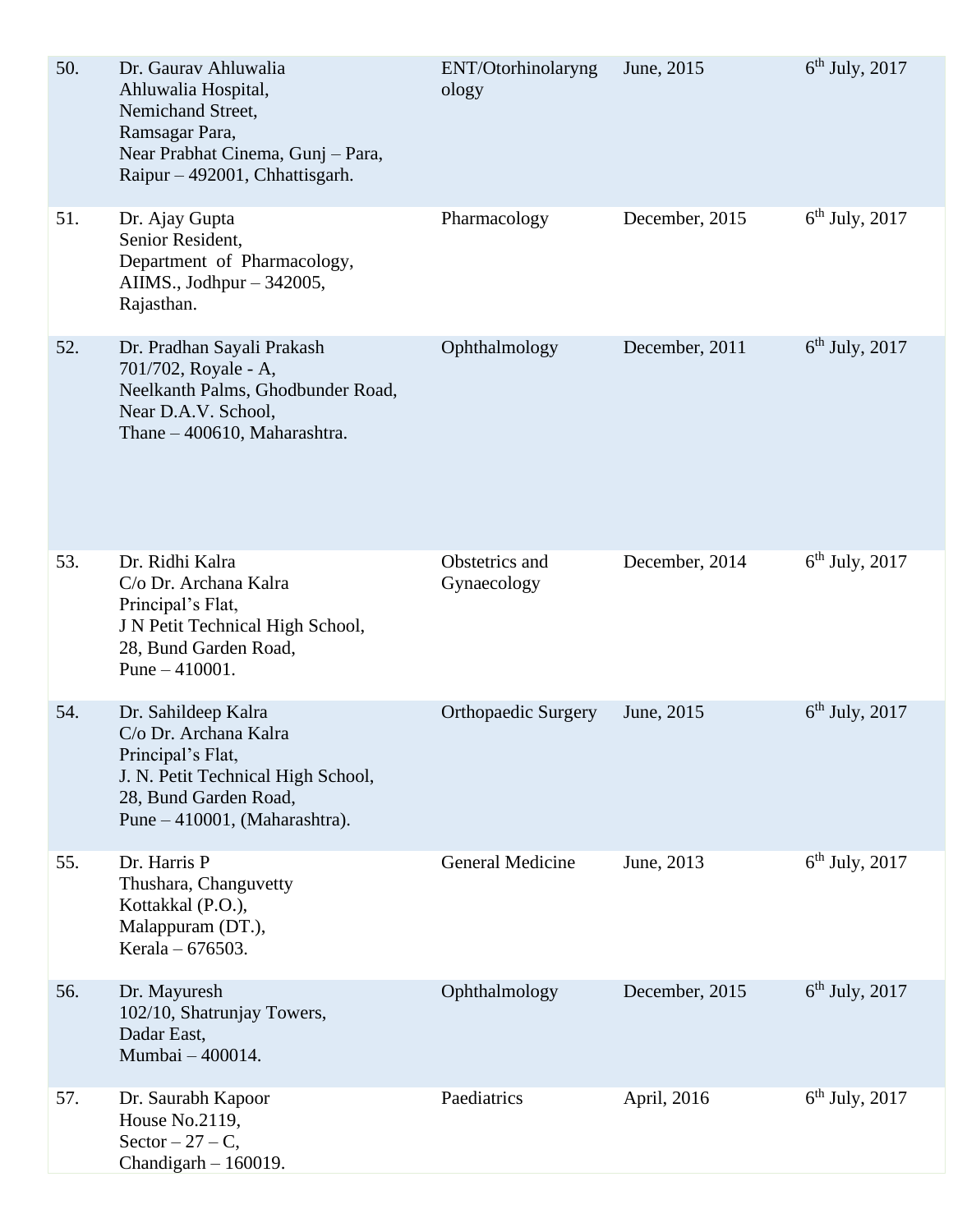| | | | | |
|---|---|---|---|---|
| 50. | Dr. Gaurav Ahluwalia<br>Ahluwalia Hospital,<br>Nemichand Street,<br>Ramsagar Para,<br>Near Prabhat Cinema, Gunj – Para,<br>Raipur – 492001, Chhattisgarh. | ENT/Otorhinolaryngology | June, 2015 | 6th July, 2017 |
| 51. | Dr. Ajay Gupta<br>Senior Resident,<br>Department of Pharmacology,<br>AIIMS., Jodhpur – 342005,<br>Rajasthan. | Pharmacology | December, 2015 | 6th July, 2017 |
| 52. | Dr. Pradhan Sayali Prakash<br>701/702, Royale - A,<br>Neelkanth Palms, Ghodbunder Road,<br>Near D.A.V. School,<br>Thane – 400610, Maharashtra. | Ophthalmology | December, 2011 | 6th July, 2017 |
| 53. | Dr. Ridhi Kalra<br>C/o Dr. Archana Kalra<br>Principal's Flat,<br>J N Petit Technical High School,<br>28, Bund Garden Road,<br>Pune – 410001. | Obstetrics and Gynaecology | December, 2014 | 6th July, 2017 |
| 54. | Dr. Sahildeep Kalra<br>C/o Dr. Archana Kalra<br>Principal's Flat,<br>J. N. Petit Technical High School,<br>28, Bund Garden Road,<br>Pune – 410001, (Maharashtra). | Orthopaedic Surgery | June, 2015 | 6th July, 2017 |
| 55. | Dr. Harris P<br>Thushara, Changuvetty<br>Kottakkal (P.O.),<br>Malappuram (DT.),<br>Kerala – 676503. | General Medicine | June, 2013 | 6th July, 2017 |
| 56. | Dr. Mayuresh<br>102/10, Shatrunjay Towers,<br>Dadar East,<br>Mumbai – 400014. | Ophthalmology | December, 2015 | 6th July, 2017 |
| 57. | Dr. Saurabh Kapoor<br>House No.2119,<br>Sector – 27 – C,<br>Chandigarh – 160019. | Paediatrics | April, 2016 | 6th July, 2017 |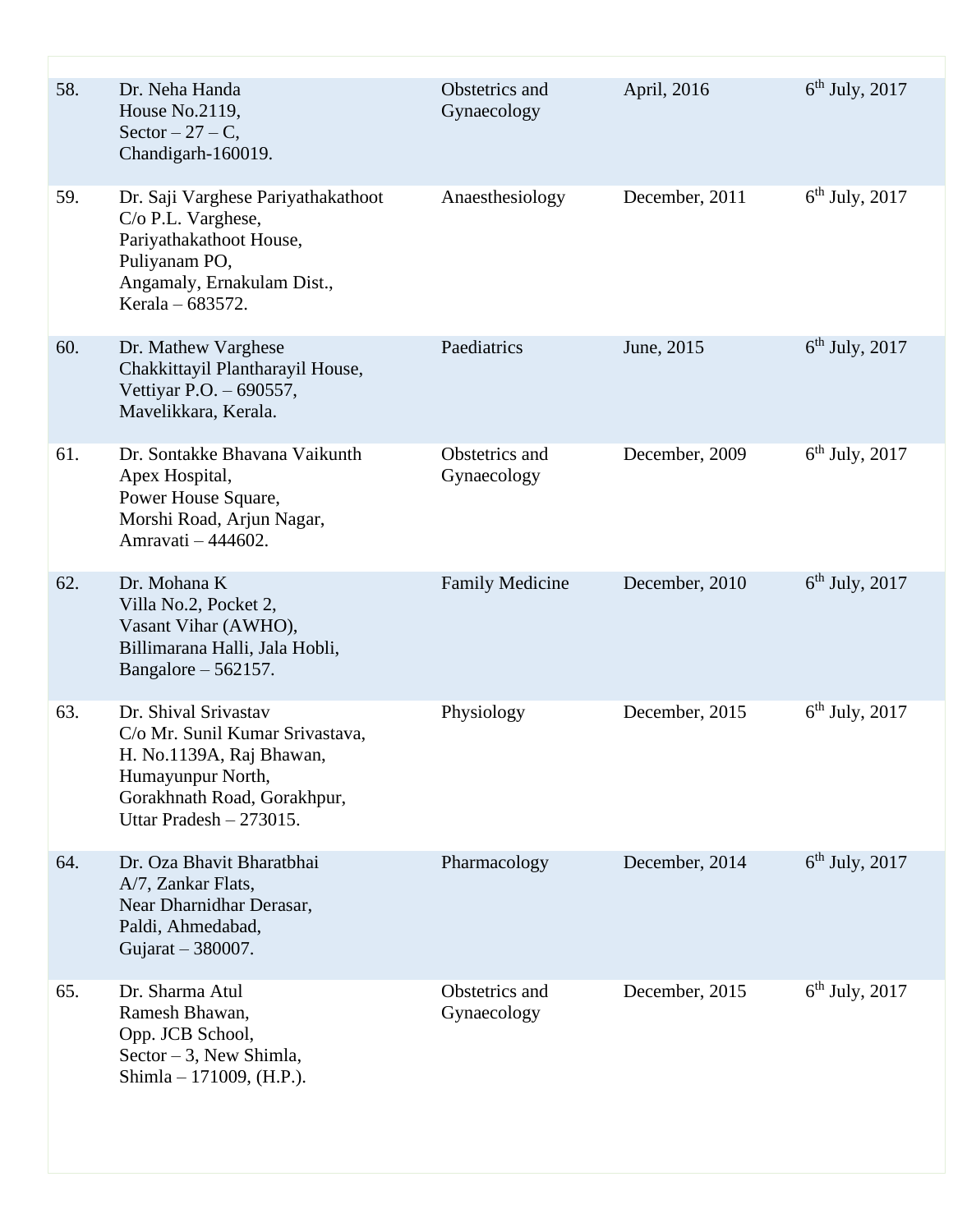| | | | | |
|---|---|---|---|---|
| 58. | Dr. Neha Handa<br>House No.2119,<br>Sector – 27 – C,<br>Chandigarh-160019. | Obstetrics and Gynaecology | April, 2016 | 6th July, 2017 |
| 59. | Dr. Saji Varghese Pariyathakathoot<br>C/o P.L. Varghese,<br>Pariyathakathoot House,<br>Puliyanam PO,<br>Angamaly, Ernakulam Dist.,<br>Kerala – 683572. | Anaesthesiology | December, 2011 | 6th July, 2017 |
| 60. | Dr. Mathew Varghese<br>Chakkittayil Plantharayil House,<br>Vettiyar P.O. – 690557,<br>Mavelikkara, Kerala. | Paediatrics | June, 2015 | 6th July, 2017 |
| 61. | Dr. Sontakke Bhavana Vaikunth<br>Apex Hospital,<br>Power House Square,<br>Morshi Road, Arjun Nagar,<br>Amravati – 444602. | Obstetrics and Gynaecology | December, 2009 | 6th July, 2017 |
| 62. | Dr. Mohana K<br>Villa No.2, Pocket 2,<br>Vasant Vihar (AWHO),<br>Billimarana Halli, Jala Hobli,<br>Bangalore – 562157. | Family Medicine | December, 2010 | 6th July, 2017 |
| 63. | Dr. Shival Srivastav<br>C/o Mr. Sunil Kumar Srivastava,<br>H. No.1139A, Raj Bhawan,<br>Humayunpur North,<br>Gorakhnath Road, Gorakhpur,<br>Uttar Pradesh – 273015. | Physiology | December, 2015 | 6th July, 2017 |
| 64. | Dr. Oza Bhavit Bharatbhai<br>A/7, Zankar Flats,<br>Near Dharnidhar Derasar,<br>Paldi, Ahmedabad,<br>Gujarat – 380007. | Pharmacology | December, 2014 | 6th July, 2017 |
| 65. | Dr. Sharma Atul<br>Ramesh Bhawan,<br>Opp. JCB School,<br>Sector – 3, New Shimla,<br>Shimla – 171009, (H.P.). | Obstetrics and Gynaecology | December, 2015 | 6th July, 2017 |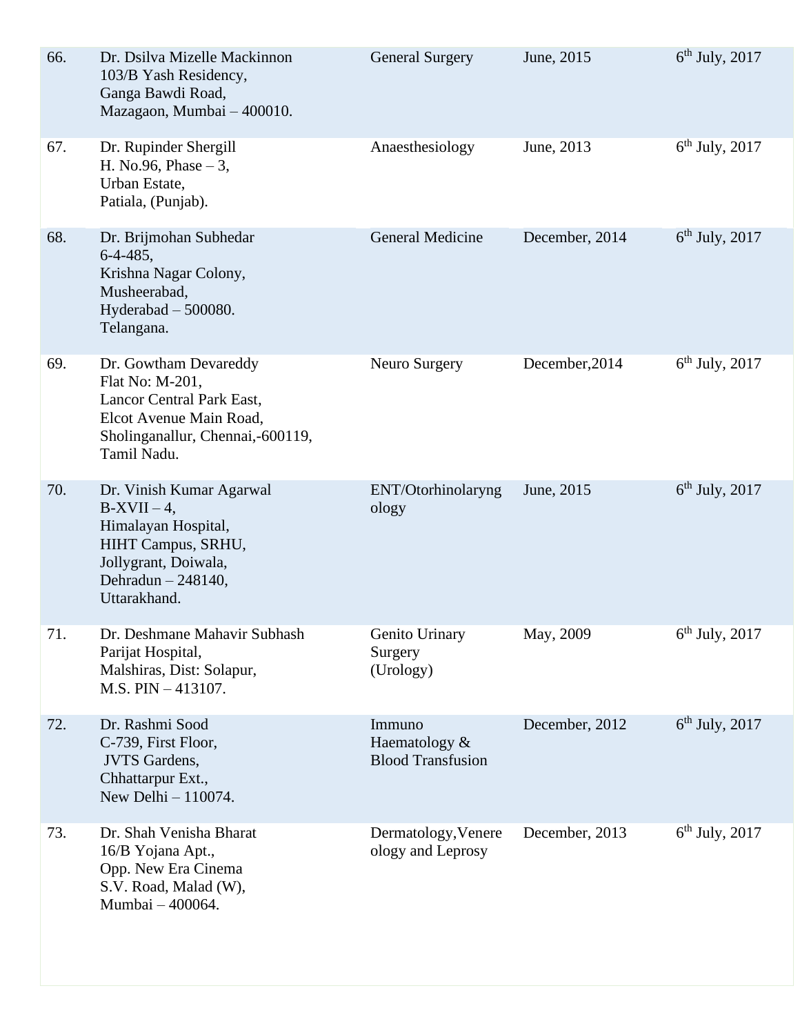| | | | | |
|---|---|---|---|---|
| 66. | Dr. Dsilva Mizelle Mackinnon<br>103/B Yash Residency,<br>Ganga Bawdi Road,<br>Mazagaon, Mumbai – 400010. | General Surgery | June, 2015 | 6th July, 2017 |
| 67. | Dr. Rupinder Shergill<br>H. No.96, Phase – 3,<br>Urban Estate,<br>Patiala, (Punjab). | Anaesthesiology | June, 2013 | 6th July, 2017 |
| 68. | Dr. Brijmohan Subhedar<br>6-4-485,<br>Krishna Nagar Colony,<br>Musheerabad,<br>Hyderabad – 500080.<br>Telangana. | General Medicine | December, 2014 | 6th July, 2017 |
| 69. | Dr. Gowtham Devareddy<br>Flat No: M-201,<br>Lancor Central Park East,<br>Elcot Avenue Main Road,<br>Sholinganallur, Chennai,-600119,<br>Tamil Nadu. | Neuro Surgery | December,2014 | 6th July, 2017 |
| 70. | Dr. Vinish Kumar Agarwal<br>B-XVII – 4,<br>Himalayan Hospital,<br>HIHT Campus, SRHU,<br>Jollygrant, Doiwala,<br>Dehradun – 248140,<br>Uttarakhand. | ENT/Otorhinolaryngology | June, 2015 | 6th July, 2017 |
| 71. | Dr. Deshmane Mahavir Subhash<br>Parijat Hospital,<br>Malshiras, Dist: Solapur,<br>M.S. PIN – 413107. | Genito Urinary Surgery (Urology) | May, 2009 | 6th July, 2017 |
| 72. | Dr. Rashmi Sood<br>C-739, First Floor,<br>JVTS Gardens,<br>Chhattarpur Ext.,<br>New Delhi – 110074. | Immuno Haematology & Blood Transfusion | December, 2012 | 6th July, 2017 |
| 73. | Dr. Shah Venisha Bharat<br>16/B Yojana Apt.,<br>Opp. New Era Cinema<br>S.V. Road, Malad (W),<br>Mumbai – 400064. | Dermatology,Venereology and Leprosy | December, 2013 | 6th July, 2017 |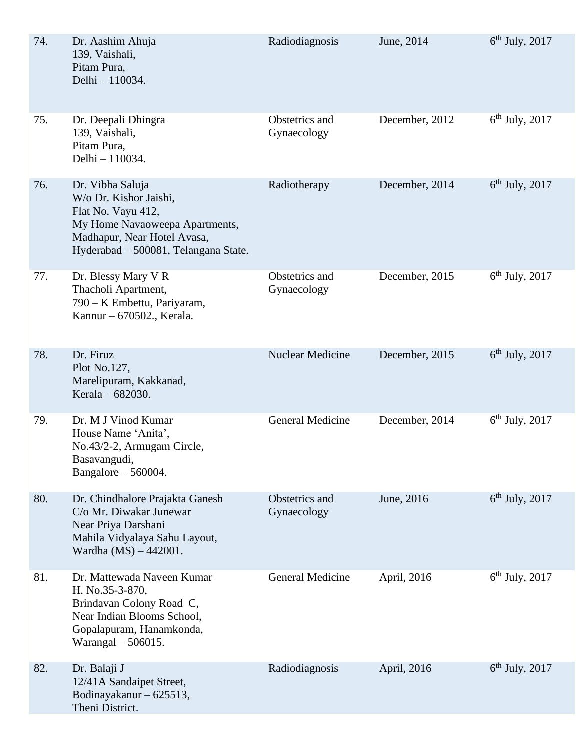| 74. | Dr. Aashim Ahuja<br>139, Vaishali,<br>Pitam Pura,<br>Delhi – 110034. | Radiodiagnosis | June, 2014 | 6th July, 2017 |
|---|---|---|---|---|
| 75. | Dr. Deepali Dhingra<br>139, Vaishali,<br>Pitam Pura,<br>Delhi – 110034. | Obstetrics and Gynaecology | December, 2012 | 6th July, 2017 |
| 76. | Dr. Vibha Saluja<br>W/o Dr. Kishor Jaishi,<br>Flat No. Vayu 412,<br>My Home Navaoweepa Apartments,<br>Madhapur, Near Hotel Avasa,<br>Hyderabad – 500081, Telangana State. | Radiotherapy | December, 2014 | 6th July, 2017 |
| 77. | Dr. Blessy Mary V R<br>Thacholi Apartment,<br>790 – K Embettu, Pariyaram,<br>Kannur – 670502., Kerala. | Obstetrics and Gynaecology | December, 2015 | 6th July, 2017 |
| 78. | Dr. Firuz<br>Plot No.127,<br>Marelipuram, Kakkanad,<br>Kerala – 682030. | Nuclear Medicine | December, 2015 | 6th July, 2017 |
| 79. | Dr. M J Vinod Kumar<br>House Name 'Anita',<br>No.43/2-2, Armugam Circle,<br>Basavangudi,<br>Bangalore – 560004. | General Medicine | December, 2014 | 6th July, 2017 |
| 80. | Dr. Chindhalore Prajakta Ganesh<br>C/o Mr. Diwakar Junewar<br>Near Priya Darshani<br>Mahila Vidyalaya Sahu Layout,<br>Wardha (MS) – 442001. | Obstetrics and Gynaecology | June, 2016 | 6th July, 2017 |
| 81. | Dr. Mattewada Naveen Kumar<br>H. No.35-3-870,<br>Brindavan Colony Road–C,<br>Near Indian Blooms School,<br>Gopalapuram, Hanamkonda,<br>Warangal – 506015. | General Medicine | April, 2016 | 6th July, 2017 |
| 82. | Dr. Balaji J<br>12/41A Sandaipet Street,<br>Bodinayakanur – 625513,<br>Theni District. | Radiodiagnosis | April, 2016 | 6th July, 2017 |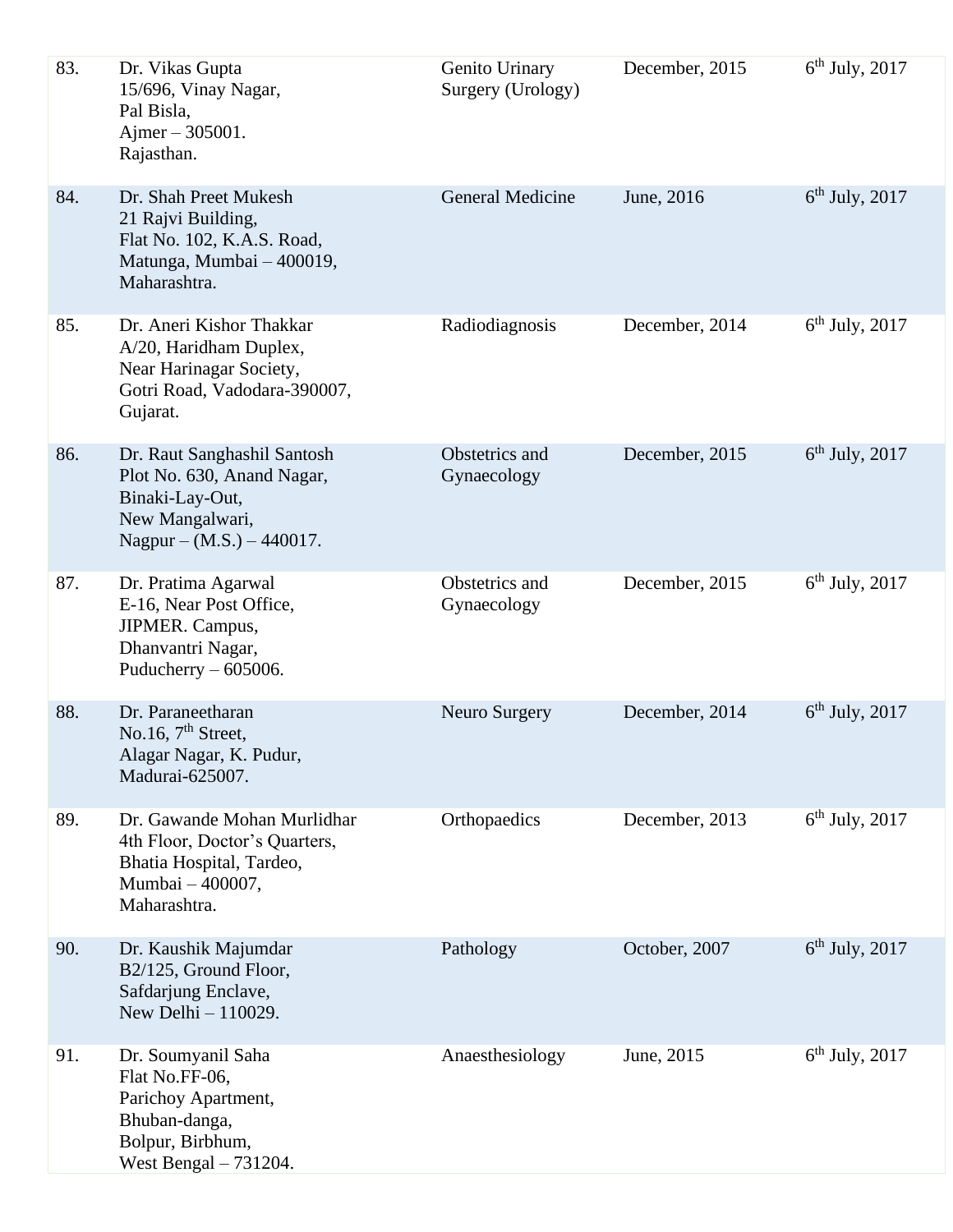| | | | | |
|---|---|---|---|---|
| 83. | Dr. Vikas Gupta<br>15/696, Vinay Nagar,<br>Pal Bisla,<br>Ajmer – 305001.<br>Rajasthan. | Genito Urinary Surgery (Urology) | December, 2015 | 6th July, 2017 |
| 84. | Dr. Shah Preet Mukesh<br>21 Rajvi Building,<br>Flat No. 102, K.A.S. Road,<br>Matunga, Mumbai – 400019,<br>Maharashtra. | General Medicine | June, 2016 | 6th July, 2017 |
| 85. | Dr. Aneri Kishor Thakkar<br>A/20, Haridham Duplex,<br>Near Harinagar Society,<br>Gotri Road, Vadodara-390007,<br>Gujarat. | Radiodiagnosis | December, 2014 | 6th July, 2017 |
| 86. | Dr. Raut Sanghashil Santosh<br>Plot No. 630, Anand Nagar,<br>Binaki-Lay-Out,<br>New Mangalwari,<br>Nagpur – (M.S.) – 440017. | Obstetrics and Gynaecology | December, 2015 | 6th July, 2017 |
| 87. | Dr. Pratima Agarwal<br>E-16, Near Post Office,<br>JIPMER. Campus,<br>Dhanvantri Nagar,<br>Puducherry – 605006. | Obstetrics and Gynaecology | December, 2015 | 6th July, 2017 |
| 88. | Dr. Paraneetharan<br>No.16, 7th Street,<br>Alagar Nagar, K. Pudur,<br>Madurai-625007. | Neuro Surgery | December, 2014 | 6th July, 2017 |
| 89. | Dr. Gawande Mohan Murlidhar<br>4th Floor, Doctor's Quarters,<br>Bhatia Hospital, Tardeo,<br>Mumbai – 400007,<br>Maharashtra. | Orthopaedics | December, 2013 | 6th July, 2017 |
| 90. | Dr. Kaushik Majumdar<br>B2/125, Ground Floor,<br>Safdarjung Enclave,<br>New Delhi – 110029. | Pathology | October, 2007 | 6th July, 2017 |
| 91. | Dr. Soumyanil Saha<br>Flat No.FF-06,<br>Parichoy Apartment,<br>Bhuban-danga,<br>Bolpur, Birbhum,<br>West Bengal – 731204. | Anaesthesiology | June, 2015 | 6th July, 2017 |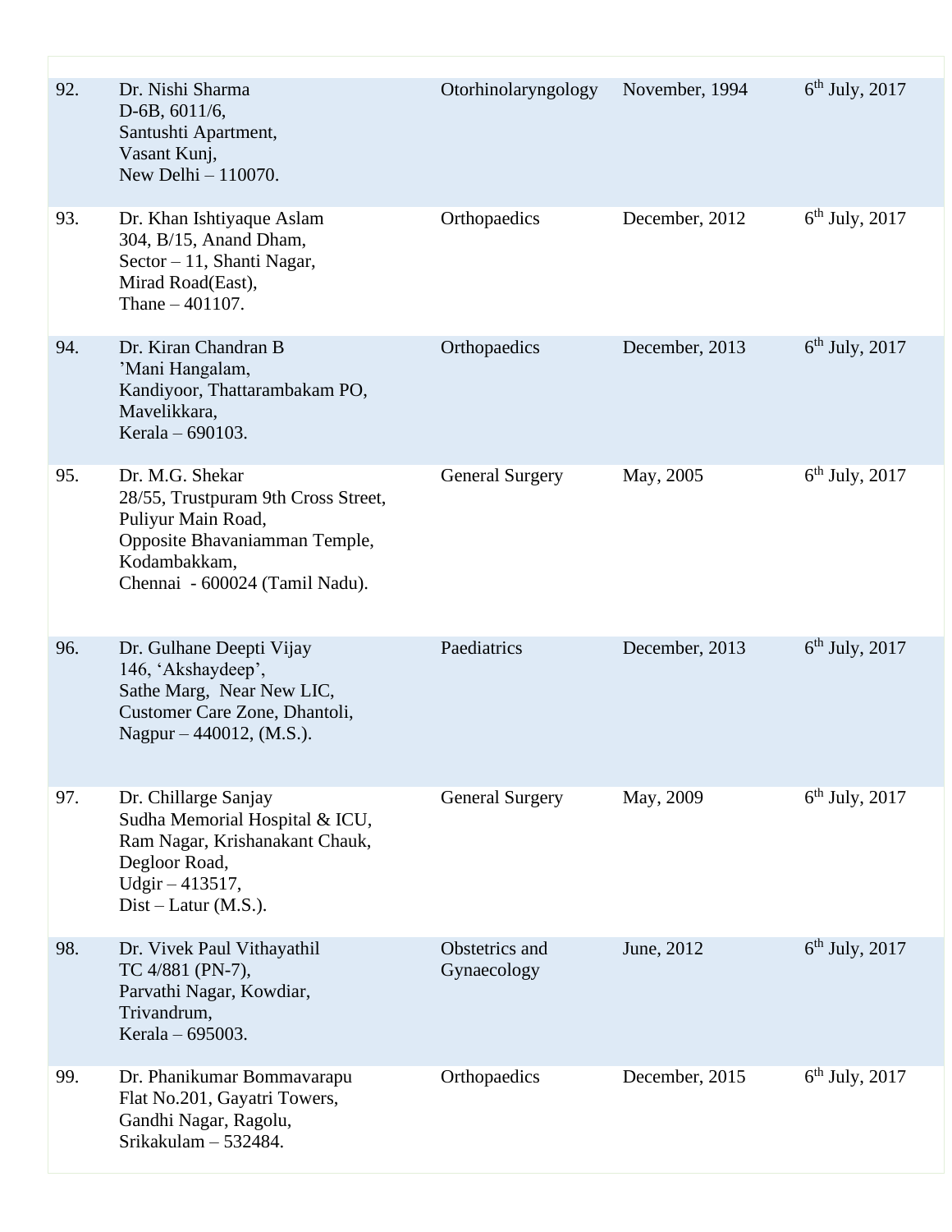| | | | | |
|---|---|---|---|---|
| 92. | Dr. Nishi Sharma<br>D-6B, 6011/6,<br>Santushti Apartment,<br>Vasant Kunj,<br>New Delhi – 110070. | Otorhinolaryngology | November, 1994 | 6th July, 2017 |
| 93. | Dr. Khan Ishtiyaque Aslam<br>304, B/15, Anand Dham,<br>Sector – 11, Shanti Nagar,<br>Mirad Road(East),<br>Thane – 401107. | Orthopaedics | December, 2012 | 6th July, 2017 |
| 94. | Dr. Kiran Chandran B<br>'Mani Hangalam,<br>Kandiyoor, Thattarambakam PO,<br>Mavelikkara,<br>Kerala – 690103. | Orthopaedics | December, 2013 | 6th July, 2017 |
| 95. | Dr. M.G. Shekar<br>28/55, Trustpuram 9th Cross Street,<br>Puliyur Main Road,<br>Opposite Bhavaniamman Temple,<br>Kodambakkam,<br>Chennai - 600024 (Tamil Nadu). | General Surgery | May, 2005 | 6th July, 2017 |
| 96. | Dr. Gulhane Deepti Vijay<br>146, 'Akshaydeep',<br>Sathe Marg, Near New LIC,<br>Customer Care Zone, Dhantoli,<br>Nagpur – 440012, (M.S.). | Paediatrics | December, 2013 | 6th July, 2017 |
| 97. | Dr. Chillarge Sanjay<br>Sudha Memorial Hospital & ICU,<br>Ram Nagar, Krishanakant Chauk,<br>Degloor Road,<br>Udgir – 413517,<br>Dist – Latur (M.S.). | General Surgery | May, 2009 | 6th July, 2017 |
| 98. | Dr. Vivek Paul Vithayathil<br>TC 4/881 (PN-7),<br>Parvathi Nagar, Kowdiar,<br>Trivandrum,<br>Kerala – 695003. | Obstetrics and Gynaecology | June, 2012 | 6th July, 2017 |
| 99. | Dr. Phanikumar Bommavarapu<br>Flat No.201, Gayatri Towers,<br>Gandhi Nagar, Ragolu,<br>Srikakulam – 532484. | Orthopaedics | December, 2015 | 6th July, 2017 |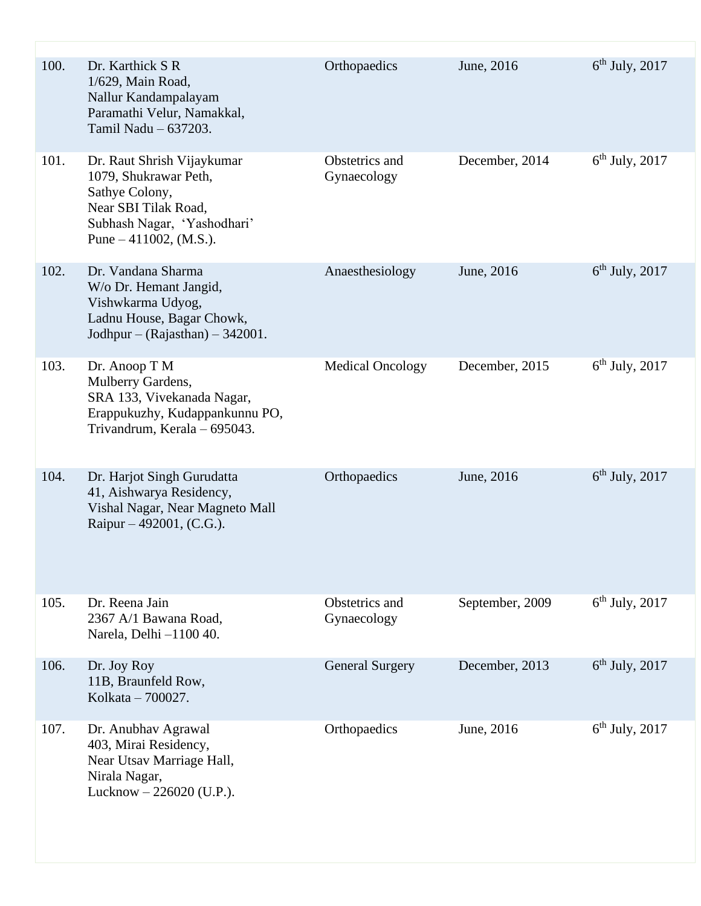| | | | | |
|---|---|---|---|---|
| 100. | Dr. Karthick S R<br>1/629, Main Road,<br>Nallur Kandampalayam<br>Paramathi Velur, Namakkal,<br>Tamil Nadu – 637203. | Orthopaedics | June, 2016 | 6th July, 2017 |
| 101. | Dr. Raut Shrish Vijaykumar<br>1079, Shukrawar Peth,<br>Sathye Colony,<br>Near SBI Tilak Road,<br>Subhash Nagar, 'Yashodhari'<br>Pune – 411002, (M.S.). | Obstetrics and Gynaecology | December, 2014 | 6th July, 2017 |
| 102. | Dr. Vandana Sharma<br>W/o Dr. Hemant Jangid,<br>Vishwkarma Udyog,<br>Ladnu House, Bagar Chowk,<br>Jodhpur – (Rajasthan) – 342001. | Anaesthesiology | June, 2016 | 6th July, 2017 |
| 103. | Dr. Anoop T M<br>Mulberry Gardens,<br>SRA 133, Vivekanada Nagar,<br>Erappukuzhy, Kudappankunnu PO,<br>Trivandrum, Kerala – 695043. | Medical Oncology | December, 2015 | 6th July, 2017 |
| 104. | Dr. Harjot Singh Gurudatta<br>41, Aishwarya Residency,<br>Vishal Nagar, Near Magneto Mall<br>Raipur – 492001, (C.G.). | Orthopaedics | June, 2016 | 6th July, 2017 |
| 105. | Dr. Reena Jain<br>2367 A/1 Bawana Road,<br>Narela, Delhi –1100 40. | Obstetrics and Gynaecology | September, 2009 | 6th July, 2017 |
| 106. | Dr. Joy Roy<br>11B, Braunfeld Row,<br>Kolkata – 700027. | General Surgery | December, 2013 | 6th July, 2017 |
| 107. | Dr. Anubhav Agrawal<br>403, Mirai Residency,<br>Near Utsav Marriage Hall,<br>Nirala Nagar,<br>Lucknow – 226020 (U.P.). | Orthopaedics | June, 2016 | 6th July, 2017 |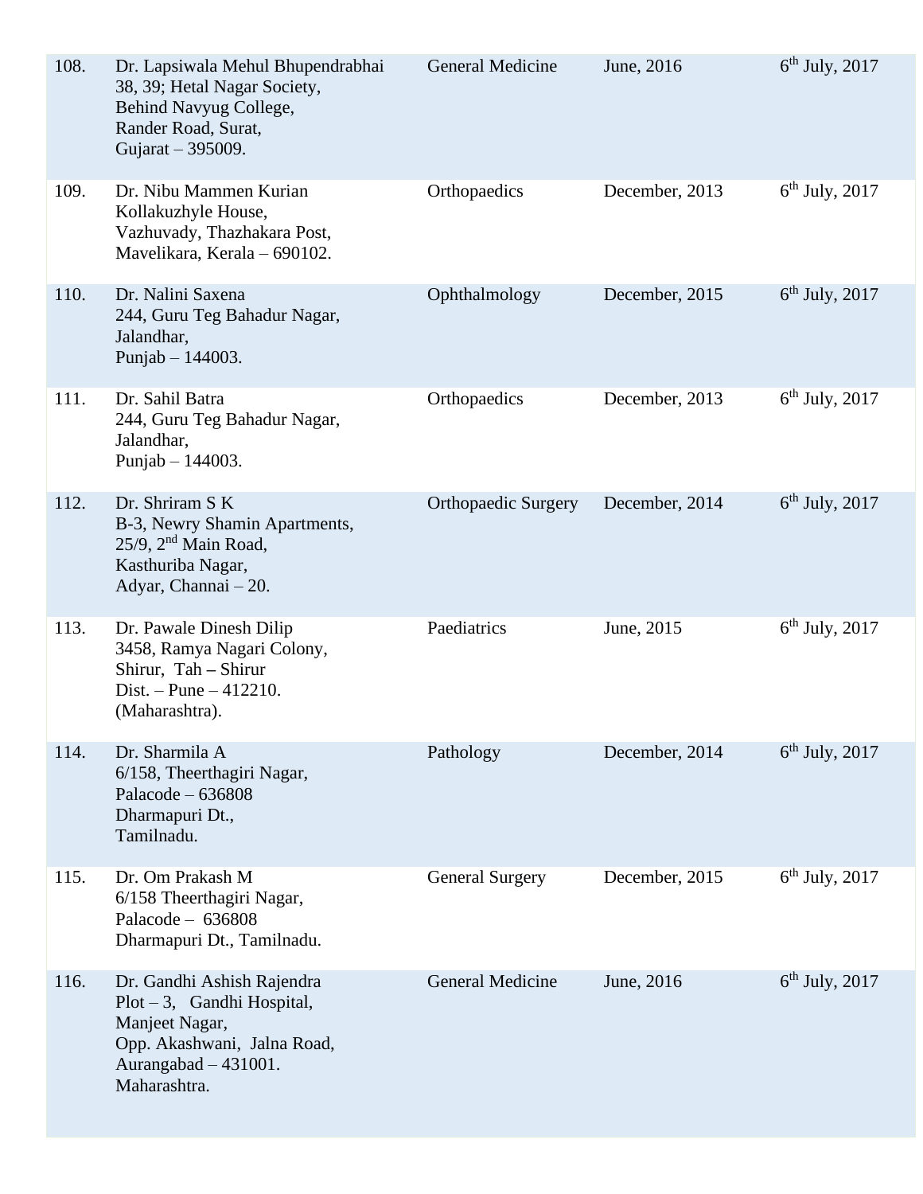| | | | | |
|---|---|---|---|---|
| 108. | Dr. Lapsiwala Mehul Bhupendrabhai<br>38, 39; Hetal Nagar Society,<br>Behind Navyug College,<br>Rander Road, Surat,<br>Gujarat – 395009. | General Medicine | June, 2016 | 6th July, 2017 |
| 109. | Dr. Nibu Mammen Kurian<br>Kollakuzhyle House,<br>Vazhuvady, Thazhakara Post,<br>Mavelikara, Kerala – 690102. | Orthopaedics | December, 2013 | 6th July, 2017 |
| 110. | Dr. Nalini Saxena<br>244, Guru Teg Bahadur Nagar,<br>Jalandhar,<br>Punjab – 144003. | Ophthalmology | December, 2015 | 6th July, 2017 |
| 111. | Dr. Sahil Batra<br>244, Guru Teg Bahadur Nagar,<br>Jalandhar,<br>Punjab – 144003. | Orthopaedics | December, 2013 | 6th July, 2017 |
| 112. | Dr. Shriram S K<br>B-3, Newry Shamin Apartments,<br>25/9, 2nd Main Road,<br>Kasthuriba Nagar,<br>Adyar, Channai – 20. | Orthopaedic Surgery | December, 2014 | 6th July, 2017 |
| 113. | Dr. Pawale Dinesh Dilip<br>3458, Ramya Nagari Colony,<br>Shirur, Tah – Shirur<br>Dist. – Pune – 412210.<br>(Maharashtra). | Paediatrics | June, 2015 | 6th July, 2017 |
| 114. | Dr. Sharmila A<br>6/158, Theerthagiri Nagar,<br>Palacode – 636808<br>Dharmapuri Dt.,<br>Tamilnadu. | Pathology | December, 2014 | 6th July, 2017 |
| 115. | Dr. Om Prakash M<br>6/158 Theerthagiri Nagar,<br>Palacode – 636808<br>Dharmapuri Dt., Tamilnadu. | General Surgery | December, 2015 | 6th July, 2017 |
| 116. | Dr. Gandhi Ashish Rajendra<br>Plot – 3, Gandhi Hospital,<br>Manjeet Nagar,<br>Opp. Akashwani, Jalna Road,<br>Aurangabad – 431001.<br>Maharashtra. | General Medicine | June, 2016 | 6th July, 2017 |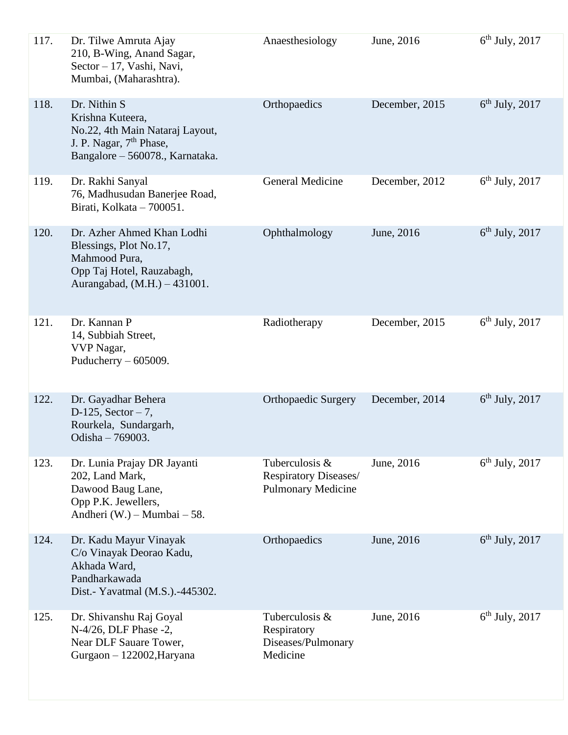| | | | | |
|---|---|---|---|---|
| 117. | Dr. Tilwe Amruta Ajay<br>210, B-Wing, Anand Sagar,<br>Sector – 17, Vashi, Navi,<br>Mumbai, (Maharashtra). | Anaesthesiology | June, 2016 | 6th July, 2017 |
| 118. | Dr. Nithin S<br>Krishna Kuteera,<br>No.22, 4th Main Nataraj Layout,<br>J. P. Nagar, 7th Phase,<br>Bangalore – 560078., Karnataka. | Orthopaedics | December, 2015 | 6th July, 2017 |
| 119. | Dr. Rakhi Sanyal<br>76, Madhusudan Banerjee Road,<br>Birati, Kolkata – 700051. | General Medicine | December, 2012 | 6th July, 2017 |
| 120. | Dr. Azher Ahmed Khan Lodhi<br>Blessings, Plot No.17,<br>Mahmood Pura,<br>Opp Taj Hotel, Rauzabagh,<br>Aurangabad, (M.H.) – 431001. | Ophthalmology | June, 2016 | 6th July, 2017 |
| 121. | Dr. Kannan P<br>14, Subbiah Street,<br>VVP Nagar,<br>Puducherry – 605009. | Radiotherapy | December, 2015 | 6th July, 2017 |
| 122. | Dr. Gayadhar Behera<br>D-125, Sector – 7,<br>Rourkela, Sundargarh,<br>Odisha – 769003. | Orthopaedic Surgery | December, 2014 | 6th July, 2017 |
| 123. | Dr. Lunia Prajay DR Jayanti<br>202, Land Mark,<br>Dawood Baug Lane,<br>Opp P.K. Jewellers,<br>Andheri (W.) – Mumbai – 58. | Tuberculosis & Respiratory Diseases/ Pulmonary Medicine | June, 2016 | 6th July, 2017 |
| 124. | Dr. Kadu Mayur Vinayak<br>C/o Vinayak Deorao Kadu,<br>Akhada Ward,<br>Pandharkawada<br>Dist.- Yavatmal (M.S.).-445302. | Orthopaedics | June, 2016 | 6th July, 2017 |
| 125. | Dr. Shivanshu Raj Goyal<br>N-4/26, DLF Phase -2,<br>Near DLF Sauare Tower,<br>Gurgaon – 122002,Haryana | Tuberculosis & Respiratory Diseases/Pulmonary Medicine | June, 2016 | 6th July, 2017 |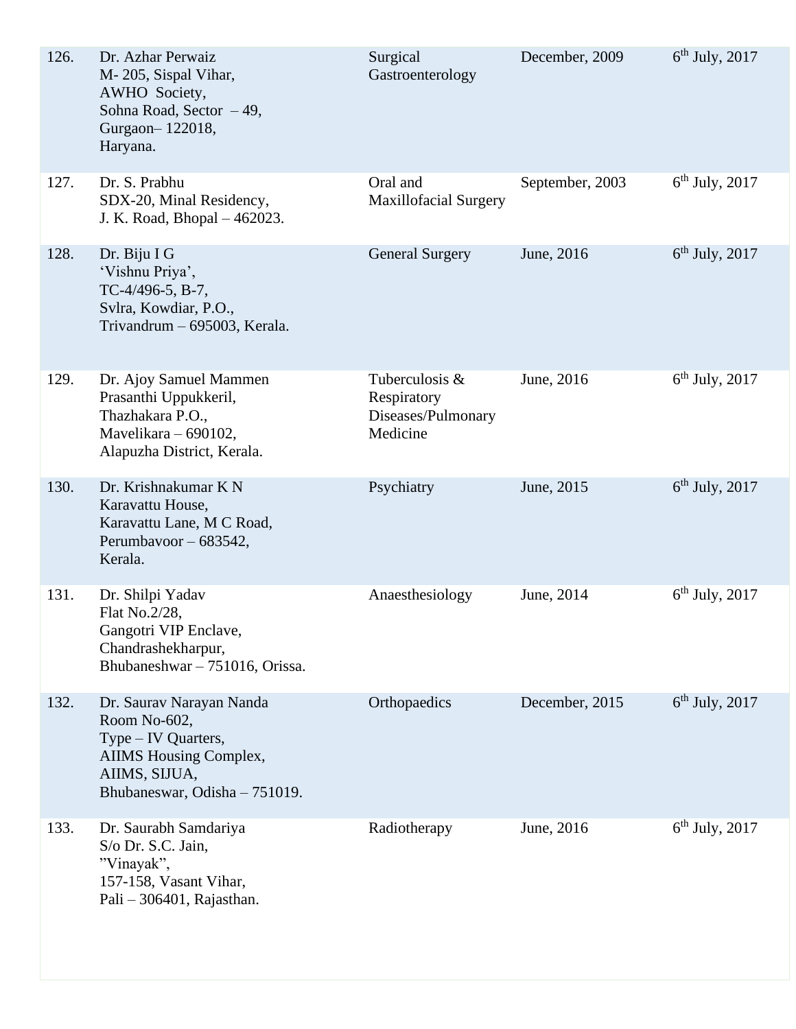| | | | | |
|---|---|---|---|---|
| 126. | Dr. Azhar Perwaiz<br>M- 205, Sispal Vihar,<br>AWHO Society,<br>Sohna Road, Sector – 49,<br>Gurgaon– 122018,<br>Haryana. | Surgical Gastroenterology | December, 2009 | 6th July, 2017 |
| 127. | Dr. S. Prabhu<br>SDX-20, Minal Residency,<br>J. K. Road, Bhopal – 462023. | Oral and Maxillofacial Surgery | September, 2003 | 6th July, 2017 |
| 128. | Dr. Biju I G<br>'Vishnu Priya',<br>TC-4/496-5, B-7,<br>Svlra, Kowdiar, P.O.,<br>Trivandrum – 695003, Kerala. | General Surgery | June, 2016 | 6th July, 2017 |
| 129. | Dr. Ajoy Samuel Mammen<br>Prasanthi Uppukkeril,<br>Thazhakara P.O.,<br>Mavelikara – 690102,<br>Alapuzha District, Kerala. | Tuberculosis & Respiratory Diseases/Pulmonary Medicine | June, 2016 | 6th July, 2017 |
| 130. | Dr. Krishnakumar K N<br>Karavattu House,<br>Karavattu Lane, M C Road,<br>Perumbavoor – 683542,<br>Kerala. | Psychiatry | June, 2015 | 6th July, 2017 |
| 131. | Dr. Shilpi Yadav<br>Flat No.2/28,<br>Gangotri VIP Enclave,<br>Chandrashekharpur,<br>Bhubaneshwar – 751016, Orissa. | Anaesthesiology | June, 2014 | 6th July, 2017 |
| 132. | Dr. Saurav Narayan Nanda<br>Room No-602,<br>Type – IV Quarters,<br>AIIMS Housing Complex,<br>AIIMS, SIJUA,<br>Bhubaneswar, Odisha – 751019. | Orthopaedics | December, 2015 | 6th July, 2017 |
| 133. | Dr. Saurabh Samdariya<br>S/o Dr. S.C. Jain,<br>"Vinayak",<br>157-158, Vasant Vihar,<br>Pali – 306401, Rajasthan. | Radiotherapy | June, 2016 | 6th July, 2017 |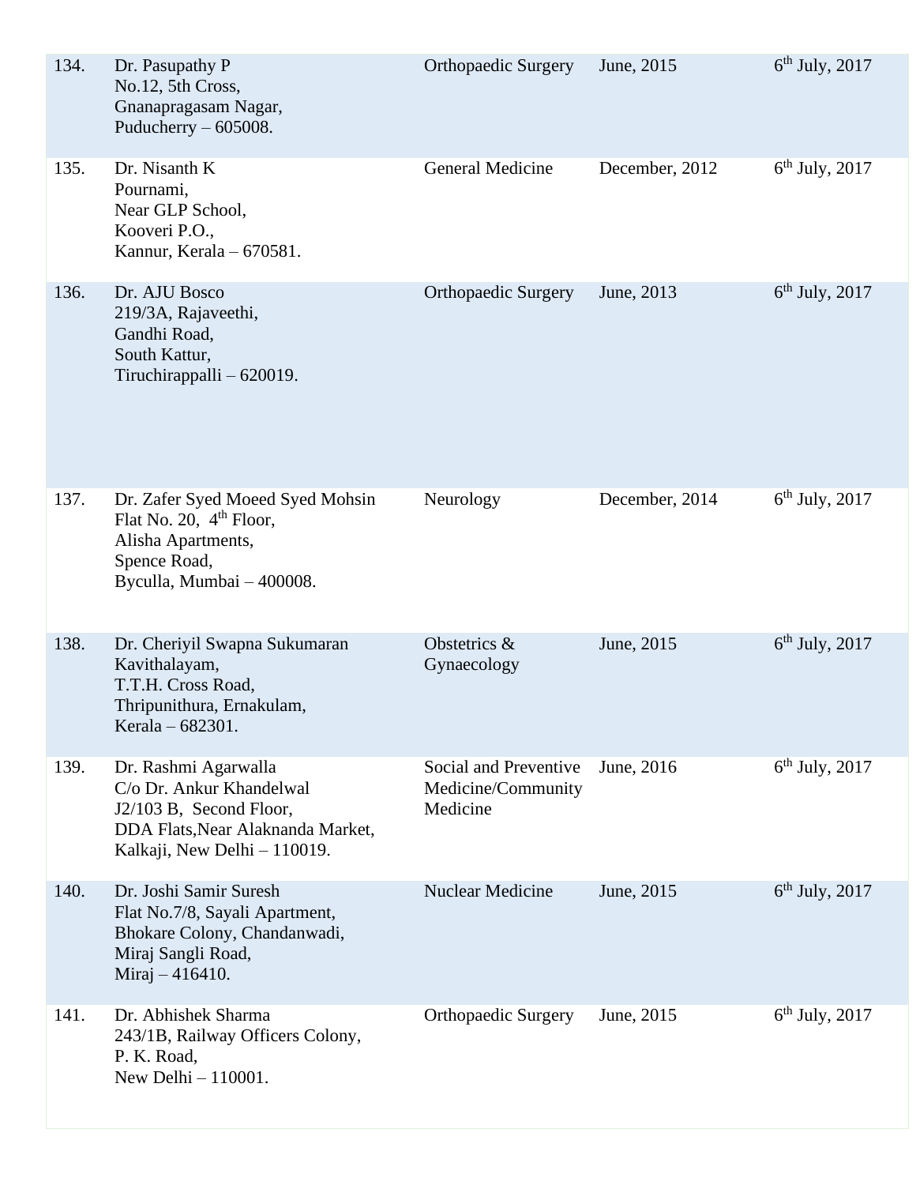| 134. | Dr. Pasupathy P<br>No.12, 5th Cross,<br>Gnanapragasam Nagar,<br>Puducherry – 605008. | Orthopaedic Surgery | June, 2015 | 6th July, 2017 |
|---|---|---|---|---|
| 135. | Dr. Nisanth K<br>Pournami,<br>Near GLP School,<br>Kooveri P.O.,<br>Kannur, Kerala – 670581. | General Medicine | December, 2012 | 6th July, 2017 |
| 136. | Dr. AJU Bosco<br>219/3A, Rajaveethi,<br>Gandhi Road,<br>South Kattur,<br>Tiruchirappalli – 620019. | Orthopaedic Surgery | June, 2013 | 6th July, 2017 |
| 137. | Dr. Zafer Syed Moeed Syed Mohsin<br>Flat No. 20, 4th Floor,<br>Alisha Apartments,<br>Spence Road,<br>Byculla, Mumbai – 400008. | Neurology | December, 2014 | 6th July, 2017 |
| 138. | Dr. Cheriyil Swapna Sukumaran<br>Kavithalayam,<br>T.T.H. Cross Road,<br>Thripunithura, Ernakulam,<br>Kerala – 682301. | Obstetrics & Gynaecology | June, 2015 | 6th July, 2017 |
| 139. | Dr. Rashmi Agarwalla<br>C/o Dr. Ankur Khandelwal<br>J2/103 B, Second Floor,<br>DDA Flats,Near Alaknanda Market,<br>Kalkaji, New Delhi – 110019. | Social and Preventive Medicine/Community Medicine | June, 2016 | 6th July, 2017 |
| 140. | Dr. Joshi Samir Suresh<br>Flat No.7/8, Sayali Apartment,<br>Bhokare Colony, Chandanwadi,<br>Miraj Sangli Road,<br>Miraj – 416410. | Nuclear Medicine | June, 2015 | 6th July, 2017 |
| 141. | Dr. Abhishek Sharma<br>243/1B, Railway Officers Colony,<br>P. K. Road,<br>New Delhi – 110001. | Orthopaedic Surgery | June, 2015 | 6th July, 2017 |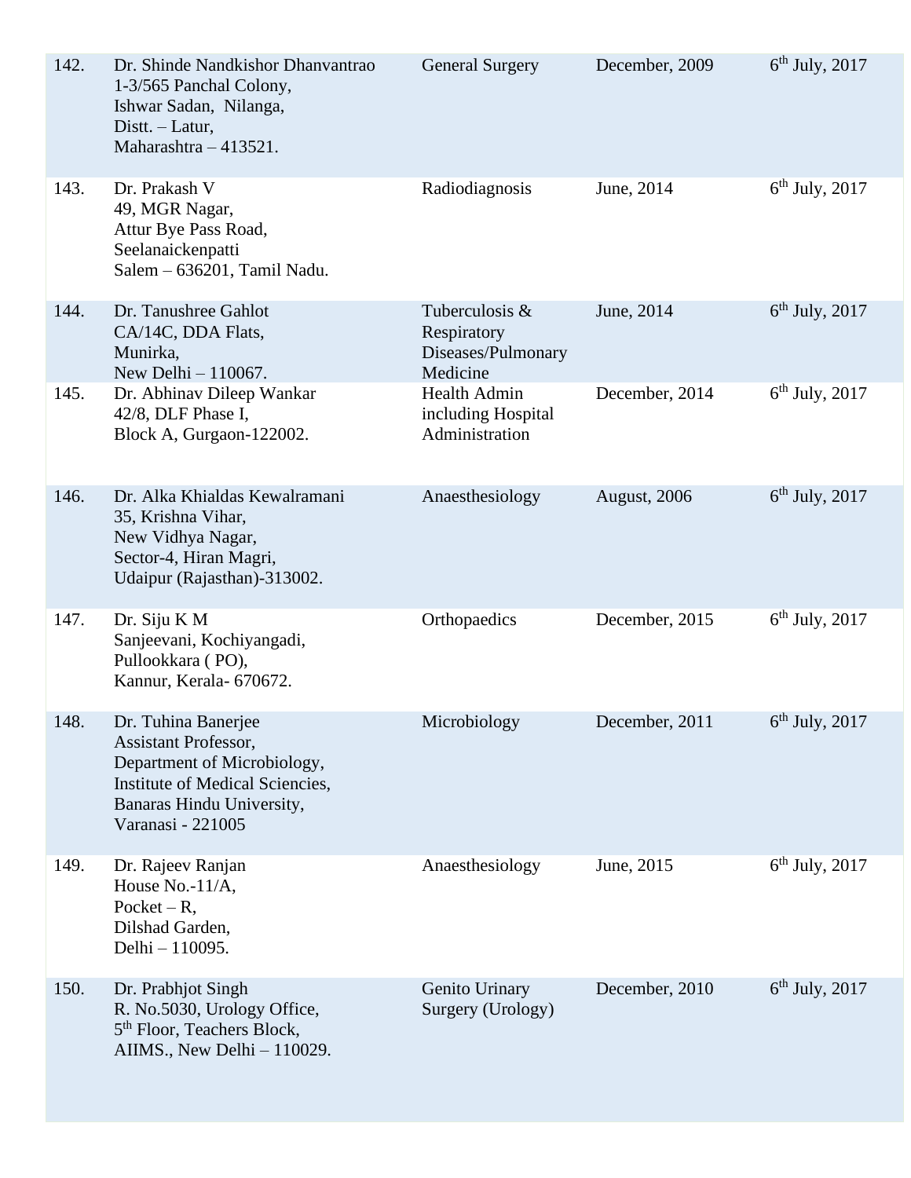| | | | | |
|---|---|---|---|---|
| 142. | Dr. Shinde Nandkishor Dhanvantrao<br>1-3/565 Panchal Colony,<br>Ishwar Sadan, Nilanga,<br>Distt. – Latur,<br>Maharashtra – 413521. | General Surgery | December, 2009 | 6th July, 2017 |
| 143. | Dr. Prakash V<br>49, MGR Nagar,<br>Attur Bye Pass Road,<br>Seelanaickenpatti<br>Salem – 636201, Tamil Nadu. | Radiodiagnosis | June, 2014 | 6th July, 2017 |
| 144. | Dr. Tanushree Gahlot<br>CA/14C, DDA Flats,<br>Munirka,<br>New Delhi – 110067. | Tuberculosis & Respiratory Diseases/Pulmonary Medicine | June, 2014 | 6th July, 2017 |
| 145. | Dr. Abhinav Dileep Wankar<br>42/8, DLF Phase I,<br>Block A, Gurgaon-122002. | Health Admin including Hospital Administration | December, 2014 | 6th July, 2017 |
| 146. | Dr. Alka Khialdas Kewalramani<br>35, Krishna Vihar,<br>New Vidhya Nagar,<br>Sector-4, Hiran Magri,<br>Udaipur (Rajasthan)-313002. | Anaesthesiology | August, 2006 | 6th July, 2017 |
| 147. | Dr. Siju K M<br>Sanjeevani, Kochiyangadi,<br>Pullookkara ( PO),<br>Kannur, Kerala- 670672. | Orthopaedics | December, 2015 | 6th July, 2017 |
| 148. | Dr. Tuhina Banerjee<br>Assistant Professor,<br>Department of Microbiology,<br>Institute of Medical Sciencies,<br>Banaras Hindu University,<br>Varanasi - 221005 | Microbiology | December, 2011 | 6th July, 2017 |
| 149. | Dr. Rajeev Ranjan<br>House No.-11/A,<br>Pocket – R,<br>Dilshad Garden,<br>Delhi – 110095. | Anaesthesiology | June, 2015 | 6th July, 2017 |
| 150. | Dr. Prabhjot Singh<br>R. No.5030, Urology Office,<br>5th Floor, Teachers Block,<br>AIIMS., New Delhi – 110029. | Genito Urinary Surgery (Urology) | December, 2010 | 6th July, 2017 |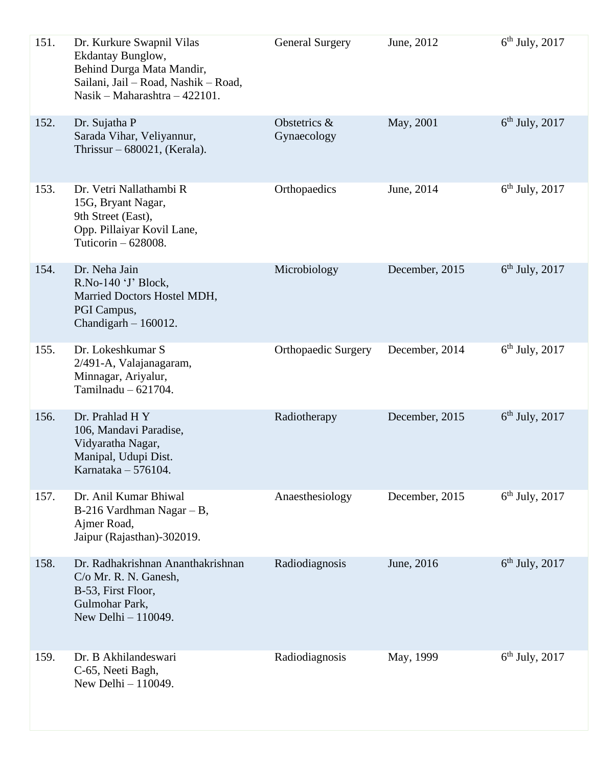| | | | | |
|---|---|---|---|---|
| 151. | Dr. Kurkure Swapnil Vilas<br>Ekdantay Bunglow,<br>Behind Durga Mata Mandir,<br>Sailani, Jail – Road, Nashik – Road,<br>Nasik – Maharashtra – 422101. | General Surgery | June, 2012 | 6th July, 2017 |
| 152. | Dr. Sujatha P<br>Sarada Vihar, Veliyannur,<br>Thrissur – 680021, (Kerala). | Obstetrics & Gynaecology | May, 2001 | 6th July, 2017 |
| 153. | Dr. Vetri Nallathambi R<br>15G, Bryant Nagar,<br>9th Street (East),<br>Opp. Pillaiyar Kovil Lane,<br>Tuticorin – 628008. | Orthopaedics | June, 2014 | 6th July, 2017 |
| 154. | Dr. Neha Jain<br>R.No-140 'J' Block,<br>Married Doctors Hostel MDH,<br>PGI Campus,<br>Chandigarh – 160012. | Microbiology | December, 2015 | 6th July, 2017 |
| 155. | Dr. Lokeshkumar S<br>2/491-A, Valajanagaram,<br>Minnagar, Ariyalur,<br>Tamilnadu – 621704. | Orthopaedic Surgery | December, 2014 | 6th July, 2017 |
| 156. | Dr. Prahlad H Y<br>106, Mandavi Paradise,<br>Vidyaratha Nagar,<br>Manipal, Udupi Dist.<br>Karnataka – 576104. | Radiotherapy | December, 2015 | 6th July, 2017 |
| 157. | Dr. Anil Kumar Bhiwal<br>B-216 Vardhman Nagar – B,<br>Ajmer Road,<br>Jaipur (Rajasthan)-302019. | Anaesthesiology | December, 2015 | 6th July, 2017 |
| 158. | Dr. Radhakrishnan Ananthakrishnan<br>C/o Mr. R. N. Ganesh,<br>B-53, First Floor,<br>Gulmohar Park,<br>New Delhi – 110049. | Radiodiagnosis | June, 2016 | 6th July, 2017 |
| 159. | Dr. B Akhilandeswari<br>C-65, Neeti Bagh,<br>New Delhi – 110049. | Radiodiagnosis | May, 1999 | 6th July, 2017 |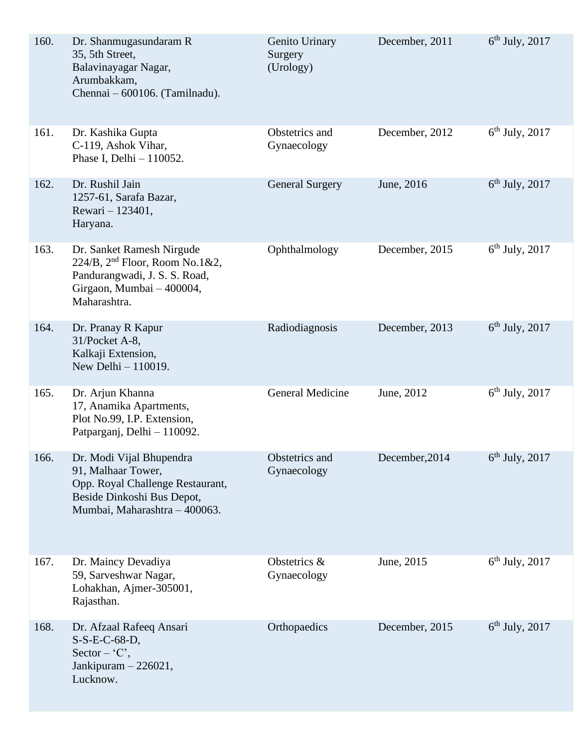| | | | | |
|---|---|---|---|---|
| 160. | Dr. Shanmugasundaram R<br>35, 5th Street,<br>Balavinayagar Nagar,<br>Arumbakkam,<br>Chennai – 600106. (Tamilnadu). | Genito Urinary Surgery (Urology) | December, 2011 | 6th July, 2017 |
| 161. | Dr. Kashika Gupta<br>C-119, Ashok Vihar,<br>Phase I, Delhi – 110052. | Obstetrics and Gynaecology | December, 2012 | 6th July, 2017 |
| 162. | Dr. Rushil Jain<br>1257-61, Sarafa Bazar,<br>Rewari – 123401,<br>Haryana. | General Surgery | June, 2016 | 6th July, 2017 |
| 163. | Dr. Sanket Ramesh Nirgude<br>224/B, 2nd Floor, Room No.1&2,<br>Pandurangwadi, J. S. S. Road,<br>Girgaon, Mumbai – 400004,<br>Maharashtra. | Ophthalmology | December, 2015 | 6th July, 2017 |
| 164. | Dr. Pranay R Kapur<br>31/Pocket A-8,<br>Kalkaji Extension,<br>New Delhi – 110019. | Radiodiagnosis | December, 2013 | 6th July, 2017 |
| 165. | Dr. Arjun Khanna<br>17, Anamika Apartments,<br>Plot No.99, I.P. Extension,<br>Patparganj, Delhi – 110092. | General Medicine | June, 2012 | 6th July, 2017 |
| 166. | Dr. Modi Vijal Bhupendra<br>91, Malhaar Tower,<br>Opp. Royal Challenge Restaurant,<br>Beside Dinkoshi Bus Depot,<br>Mumbai, Maharashtra – 400063. | Obstetrics and Gynaecology | December,2014 | 6th July, 2017 |
| 167. | Dr. Maincy Devadiya<br>59, Sarveshwar Nagar,<br>Lohakhan, Ajmer-305001,<br>Rajasthan. | Obstetrics & Gynaecology | June, 2015 | 6th July, 2017 |
| 168. | Dr. Afzaal Rafeeq Ansari<br>S-S-E-C-68-D,<br>Sector – 'C',<br>Jankipuram – 226021,<br>Lucknow. | Orthopaedics | December, 2015 | 6th July, 2017 |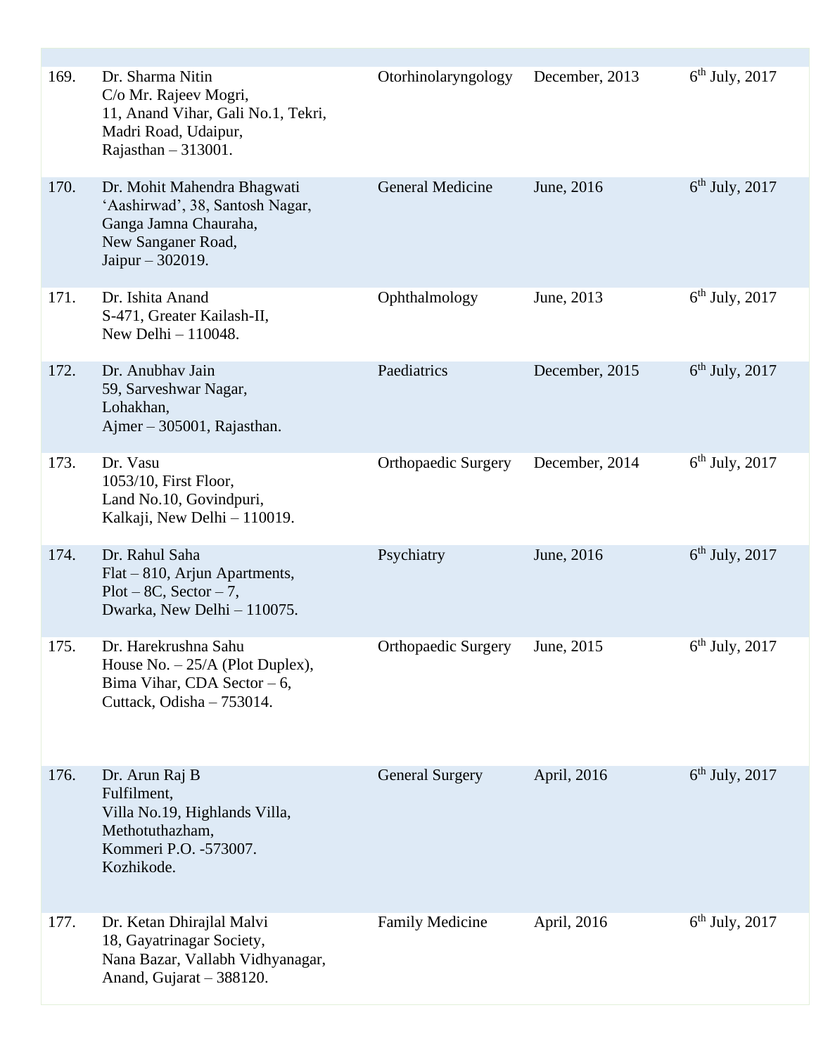| | | | | |
|---|---|---|---|---|
| 169. | Dr. Sharma Nitin<br>C/o Mr. Rajeev Mogri,<br>11, Anand Vihar, Gali No.1, Tekri,<br>Madri Road, Udaipur,<br>Rajasthan – 313001. | Otorhinolaryngology | December, 2013 | 6th July, 2017 |
| 170. | Dr. Mohit Mahendra Bhagwati<br>'Aashirwad', 38, Santosh Nagar,<br>Ganga Jamna Chauraha,<br>New Sanganer Road,<br>Jaipur – 302019. | General Medicine | June, 2016 | 6th July, 2017 |
| 171. | Dr. Ishita Anand<br>S-471, Greater Kailash-II,<br>New Delhi – 110048. | Ophthalmology | June, 2013 | 6th July, 2017 |
| 172. | Dr. Anubhav Jain<br>59, Sarveshwar Nagar,<br>Lohakhan,<br>Ajmer – 305001, Rajasthan. | Paediatrics | December, 2015 | 6th July, 2017 |
| 173. | Dr. Vasu<br>1053/10, First Floor,<br>Land No.10, Govindpuri,<br>Kalkaji, New Delhi – 110019. | Orthopaedic Surgery | December, 2014 | 6th July, 2017 |
| 174. | Dr. Rahul Saha<br>Flat – 810, Arjun Apartments,<br>Plot – 8C, Sector – 7,<br>Dwarka, New Delhi – 110075. | Psychiatry | June, 2016 | 6th July, 2017 |
| 175. | Dr. Harekrushna Sahu<br>House No. – 25/A (Plot Duplex),<br>Bima Vihar, CDA Sector – 6,<br>Cuttack, Odisha – 753014. | Orthopaedic Surgery | June, 2015 | 6th July, 2017 |
| 176. | Dr. Arun Raj B<br>Fulfilment,<br>Villa No.19, Highlands Villa,<br>Methotuthazham,<br>Kommeri P.O. -573007.<br>Kozhikode. | General Surgery | April, 2016 | 6th July, 2017 |
| 177. | Dr. Ketan Dhirajlal Malvi<br>18, Gayatrinagar Society,<br>Nana Bazar, Vallabh Vidhyanagar,<br>Anand, Gujarat – 388120. | Family Medicine | April, 2016 | 6th July, 2017 |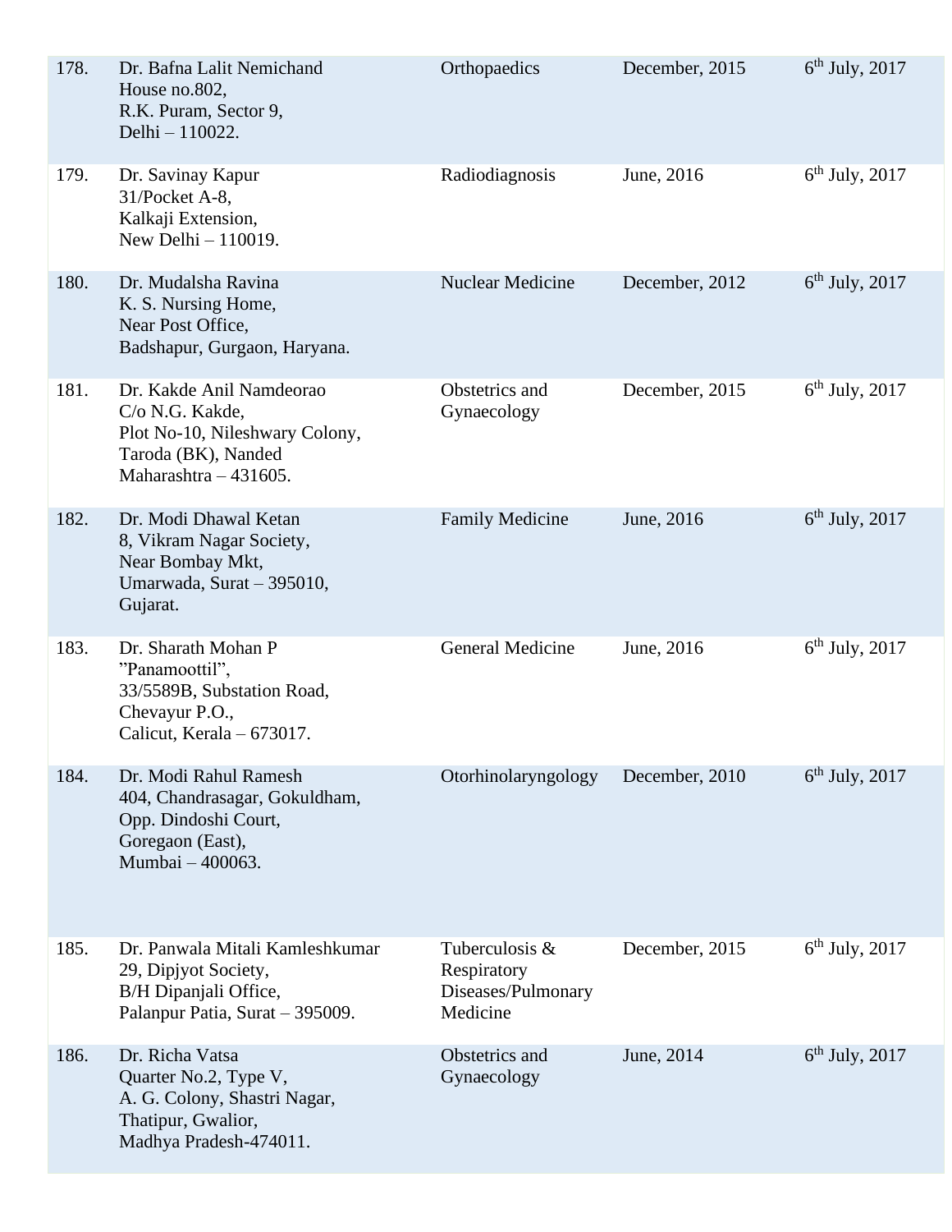| | | | | |
|---|---|---|---|---|
| 178. | Dr. Bafna Lalit Nemichand<br>House no.802,<br>R.K. Puram, Sector 9,<br>Delhi – 110022. | Orthopaedics | December, 2015 | 6th July, 2017 |
| 179. | Dr. Savinay Kapur<br>31/Pocket A-8,<br>Kalkaji Extension,<br>New Delhi – 110019. | Radiodiagnosis | June, 2016 | 6th July, 2017 |
| 180. | Dr. Mudalsha Ravina<br>K. S. Nursing Home,<br>Near Post Office,<br>Badshapur, Gurgaon, Haryana. | Nuclear Medicine | December, 2012 | 6th July, 2017 |
| 181. | Dr. Kakde Anil Namdeorao<br>C/o N.G. Kakde,<br>Plot No-10, Nileshwary Colony,<br>Taroda (BK), Nanded<br>Maharashtra – 431605. | Obstetrics and Gynaecology | December, 2015 | 6th July, 2017 |
| 182. | Dr. Modi Dhawal Ketan<br>8, Vikram Nagar Society,<br>Near Bombay Mkt,<br>Umarwada, Surat – 395010,<br>Gujarat. | Family Medicine | June, 2016 | 6th July, 2017 |
| 183. | Dr. Sharath Mohan P<br>"Panamoottil",<br>33/5589B, Substation Road,<br>Chevayur P.O.,<br>Calicut, Kerala – 673017. | General Medicine | June, 2016 | 6th July, 2017 |
| 184. | Dr. Modi Rahul Ramesh<br>404, Chandrasagar, Gokuldham,<br>Opp. Dindoshi Court,<br>Goregaon (East),<br>Mumbai – 400063. | Otorhinolaryngology | December, 2010 | 6th July, 2017 |
| 185. | Dr. Panwala Mitali Kamleshkumar<br>29, Dipjyot Society,<br>B/H Dipanjali Office,<br>Palanpur Patia, Surat – 395009. | Tuberculosis & Respiratory Diseases/Pulmonary Medicine | December, 2015 | 6th July, 2017 |
| 186. | Dr. Richa Vatsa<br>Quarter No.2, Type V,<br>A. G. Colony, Shastri Nagar,<br>Thatipur, Gwalior,<br>Madhya Pradesh-474011. | Obstetrics and Gynaecology | June, 2014 | 6th July, 2017 |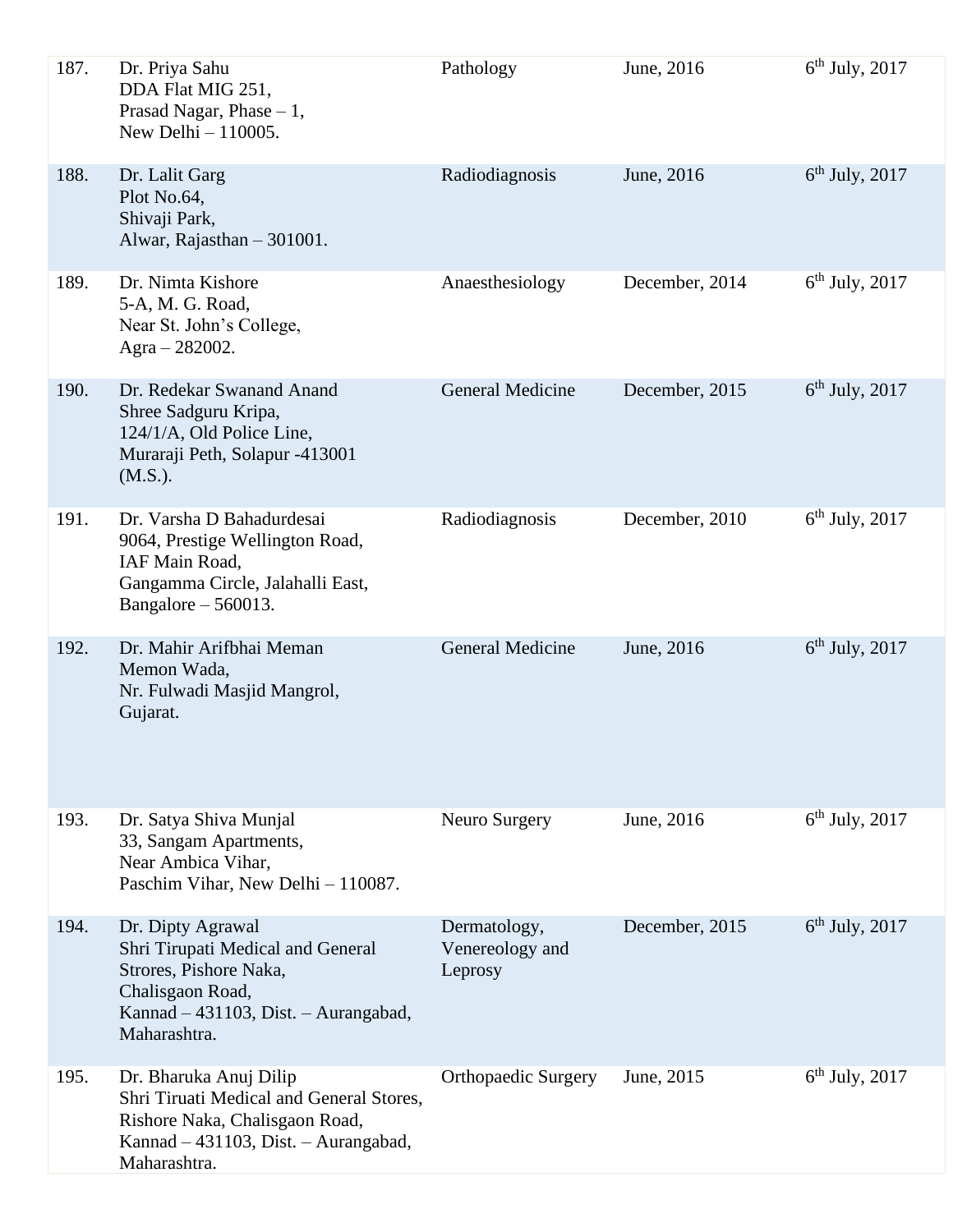| | | | | |
|---|---|---|---|---|
| 187. | Dr. Priya Sahu<br>DDA Flat MIG 251,<br>Prasad Nagar, Phase – 1,<br>New Delhi – 110005. | Pathology | June, 2016 | 6th July, 2017 |
| 188. | Dr. Lalit Garg<br>Plot No.64,<br>Shivaji Park,<br>Alwar, Rajasthan – 301001. | Radiodiagnosis | June, 2016 | 6th July, 2017 |
| 189. | Dr. Nimta Kishore<br>5-A, M. G. Road,<br>Near St. John's College,<br>Agra – 282002. | Anaesthesiology | December, 2014 | 6th July, 2017 |
| 190. | Dr. Redekar Swanand Anand<br>Shree Sadguru Kripa,<br>124/1/A, Old Police Line,<br>Muraraji Peth, Solapur -413001<br>(M.S.). | General Medicine | December, 2015 | 6th July, 2017 |
| 191. | Dr. Varsha D Bahadurdesai<br>9064, Prestige Wellington Road,<br>IAF Main Road,<br>Gangamma Circle, Jalahalli East,<br>Bangalore – 560013. | Radiodiagnosis | December, 2010 | 6th July, 2017 |
| 192. | Dr. Mahir Arifbhai Meman<br>Memon Wada,<br>Nr. Fulwadi Masjid Mangrol,<br>Gujarat. | General Medicine | June, 2016 | 6th July, 2017 |
| 193. | Dr. Satya Shiva Munjal<br>33, Sangam Apartments,<br>Near Ambica Vihar,<br>Paschim Vihar, New Delhi – 110087. | Neuro Surgery | June, 2016 | 6th July, 2017 |
| 194. | Dr. Dipty Agrawal<br>Shri Tirupati Medical and General Strores, Pishore Naka,<br>Chalisgaon Road,<br>Kannad – 431103, Dist. – Aurangabad, Maharashtra. | Dermatology, Venereology and Leprosy | December, 2015 | 6th July, 2017 |
| 195. | Dr. Bharuka Anuj Dilip<br>Shri Tiruati Medical and General Stores,<br>Rishore Naka, Chalisgaon Road,<br>Kannad – 431103, Dist. – Aurangabad, Maharashtra. | Orthopaedic Surgery | June, 2015 | 6th July, 2017 |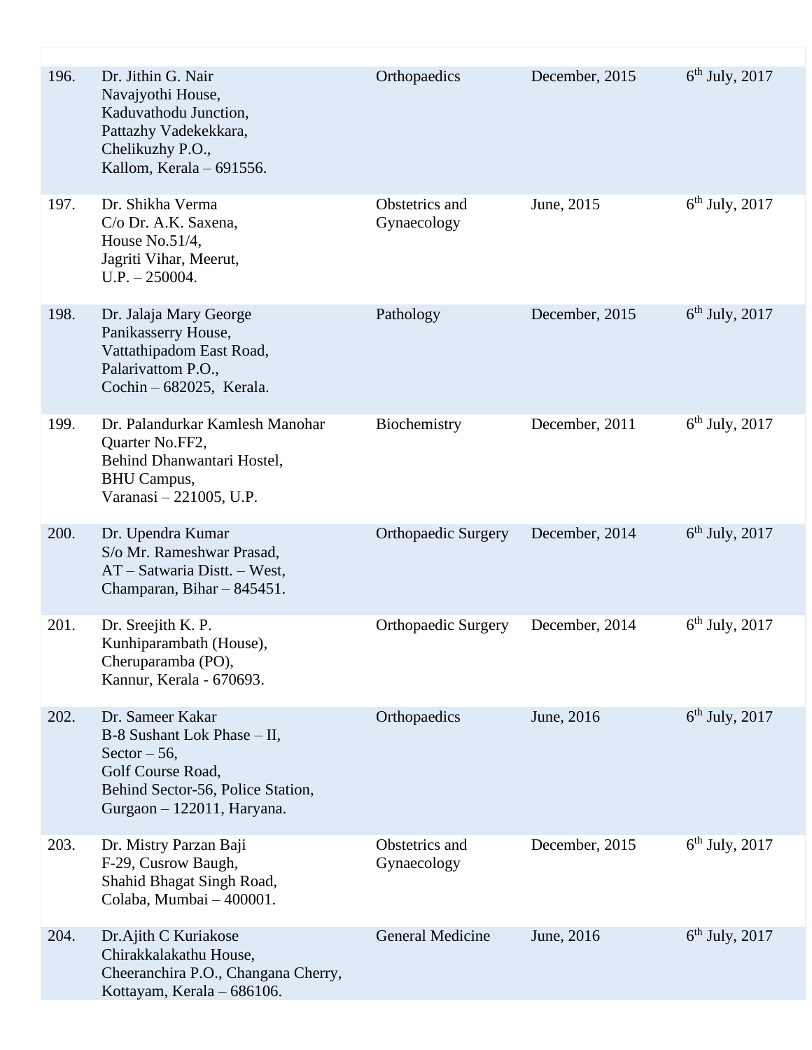| | | | | |
|---|---|---|---|---|
| 196. | Dr. Jithin G. Nair<br>Navajyothi House,<br>Kaduvathodu Junction,<br>Pattazhy Vadekekkara,<br>Chelikuzhy P.O.,<br>Kallom, Kerala – 691556. | Orthopaedics | December, 2015 | 6th July, 2017 |
| 197. | Dr. Shikha Verma<br>C/o Dr. A.K. Saxena,<br>House No.51/4,<br>Jagriti Vihar, Meerut,<br>U.P. – 250004. | Obstetrics and Gynaecology | June, 2015 | 6th July, 2017 |
| 198. | Dr. Jalaja Mary George<br>Panikasserry House,<br>Vattathipadom East Road,<br>Palarivattom P.O.,<br>Cochin – 682025, Kerala. | Pathology | December, 2015 | 6th July, 2017 |
| 199. | Dr. Palandurkar Kamlesh Manohar<br>Quarter No.FF2,<br>Behind Dhanwantari Hostel,<br>BHU Campus,<br>Varanasi – 221005, U.P. | Biochemistry | December, 2011 | 6th July, 2017 |
| 200. | Dr. Upendra Kumar<br>S/o Mr. Rameshwar Prasad,<br>AT – Satwaria Distt. – West,<br>Champaran, Bihar – 845451. | Orthopaedic Surgery | December, 2014 | 6th July, 2017 |
| 201. | Dr. Sreejith K. P.<br>Kunhiparambath (House),<br>Cheruparamba (PO),<br>Kannur, Kerala - 670693. | Orthopaedic Surgery | December, 2014 | 6th July, 2017 |
| 202. | Dr. Sameer Kakar<br>B-8 Sushant Lok Phase – II,<br>Sector – 56,<br>Golf Course Road,<br>Behind Sector-56, Police Station,<br>Gurgaon – 122011, Haryana. | Orthopaedics | June, 2016 | 6th July, 2017 |
| 203. | Dr. Mistry Parzan Baji<br>F-29, Cusrow Baugh,<br>Shahid Bhagat Singh Road,<br>Colaba, Mumbai – 400001. | Obstetrics and Gynaecology | December, 2015 | 6th July, 2017 |
| 204. | Dr.Ajith C Kuriakose<br>Chirakkalakathu House,<br>Cheeranchira P.O., Changana Cherry,<br>Kottayam, Kerala – 686106. | General Medicine | June, 2016 | 6th July, 2017 |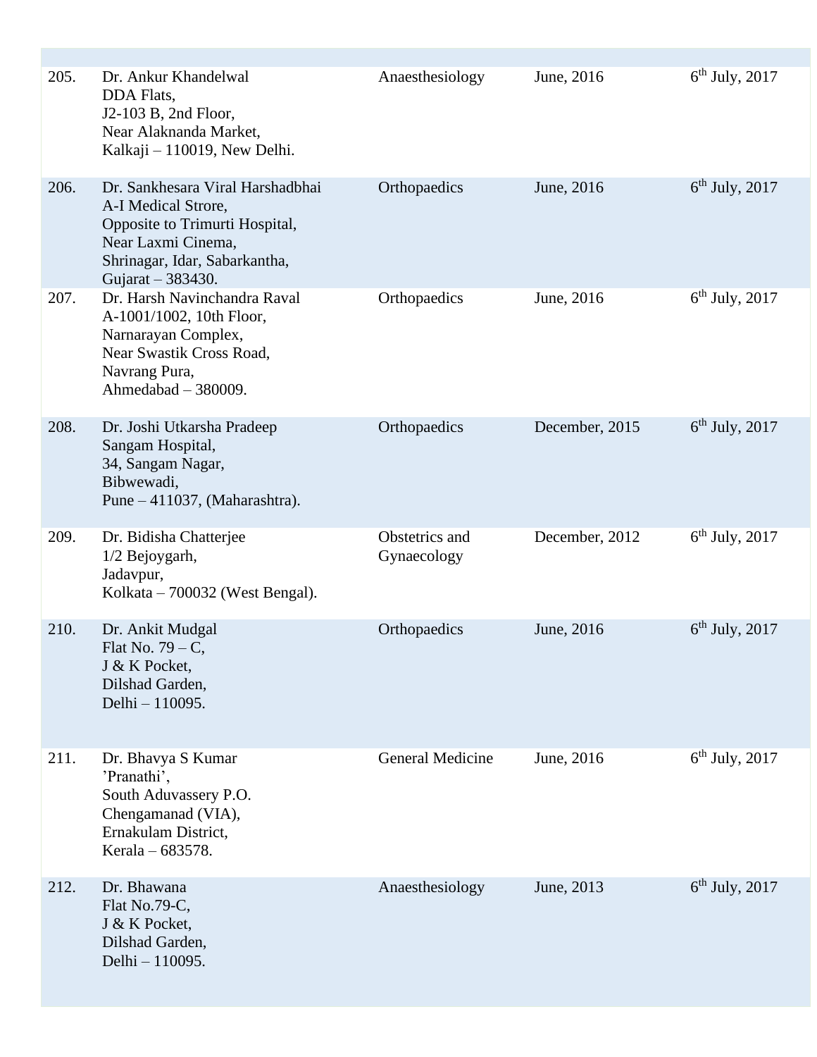| | | | | |
|---|---|---|---|---|
| 205. | Dr. Ankur Khandelwal<br>DDA Flats,<br>J2-103 B, 2nd Floor,<br>Near Alaknanda Market,<br>Kalkaji – 110019, New Delhi. | Anaesthesiology | June, 2016 | 6th July, 2017 |
| 206. | Dr. Sankhesara Viral Harshadbhai<br>A-I Medical Strore,<br>Opposite to Trimurti Hospital,<br>Near Laxmi Cinema,<br>Shrinagar, Idar, Sabarkantha,<br>Gujarat – 383430. | Orthopaedics | June, 2016 | 6th July, 2017 |
| 207. | Dr. Harsh Navinchandra Raval<br>A-1001/1002, 10th Floor,<br>Narnarayan Complex,<br>Near Swastik Cross Road,<br>Navrang Pura,<br>Ahmedabad – 380009. | Orthopaedics | June, 2016 | 6th July, 2017 |
| 208. | Dr. Joshi Utkarsha Pradeep<br>Sangam Hospital,<br>34, Sangam Nagar,<br>Bibwewadi,<br>Pune – 411037, (Maharashtra). | Orthopaedics | December, 2015 | 6th July, 2017 |
| 209. | Dr. Bidisha Chatterjee<br>1/2 Bejoygarh,<br>Jadavpur,<br>Kolkata – 700032 (West Bengal). | Obstetrics and Gynaecology | December, 2012 | 6th July, 2017 |
| 210. | Dr. Ankit Mudgal<br>Flat No. 79 – C,<br>J & K Pocket,<br>Dilshad Garden,<br>Delhi – 110095. | Orthopaedics | June, 2016 | 6th July, 2017 |
| 211. | Dr. Bhavya S Kumar<br>'Pranathi',<br>South Aduvassery P.O.<br>Chengamanad (VIA),<br>Ernakulam District,<br>Kerala – 683578. | General Medicine | June, 2016 | 6th July, 2017 |
| 212. | Dr. Bhawana<br>Flat No.79-C,<br>J & K Pocket,<br>Dilshad Garden,<br>Delhi – 110095. | Anaesthesiology | June, 2013 | 6th July, 2017 |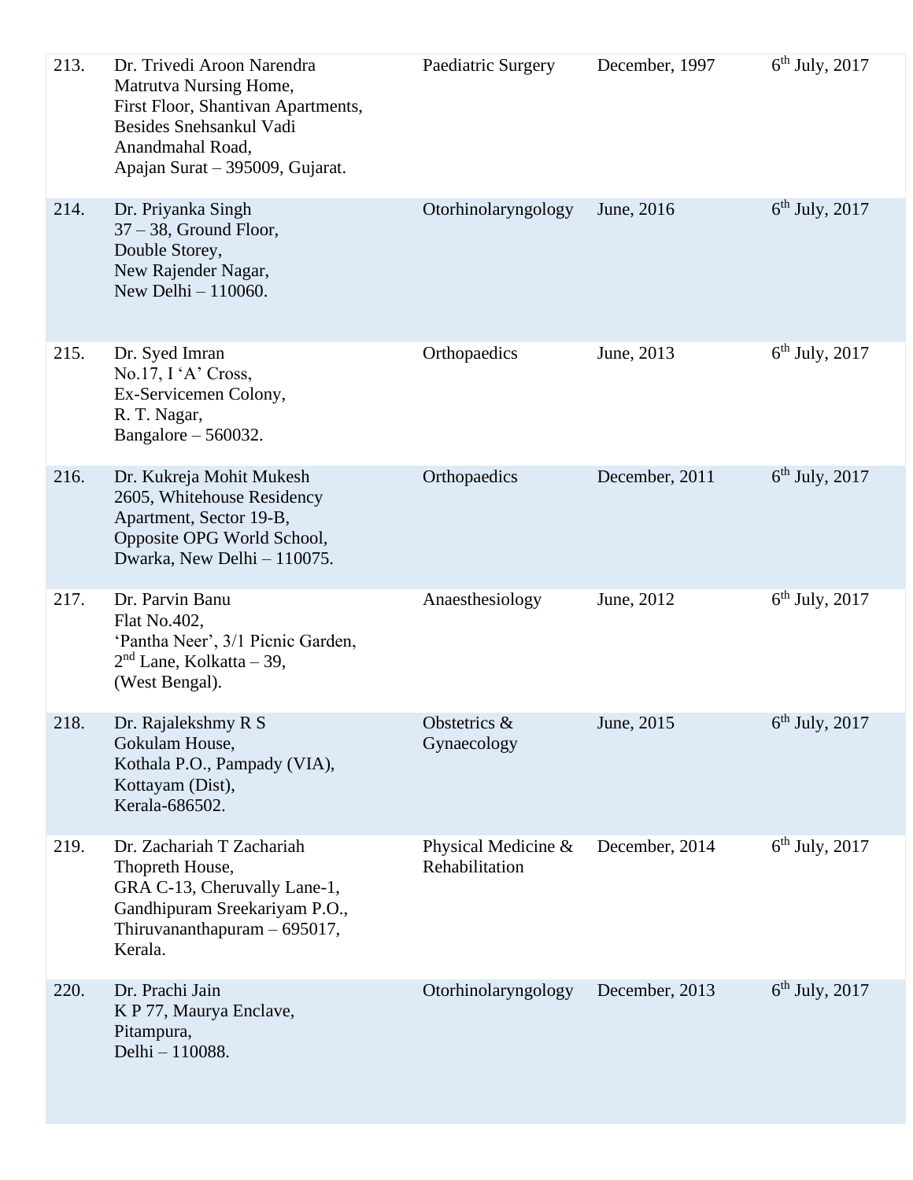| | | | | |
|---|---|---|---|---|
| 213. | Dr. Trivedi Aroon Narendra<br>Matrutva Nursing Home,<br>First Floor, Shantivan Apartments,<br>Besides Snehsankul Vadi<br>Anandmahal Road,<br>Apajan Surat – 395009, Gujarat. | Paediatric Surgery | December, 1997 | 6th July, 2017 |
| 214. | Dr. Priyanka Singh<br>37 – 38, Ground Floor,<br>Double Storey,<br>New Rajender Nagar,<br>New Delhi – 110060. | Otorhinolaryngology | June, 2016 | 6th July, 2017 |
| 215. | Dr. Syed Imran<br>No.17, I 'A' Cross,<br>Ex-Servicemen Colony,<br>R. T. Nagar,<br>Bangalore – 560032. | Orthopaedics | June, 2013 | 6th July, 2017 |
| 216. | Dr. Kukreja Mohit Mukesh<br>2605, Whitehouse Residency<br>Apartment, Sector 19-B,<br>Opposite OPG World School,<br>Dwarka, New Delhi – 110075. | Orthopaedics | December, 2011 | 6th July, 2017 |
| 217. | Dr. Parvin Banu<br>Flat No.402,<br>'Pantha Neer', 3/1 Picnic Garden,<br>2nd Lane, Kolkatta – 39,<br>(West Bengal). | Anaesthesiology | June, 2012 | 6th July, 2017 |
| 218. | Dr. Rajalekshmy R S<br>Gokulam House,<br>Kothala P.O., Pampady (VIA),<br>Kottayam (Dist),<br>Kerala-686502. | Obstetrics & Gynaecology | June, 2015 | 6th July, 2017 |
| 219. | Dr. Zachariah T Zachariah<br>Thopreth House,<br>GRA C-13, Cheruvally Lane-1,<br>Gandhipuram Sreekariyam P.O.,<br>Thiruvananthapuram – 695017,<br>Kerala. | Physical Medicine & Rehabilitation | December, 2014 | 6th July, 2017 |
| 220. | Dr. Prachi Jain<br>K P 77, Maurya Enclave,<br>Pitampura,<br>Delhi – 110088. | Otorhinolaryngology | December, 2013 | 6th July, 2017 |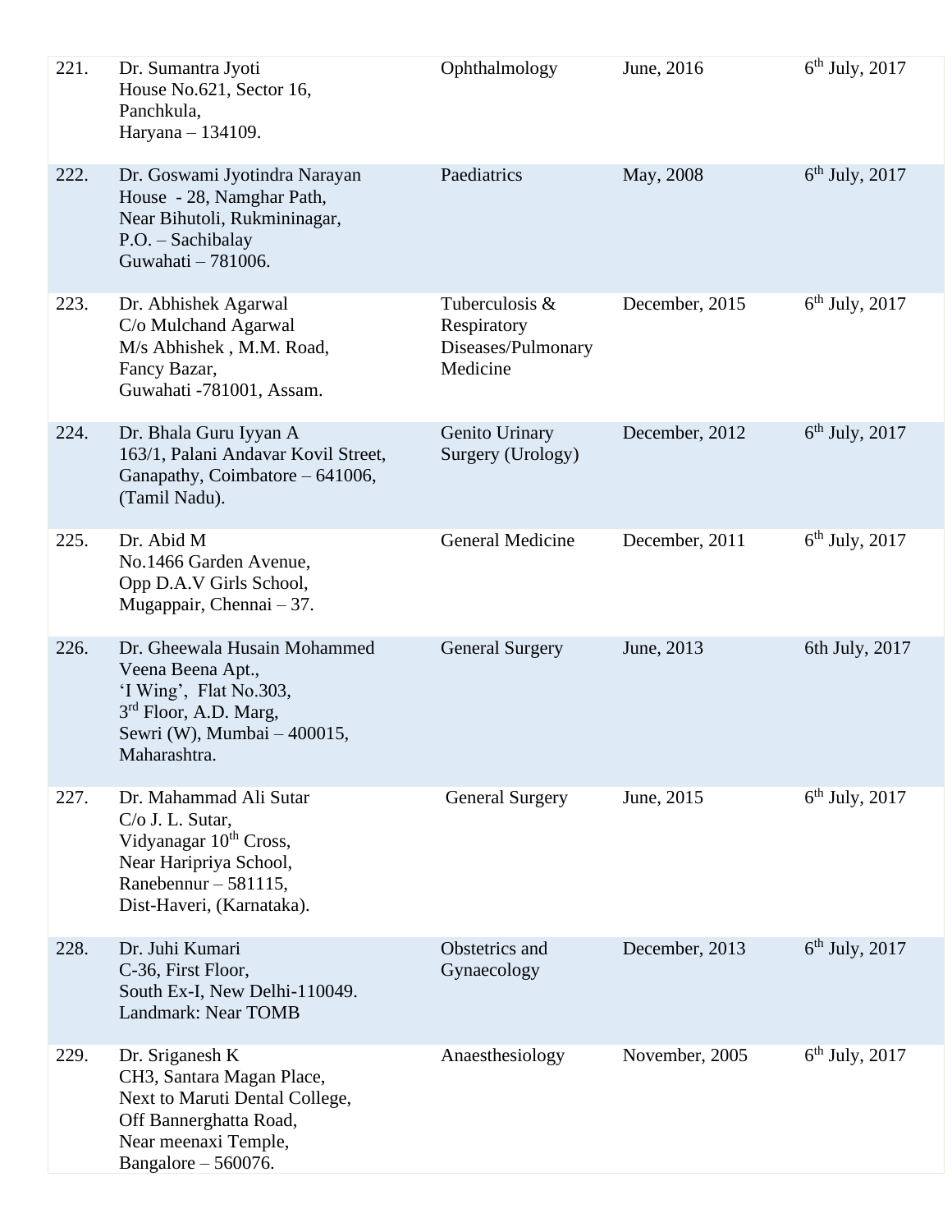| | | | | |
|---|---|---|---|---|
| 221. | Dr. Sumantra Jyoti<br>House No.621, Sector 16,<br>Panchkula,<br>Haryana – 134109. | Ophthalmology | June, 2016 | 6th July, 2017 |
| 222. | Dr. Goswami Jyotindra Narayan<br>House - 28, Namghar Path,<br>Near Bihutoli, Rukmininagar,<br>P.O. – Sachibalay<br>Guwahati – 781006. | Paediatrics | May, 2008 | 6th July, 2017 |
| 223. | Dr. Abhishek Agarwal<br>C/o Mulchand Agarwal<br>M/s Abhishek , M.M. Road,<br>Fancy Bazar,<br>Guwahati -781001, Assam. | Tuberculosis & Respiratory Diseases/Pulmonary Medicine | December, 2015 | 6th July, 2017 |
| 224. | Dr. Bhala Guru Iyyan A<br>163/1, Palani Andavar Kovil Street,<br>Ganapathy, Coimbatore – 641006,<br>(Tamil Nadu). | Genito Urinary Surgery (Urology) | December, 2012 | 6th July, 2017 |
| 225. | Dr. Abid M<br>No.1466 Garden Avenue,<br>Opp D.A.V Girls School,<br>Mugappair, Chennai – 37. | General Medicine | December, 2011 | 6th July, 2017 |
| 226. | Dr. Gheewala Husain Mohammed<br>Veena Beena Apt.,<br>'I Wing', Flat No.303,<br>3rd Floor, A.D. Marg,<br>Sewri (W), Mumbai – 400015,<br>Maharashtra. | General Surgery | June, 2013 | 6th July, 2017 |
| 227. | Dr. Mahammad Ali Sutar<br>C/o J. L. Sutar,<br>Vidyanagar 10th Cross,<br>Near Haripriya School,<br>Ranebennur – 581115,<br>Dist-Haveri, (Karnataka). | General Surgery | June, 2015 | 6th July, 2017 |
| 228. | Dr. Juhi Kumari<br>C-36, First Floor,<br>South Ex-I, New Delhi-110049.<br>Landmark: Near TOMB | Obstetrics and Gynaecology | December, 2013 | 6th July, 2017 |
| 229. | Dr. Sriganesh K<br>CH3, Santara Magan Place,<br>Next to Maruti Dental College,<br>Off Bannerghatta Road,<br>Near meenaxi Temple,<br>Bangalore – 560076. | Anaesthesiology | November, 2005 | 6th July, 2017 |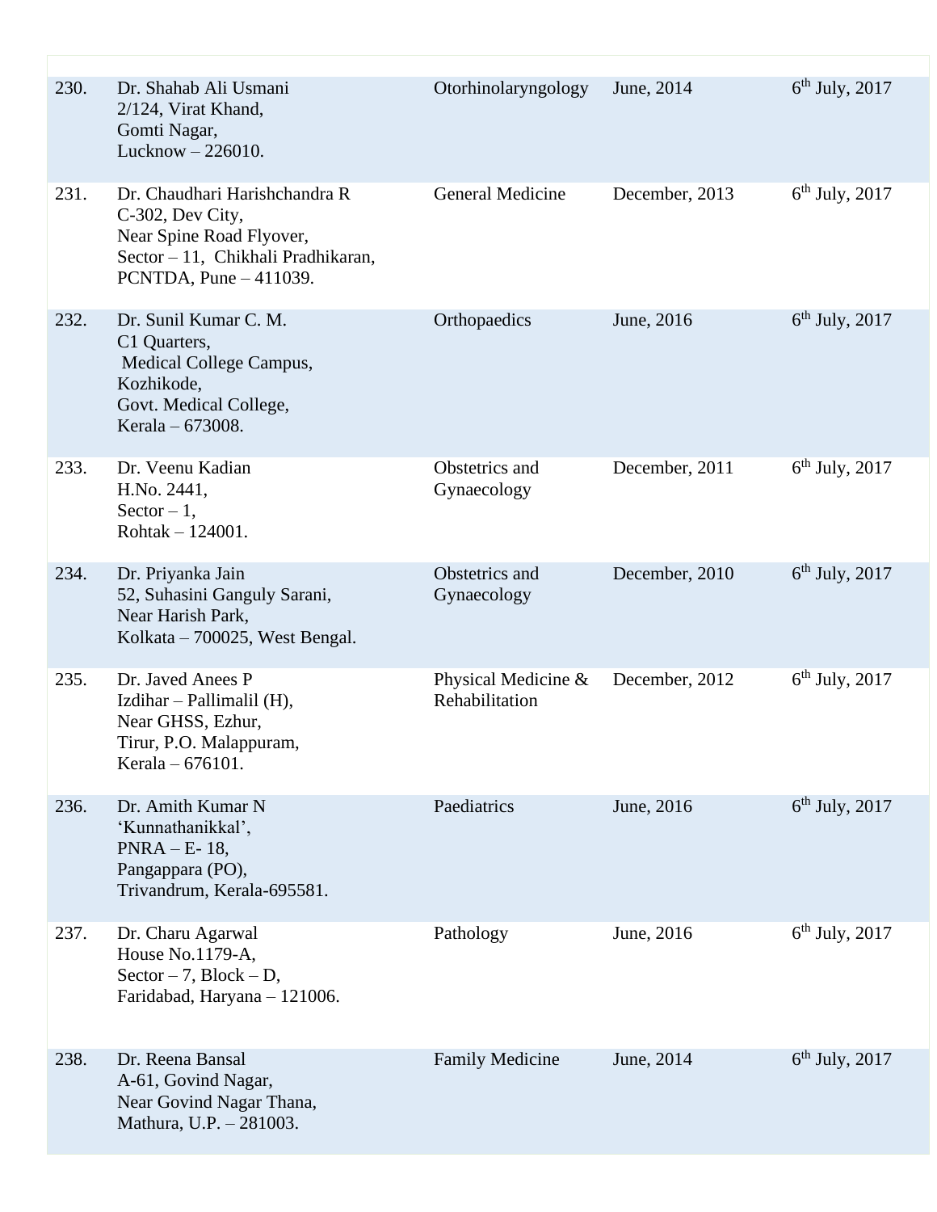| | | | | |
|---|---|---|---|---|
| 230. | Dr. Shahab Ali Usmani<br>2/124, Virat Khand,<br>Gomti Nagar,<br>Lucknow – 226010. | Otorhinolaryngology | June, 2014 | 6th July, 2017 |
| 231. | Dr. Chaudhari Harishchandra R<br>C-302, Dev City,<br>Near Spine Road Flyover,<br>Sector – 11, Chikhali Pradhikaran,<br>PCNTDA, Pune – 411039. | General Medicine | December, 2013 | 6th July, 2017 |
| 232. | Dr. Sunil Kumar C. M.<br>C1 Quarters,<br>Medical College Campus,<br>Kozhikode,<br>Govt. Medical College,<br>Kerala – 673008. | Orthopaedics | June, 2016 | 6th July, 2017 |
| 233. | Dr. Veenu Kadian<br>H.No. 2441,<br>Sector – 1,<br>Rohtak – 124001. | Obstetrics and Gynaecology | December, 2011 | 6th July, 2017 |
| 234. | Dr. Priyanka Jain<br>52, Suhasini Ganguly Sarani,<br>Near Harish Park,<br>Kolkata – 700025, West Bengal. | Obstetrics and Gynaecology | December, 2010 | 6th July, 2017 |
| 235. | Dr. Javed Anees P<br>Izdihar – Pallimalil (H),<br>Near GHSS, Ezhur,<br>Tirur, P.O. Malappuram,<br>Kerala – 676101. | Physical Medicine & Rehabilitation | December, 2012 | 6th July, 2017 |
| 236. | Dr. Amith Kumar N<br>'Kunnathanikkal',<br>PNRA – E- 18,<br>Pangappara (PO),<br>Trivandrum, Kerala-695581. | Paediatrics | June, 2016 | 6th July, 2017 |
| 237. | Dr. Charu Agarwal<br>House No.1179-A,<br>Sector – 7, Block – D,<br>Faridabad, Haryana – 121006. | Pathology | June, 2016 | 6th July, 2017 |
| 238. | Dr. Reena Bansal<br>A-61, Govind Nagar,<br>Near Govind Nagar Thana,<br>Mathura, U.P. – 281003. | Family Medicine | June, 2014 | 6th July, 2017 |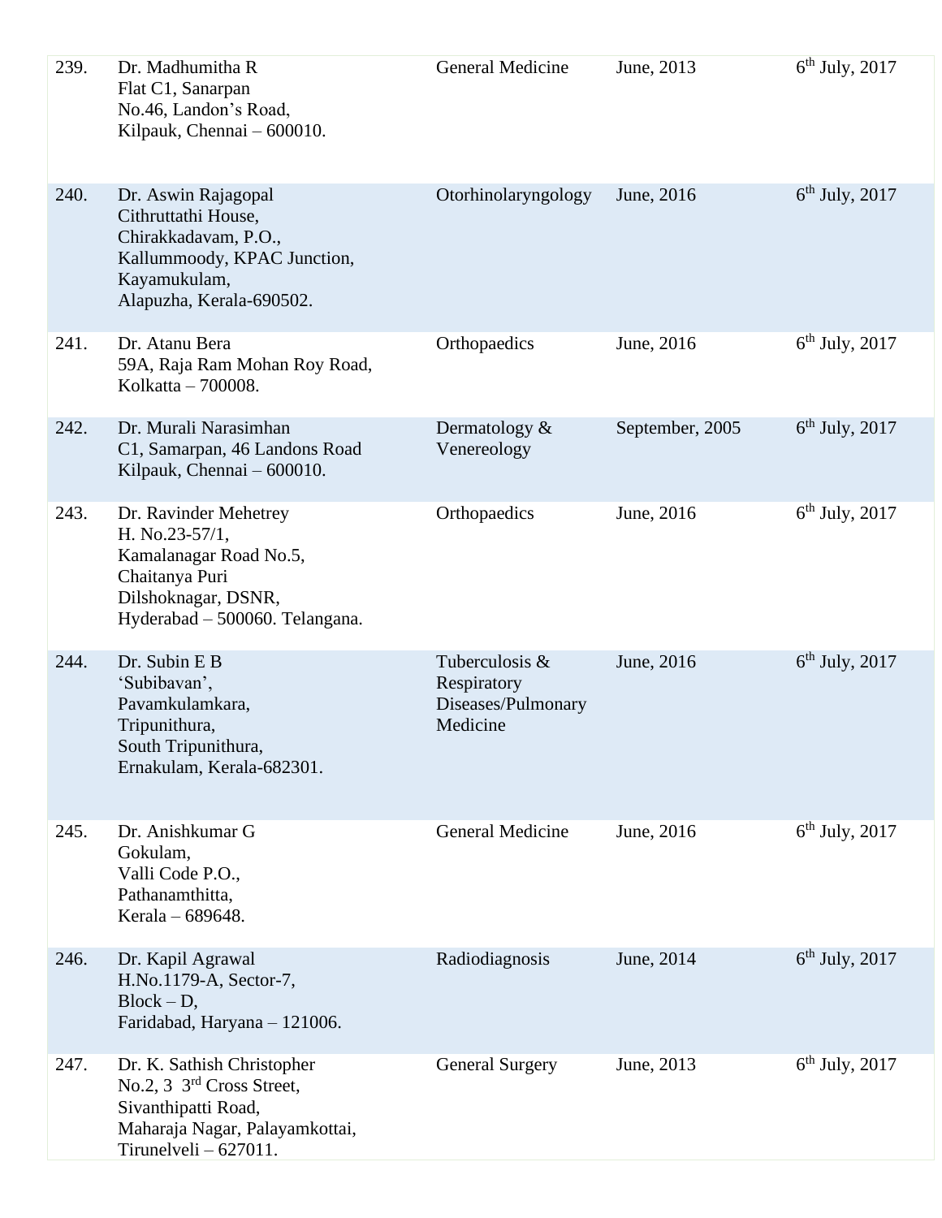| | | | | |
|---|---|---|---|---|
| 239. | Dr. Madhumitha R<br>Flat C1, Sanarpan<br>No.46, Landon's Road,<br>Kilpauk, Chennai – 600010. | General Medicine | June, 2013 | 6th July, 2017 |
| 240. | Dr. Aswin Rajagopal<br>Cithruttathi House,<br>Chirakkadavam, P.O.,<br>Kallummoody, KPAC Junction,<br>Kayamukulam,<br>Alapuzha, Kerala-690502. | Otorhinolaryngology | June, 2016 | 6th July, 2017 |
| 241. | Dr. Atanu Bera<br>59A, Raja Ram Mohan Roy Road,<br>Kolkatta – 700008. | Orthopaedics | June, 2016 | 6th July, 2017 |
| 242. | Dr. Murali Narasimhan<br>C1, Samarpan, 46 Landons Road<br>Kilpauk, Chennai – 600010. | Dermatology & Venereology | September, 2005 | 6th July, 2017 |
| 243. | Dr. Ravinder Mehetrey<br>H. No.23-57/1,<br>Kamalanagar Road No.5,<br>Chaitanya Puri<br>Dilshoknagar, DSNR,<br>Hyderabad – 500060. Telangana. | Orthopaedics | June, 2016 | 6th July, 2017 |
| 244. | Dr. Subin E B<br>'Subibavan',<br>Pavamkulamkara,<br>Tripunithura,<br>South Tripunithura,<br>Ernakulam, Kerala-682301. | Tuberculosis & Respiratory Diseases/Pulmonary Medicine | June, 2016 | 6th July, 2017 |
| 245. | Dr. Anishkumar G<br>Gokulam,<br>Valli Code P.O.,<br>Pathanamthitta,<br>Kerala – 689648. | General Medicine | June, 2016 | 6th July, 2017 |
| 246. | Dr. Kapil Agrawal<br>H.No.1179-A, Sector-7,<br>Block – D,<br>Faridabad, Haryana – 121006. | Radiodiagnosis | June, 2014 | 6th July, 2017 |
| 247. | Dr. K. Sathish Christopher<br>No.2, 3 3rd Cross Street,<br>Sivanthipatti Road,<br>Maharaja Nagar, Palayamkottai,<br>Tirunelveli – 627011. | General Surgery | June, 2013 | 6th July, 2017 |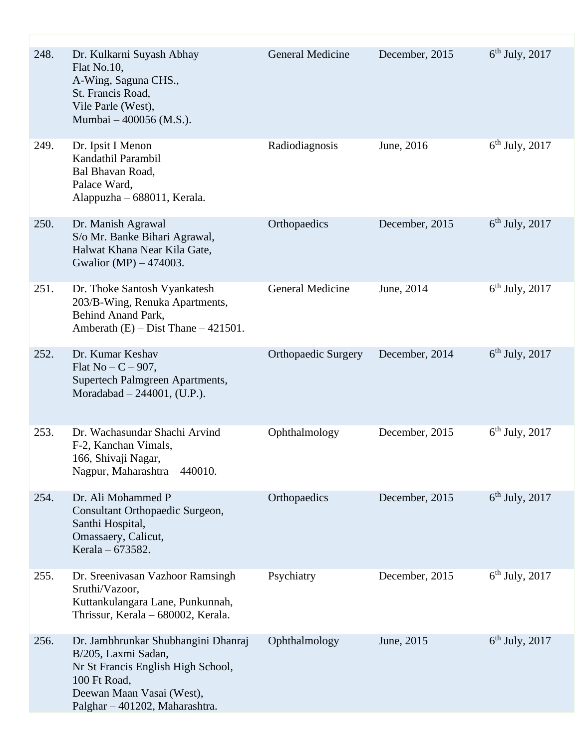| | | | | |
|---|---|---|---|---|
| 248. | Dr. Kulkarni Suyash Abhay<br>Flat No.10,<br>A-Wing, Saguna CHS.,<br>St. Francis Road,<br>Vile Parle (West),<br>Mumbai – 400056 (M.S.). | General Medicine | December, 2015 | 6th July, 2017 |
| 249. | Dr. Ipsit I Menon<br>Kandathil Parambil<br>Bal Bhavan Road,<br>Palace Ward,<br>Alappuzha – 688011, Kerala. | Radiodiagnosis | June, 2016 | 6th July, 2017 |
| 250. | Dr. Manish Agrawal<br>S/o Mr. Banke Bihari Agrawal,<br>Halwat Khana Near Kila Gate,<br>Gwalior (MP) – 474003. | Orthopaedics | December, 2015 | 6th July, 2017 |
| 251. | Dr. Thoke Santosh Vyankatesh<br>203/B-Wing, Renuka Apartments,<br>Behind Anand Park,<br>Amberath (E) – Dist Thane – 421501. | General Medicine | June, 2014 | 6th July, 2017 |
| 252. | Dr. Kumar Keshav<br>Flat No – C – 907,<br>Supertech Palmgreen Apartments,<br>Moradabad – 244001, (U.P.). | Orthopaedic Surgery | December, 2014 | 6th July, 2017 |
| 253. | Dr. Wachasundar Shachi Arvind<br>F-2, Kanchan Vimals,<br>166, Shivaji Nagar,<br>Nagpur, Maharashtra – 440010. | Ophthalmology | December, 2015 | 6th July, 2017 |
| 254. | Dr. Ali Mohammed P<br>Consultant Orthopaedic Surgeon,<br>Santhi Hospital,<br>Omassaery, Calicut,<br>Kerala – 673582. | Orthopaedics | December, 2015 | 6th July, 2017 |
| 255. | Dr. Sreenivasan Vazhoor Ramsingh<br>Sruthi/Vazoor,<br>Kuttankulangara Lane, Punkunnah,<br>Thrissur, Kerala – 680002, Kerala. | Psychiatry | December, 2015 | 6th July, 2017 |
| 256. | Dr. Jambhrunkar Shubhangini Dhanraj<br>B/205, Laxmi Sadan,<br>Nr St Francis English High School,<br>100 Ft Road,<br>Deewan Maan Vasai (West),<br>Palghar – 401202, Maharashtra. | Ophthalmology | June, 2015 | 6th July, 2017 |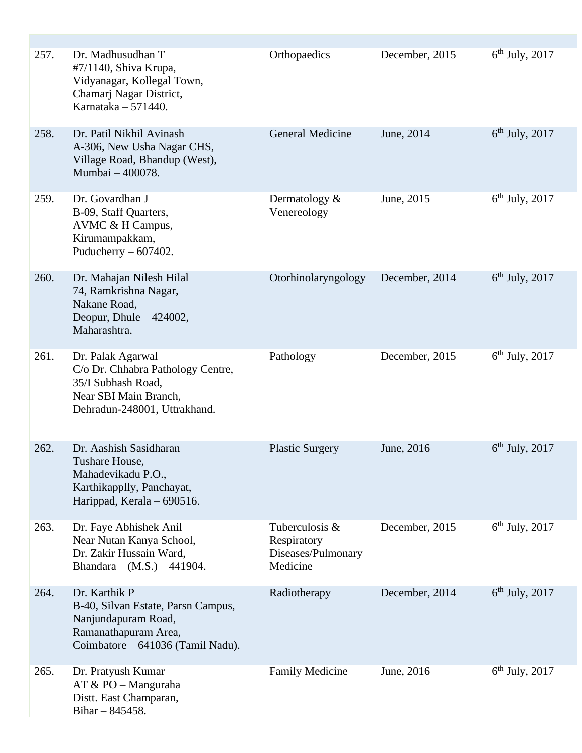| | | | | |
|---|---|---|---|---|
| 257. | Dr. Madhusudhan T<br>#7/1140, Shiva Krupa,<br>Vidyanagar, Kollegal Town,<br>Chamarj Nagar District,<br>Karnataka – 571440. | Orthopaedics | December, 2015 | 6th July, 2017 |
| 258. | Dr. Patil Nikhil Avinash<br>A-306, New Usha Nagar CHS,<br>Village Road, Bhandup (West),<br>Mumbai – 400078. | General Medicine | June, 2014 | 6th July, 2017 |
| 259. | Dr. Govardhan J<br>B-09, Staff Quarters,<br>AVMC & H Campus,<br>Kirumampakkam,<br>Puducherry – 607402. | Dermatology & Venereology | June, 2015 | 6th July, 2017 |
| 260. | Dr. Mahajan Nilesh Hilal<br>74, Ramkrishna Nagar,<br>Nakane Road,<br>Deopur, Dhule – 424002,<br>Maharashtra. | Otorhinolaryngology | December, 2014 | 6th July, 2017 |
| 261. | Dr. Palak Agarwal<br>C/o Dr. Chhabra Pathology Centre,<br>35/I Subhash Road,<br>Near SBI Main Branch,<br>Dehradun-248001, Uttrakhand. | Pathology | December, 2015 | 6th July, 2017 |
| 262. | Dr. Aashish Sasidharan<br>Tushare House,<br>Mahadevikadu P.O.,<br>Karthikapplly, Panchayat,<br>Harippad, Kerala – 690516. | Plastic Surgery | June, 2016 | 6th July, 2017 |
| 263. | Dr. Faye Abhishek Anil<br>Near Nutan Kanya School,<br>Dr. Zakir Hussain Ward,<br>Bhandara – (M.S.) – 441904. | Tuberculosis & Respiratory Diseases/Pulmonary Medicine | December, 2015 | 6th July, 2017 |
| 264. | Dr. Karthik P<br>B-40, Silvan Estate, Parsn Campus,<br>Nanjundapuram Road,<br>Ramanathapuram Area,<br>Coimbatore – 641036 (Tamil Nadu). | Radiotherapy | December, 2014 | 6th July, 2017 |
| 265. | Dr. Pratyush Kumar<br>AT & PO – Manguraha<br>Distt. East Champaran,<br>Bihar – 845458. | Family Medicine | June, 2016 | 6th July, 2017 |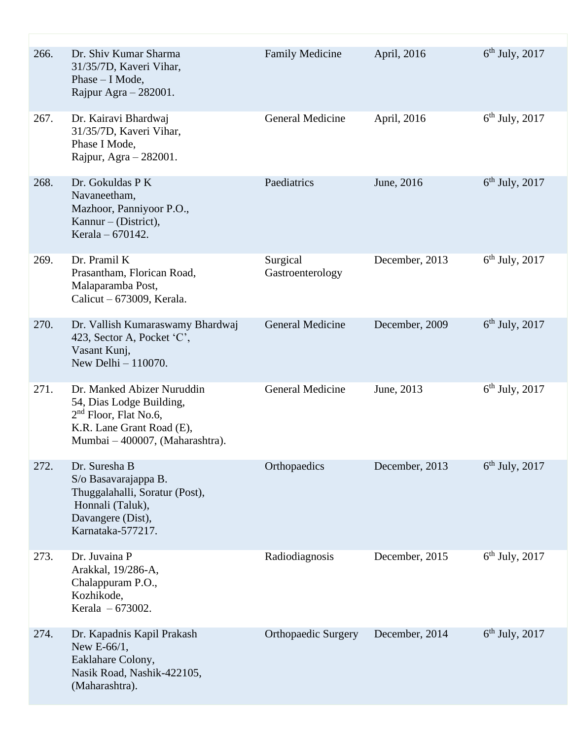| | | | | |
|---|---|---|---|---|
| 266. | Dr. Shiv Kumar Sharma<br>31/35/7D, Kaveri Vihar,<br>Phase – I Mode,<br>Rajpur Agra – 282001. | Family Medicine | April, 2016 | 6th July, 2017 |
| 267. | Dr. Kairavi Bhardwaj<br>31/35/7D, Kaveri Vihar,<br>Phase I Mode,<br>Rajpur, Agra – 282001. | General Medicine | April, 2016 | 6th July, 2017 |
| 268. | Dr. Gokuldas P K<br>Navaneetham,<br>Mazhoor, Panniyoor P.O.,<br>Kannur – (District),<br>Kerala – 670142. | Paediatrics | June, 2016 | 6th July, 2017 |
| 269. | Dr. Pramil K<br>Prasantham, Florican Road,<br>Malaparamba Post,<br>Calicut – 673009, Kerala. | Surgical Gastroenterology | December, 2013 | 6th July, 2017 |
| 270. | Dr. Vallish Kumaraswamy Bhardwaj<br>423, Sector A, Pocket 'C',<br>Vasant Kunj,<br>New Delhi – 110070. | General Medicine | December, 2009 | 6th July, 2017 |
| 271. | Dr. Manked Abizer Nuruddin<br>54, Dias Lodge Building,<br>2nd Floor, Flat No.6,<br>K.R. Lane Grant Road (E),<br>Mumbai – 400007, (Maharashtra). | General Medicine | June, 2013 | 6th July, 2017 |
| 272. | Dr. Suresha B<br>S/o Basavarajappa B.<br>Thuggalahalli, Soratur (Post),<br>Honnali (Taluk),<br>Davangere (Dist),<br>Karnataka-577217. | Orthopaedics | December, 2013 | 6th July, 2017 |
| 273. | Dr. Juvaina P<br>Arakkal, 19/286-A,<br>Chalappuram P.O.,<br>Kozhikode,<br>Kerala – 673002. | Radiodiagnosis | December, 2015 | 6th July, 2017 |
| 274. | Dr. Kapadnis Kapil Prakash<br>New E-66/1,<br>Eaklahare Colony,<br>Nasik Road, Nashik-422105,<br>(Maharashtra). | Orthopaedic Surgery | December, 2014 | 6th July, 2017 |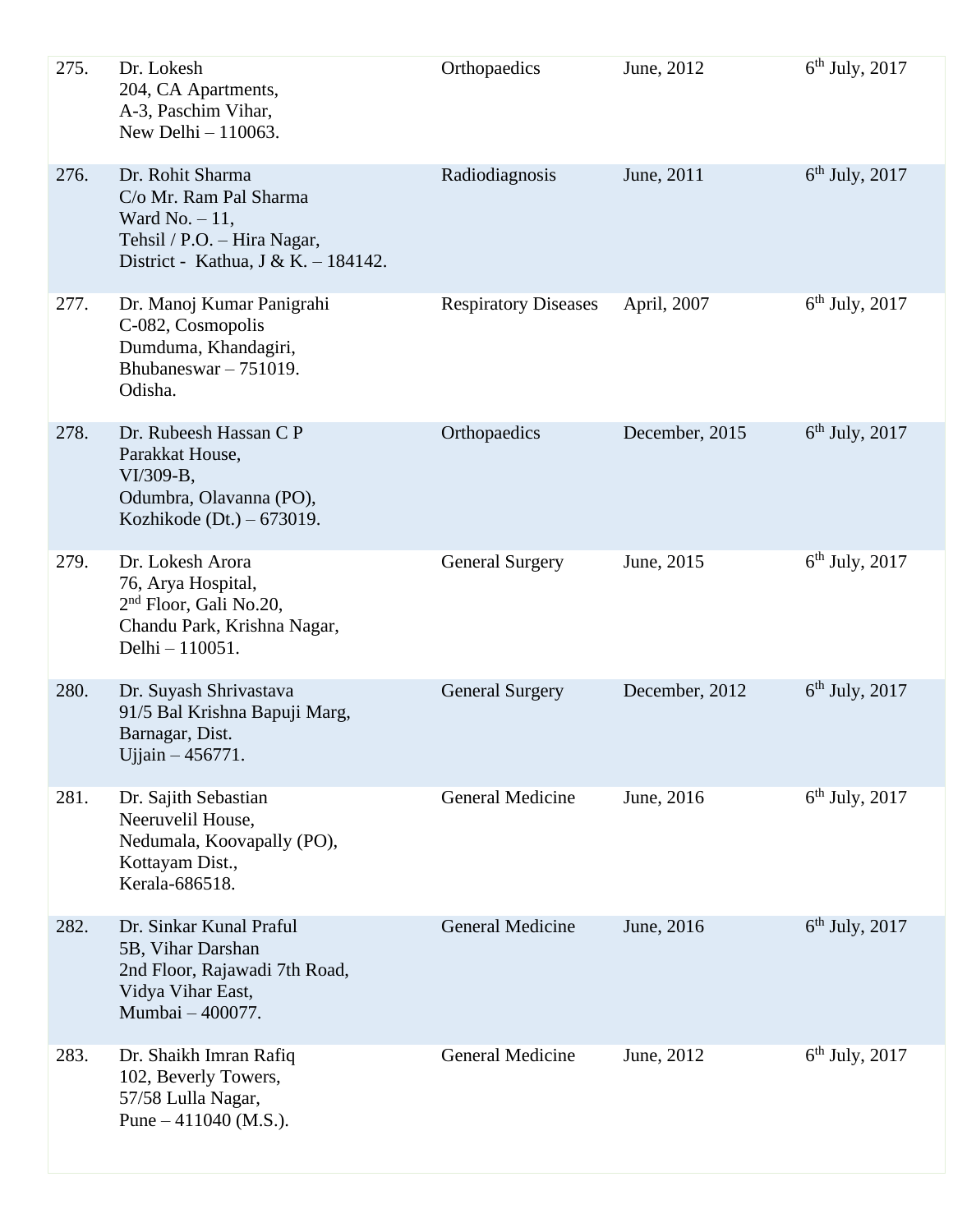| | | | | |
|---|---|---|---|---|
| 275. | Dr. Lokesh<br>204, CA Apartments,<br>A-3, Paschim Vihar,<br>New Delhi – 110063. | Orthopaedics | June, 2012 | 6th July, 2017 |
| 276. | Dr. Rohit Sharma<br>C/o Mr. Ram Pal Sharma<br>Ward No. – 11,<br>Tehsil / P.O. – Hira Nagar,<br>District - Kathua, J & K. – 184142. | Radiodiagnosis | June, 2011 | 6th July, 2017 |
| 277. | Dr. Manoj Kumar Panigrahi<br>C-082, Cosmopolis<br>Dumduma, Khandagiri,<br>Bhubaneswar – 751019.<br>Odisha. | Respiratory Diseases | April, 2007 | 6th July, 2017 |
| 278. | Dr. Rubeesh Hassan C P<br>Parakkat House,<br>VI/309-B,<br>Odumbra, Olavanna (PO),<br>Kozhikode (Dt.) – 673019. | Orthopaedics | December, 2015 | 6th July, 2017 |
| 279. | Dr. Lokesh Arora<br>76, Arya Hospital,<br>2nd Floor, Gali No.20,<br>Chandu Park, Krishna Nagar,<br>Delhi – 110051. | General Surgery | June, 2015 | 6th July, 2017 |
| 280. | Dr. Suyash Shrivastava<br>91/5 Bal Krishna Bapuji Marg,<br>Barnagar, Dist.<br>Ujjain – 456771. | General Surgery | December, 2012 | 6th July, 2017 |
| 281. | Dr. Sajith Sebastian<br>Neeruvelil House,<br>Nedumala, Koovapally (PO),<br>Kottayam Dist.,<br>Kerala-686518. | General Medicine | June, 2016 | 6th July, 2017 |
| 282. | Dr. Sinkar Kunal Praful<br>5B, Vihar Darshan<br>2nd Floor, Rajawadi 7th Road,<br>Vidya Vihar East,<br>Mumbai – 400077. | General Medicine | June, 2016 | 6th July, 2017 |
| 283. | Dr. Shaikh Imran Rafiq<br>102, Beverly Towers,<br>57/58 Lulla Nagar,<br>Pune – 411040 (M.S.). | General Medicine | June, 2012 | 6th July, 2017 |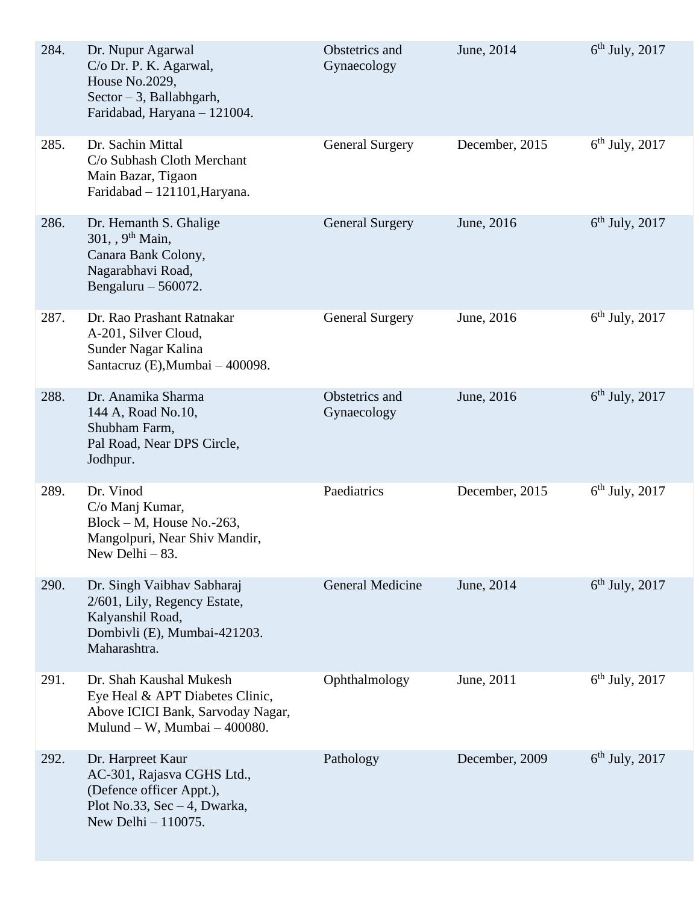| | | | | |
|---|---|---|---|---|
| 284. | Dr. Nupur Agarwal<br>C/o Dr. P. K. Agarwal,<br>House No.2029,<br>Sector – 3, Ballabhgarh,<br>Faridabad, Haryana – 121004. | Obstetrics and Gynaecology | June, 2014 | 6th July, 2017 |
| 285. | Dr. Sachin Mittal<br>C/o Subhash Cloth Merchant<br>Main Bazar, Tigaon<br>Faridabad – 121101,Haryana. | General Surgery | December, 2015 | 6th July, 2017 |
| 286. | Dr. Hemanth S. Ghalige<br>301, , 9th Main,<br>Canara Bank Colony,<br>Nagarabhavi Road,<br>Bengaluru – 560072. | General Surgery | June, 2016 | 6th July, 2017 |
| 287. | Dr. Rao Prashant Ratnakar<br>A-201, Silver Cloud,<br>Sunder Nagar Kalina<br>Santacruz (E),Mumbai – 400098. | General Surgery | June, 2016 | 6th July, 2017 |
| 288. | Dr. Anamika Sharma<br>144 A, Road No.10,<br>Shubham Farm,<br>Pal Road, Near DPS Circle,<br>Jodhpur. | Obstetrics and Gynaecology | June, 2016 | 6th July, 2017 |
| 289. | Dr. Vinod<br>C/o Manj Kumar,<br>Block – M, House No.-263,<br>Mangolpuri, Near Shiv Mandir,<br>New Delhi – 83. | Paediatrics | December, 2015 | 6th July, 2017 |
| 290. | Dr. Singh Vaibhav Sabharaj<br>2/601, Lily, Regency Estate,<br>Kalyanshil Road,<br>Dombivli (E), Mumbai-421203.<br>Maharashtra. | General Medicine | June, 2014 | 6th July, 2017 |
| 291. | Dr. Shah Kaushal Mukesh<br>Eye Heal & APT Diabetes Clinic,<br>Above ICICI Bank, Sarvoday Nagar,<br>Mulund – W, Mumbai – 400080. | Ophthalmology | June, 2011 | 6th July, 2017 |
| 292. | Dr. Harpreet Kaur<br>AC-301, Rajasva CGHS Ltd.,<br>(Defence officer Appt.),<br>Plot No.33, Sec – 4, Dwarka,<br>New Delhi – 110075. | Pathology | December, 2009 | 6th July, 2017 |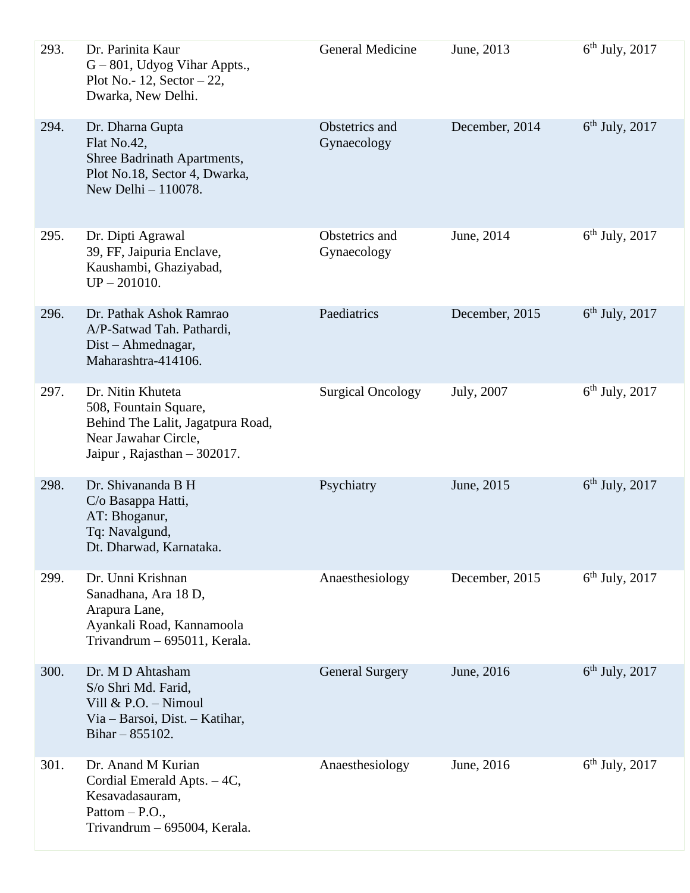| | | | | |
|---|---|---|---|---|
| 293. | Dr. Parinita Kaur<br>G – 801, Udyog Vihar Appts.,<br>Plot No.- 12, Sector – 22,<br>Dwarka, New Delhi. | General Medicine | June, 2013 | 6th July, 2017 |
| 294. | Dr. Dharna Gupta<br>Flat No.42,<br>Shree Badrinath Apartments,<br>Plot No.18, Sector 4, Dwarka,<br>New Delhi – 110078. | Obstetrics and Gynaecology | December, 2014 | 6th July, 2017 |
| 295. | Dr. Dipti Agrawal<br>39, FF, Jaipuria Enclave,<br>Kaushambi, Ghaziyabad,<br>UP – 201010. | Obstetrics and Gynaecology | June, 2014 | 6th July, 2017 |
| 296. | Dr. Pathak Ashok Ramrao<br>A/P-Satwad Tah. Pathardi,<br>Dist – Ahmednagar,<br>Maharashtra-414106. | Paediatrics | December, 2015 | 6th July, 2017 |
| 297. | Dr. Nitin Khuteta<br>508, Fountain Square,<br>Behind The Lalit, Jagatpura Road,<br>Near Jawahar Circle,<br>Jaipur , Rajasthan – 302017. | Surgical Oncology | July, 2007 | 6th July, 2017 |
| 298. | Dr. Shivananda B H<br>C/o Basappa Hatti,<br>AT: Bhoganur,<br>Tq: Navalgund,<br>Dt. Dharwad, Karnataka. | Psychiatry | June, 2015 | 6th July, 2017 |
| 299. | Dr. Unni Krishnan<br>Sanadhana, Ara 18 D,<br>Arapura Lane,<br>Ayankali Road, Kannamoola<br>Trivandrum – 695011, Kerala. | Anaesthesiology | December, 2015 | 6th July, 2017 |
| 300. | Dr. M D Ahtasham<br>S/o Shri Md. Farid,<br>Vill & P.O. – Nimoul<br>Via – Barsoi, Dist. – Katihar,<br>Bihar – 855102. | General Surgery | June, 2016 | 6th July, 2017 |
| 301. | Dr. Anand M Kurian<br>Cordial Emerald Apts. – 4C,<br>Kesavadasauram,<br>Pattom – P.O.,<br>Trivandrum – 695004, Kerala. | Anaesthesiology | June, 2016 | 6th July, 2017 |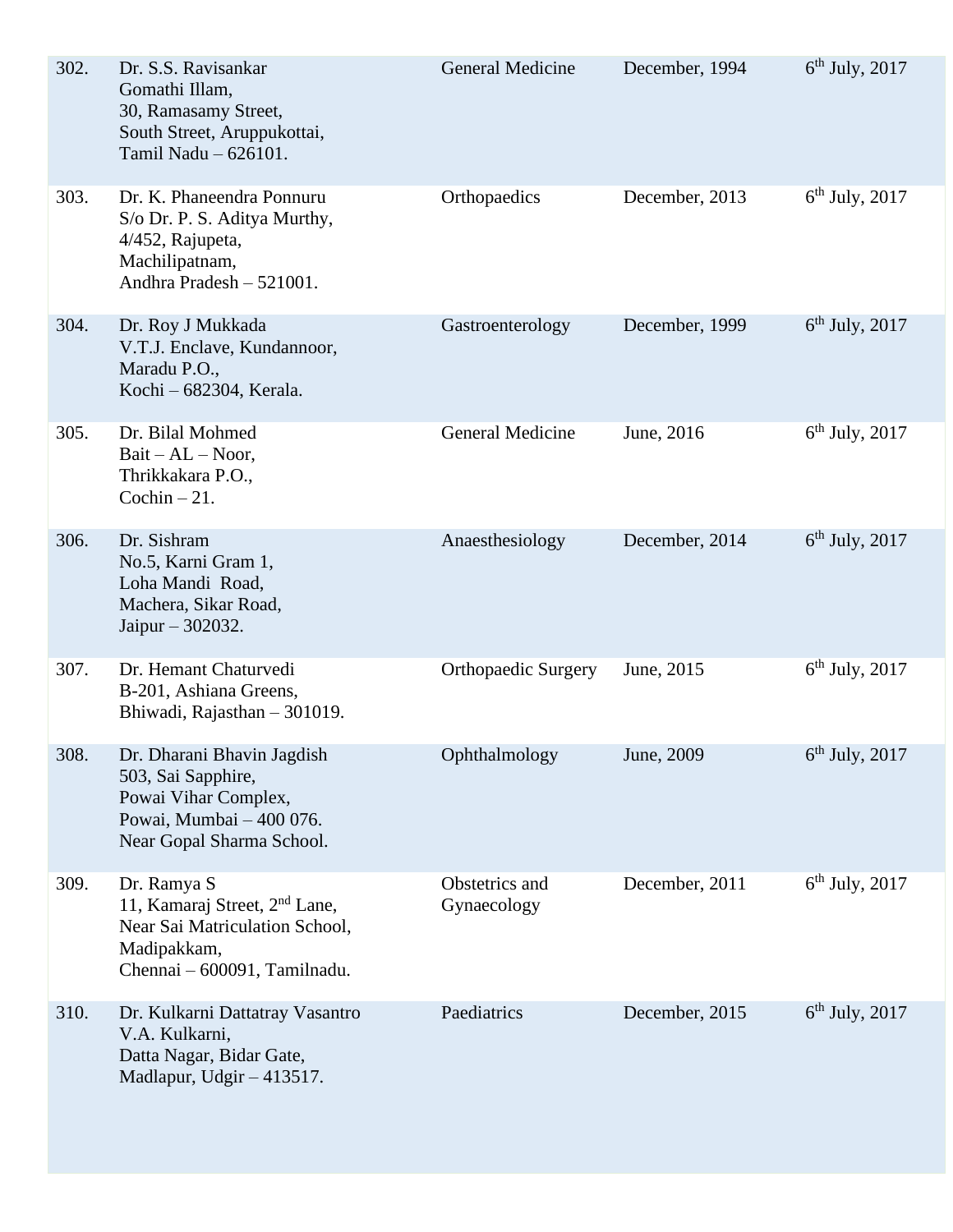| | | | | |
|---|---|---|---|---|
| 302. | Dr. S.S. Ravisankar<br>Gomathi Illam,<br>30, Ramasamy Street,<br>South Street, Aruppukottai,<br>Tamil Nadu – 626101. | General Medicine | December, 1994 | 6th July, 2017 |
| 303. | Dr. K. Phaneendra Ponnuru<br>S/o Dr. P. S. Aditya Murthy,<br>4/452, Rajupeta,<br>Machilipatnam,<br>Andhra Pradesh – 521001. | Orthopaedics | December, 2013 | 6th July, 2017 |
| 304. | Dr. Roy J Mukkada<br>V.T.J. Enclave, Kundannoor,<br>Maradu P.O.,<br>Kochi – 682304, Kerala. | Gastroenterology | December, 1999 | 6th July, 2017 |
| 305. | Dr. Bilal Mohmed<br>Bait – AL – Noor,<br>Thrikkakara P.O.,<br>Cochin – 21. | General Medicine | June, 2016 | 6th July, 2017 |
| 306. | Dr. Sishram<br>No.5, Karni Gram 1,<br>Loha Mandi Road,<br>Machera, Sikar Road,<br>Jaipur – 302032. | Anaesthesiology | December, 2014 | 6th July, 2017 |
| 307. | Dr. Hemant Chaturvedi<br>B-201, Ashiana Greens,<br>Bhiwadi, Rajasthan – 301019. | Orthopaedic Surgery | June, 2015 | 6th July, 2017 |
| 308. | Dr. Dharani Bhavin Jagdish<br>503, Sai Sapphire,<br>Powai Vihar Complex,<br>Powai, Mumbai – 400 076.<br>Near Gopal Sharma School. | Ophthalmology | June, 2009 | 6th July, 2017 |
| 309. | Dr. Ramya S<br>11, Kamaraj Street, 2nd Lane,<br>Near Sai Matriculation School,<br>Madipakkam,<br>Chennai – 600091, Tamilnadu. | Obstetrics and Gynaecology | December, 2011 | 6th July, 2017 |
| 310. | Dr. Kulkarni Dattatray Vasantro<br>V.A. Kulkarni,<br>Datta Nagar, Bidar Gate,<br>Madlapur, Udgir – 413517. | Paediatrics | December, 2015 | 6th July, 2017 |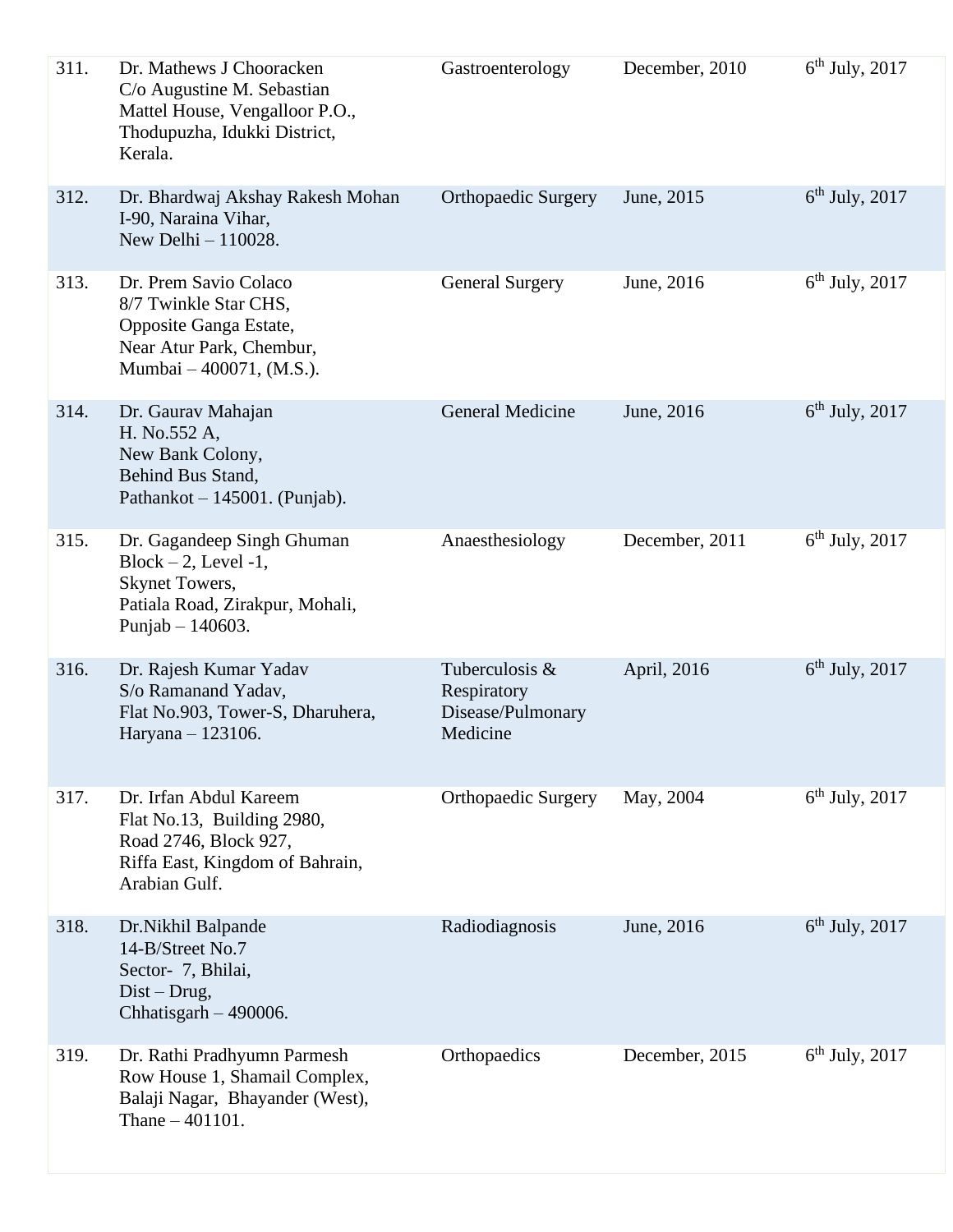| | | | | |
|---|---|---|---|---|
| 311. | Dr. Mathews J Chooracken<br>C/o Augustine M. Sebastian<br>Mattel House, Vengalloor P.O.,<br>Thodupuzha, Idukki District,<br>Kerala. | Gastroenterology | December, 2010 | 6th July, 2017 |
| 312. | Dr. Bhardwaj Akshay Rakesh Mohan<br>I-90, Naraina Vihar,<br>New Delhi – 110028. | Orthopaedic Surgery | June, 2015 | 6th July, 2017 |
| 313. | Dr. Prem Savio Colaco<br>8/7 Twinkle Star CHS,<br>Opposite Ganga Estate,<br>Near Atur Park, Chembur,<br>Mumbai – 400071, (M.S.). | General Surgery | June, 2016 | 6th July, 2017 |
| 314. | Dr. Gaurav Mahajan<br>H. No.552 A,<br>New Bank Colony,<br>Behind Bus Stand,<br>Pathankot – 145001. (Punjab). | General Medicine | June, 2016 | 6th July, 2017 |
| 315. | Dr. Gagandeep Singh Ghuman<br>Block – 2, Level -1,<br>Skynet Towers,<br>Patiala Road, Zirakpur, Mohali,<br>Punjab – 140603. | Anaesthesiology | December, 2011 | 6th July, 2017 |
| 316. | Dr. Rajesh Kumar Yadav<br>S/o Ramanand Yadav,<br>Flat No.903, Tower-S, Dharuhera,<br>Haryana – 123106. | Tuberculosis & Respiratory Disease/Pulmonary Medicine | April, 2016 | 6th July, 2017 |
| 317. | Dr. Irfan Abdul Kareem<br>Flat No.13, Building 2980,<br>Road 2746, Block 927,<br>Riffa East, Kingdom of Bahrain,<br>Arabian Gulf. | Orthopaedic Surgery | May, 2004 | 6th July, 2017 |
| 318. | Dr.Nikhil Balpande<br>14-B/Street No.7<br>Sector- 7, Bhilai,<br>Dist – Drug,<br>Chhatisgarh – 490006. | Radiodiagnosis | June, 2016 | 6th July, 2017 |
| 319. | Dr. Rathi Pradhyumn Parmesh<br>Row House 1, Shamail Complex,<br>Balaji Nagar, Bhayander (West),<br>Thane – 401101. | Orthopaedics | December, 2015 | 6th July, 2017 |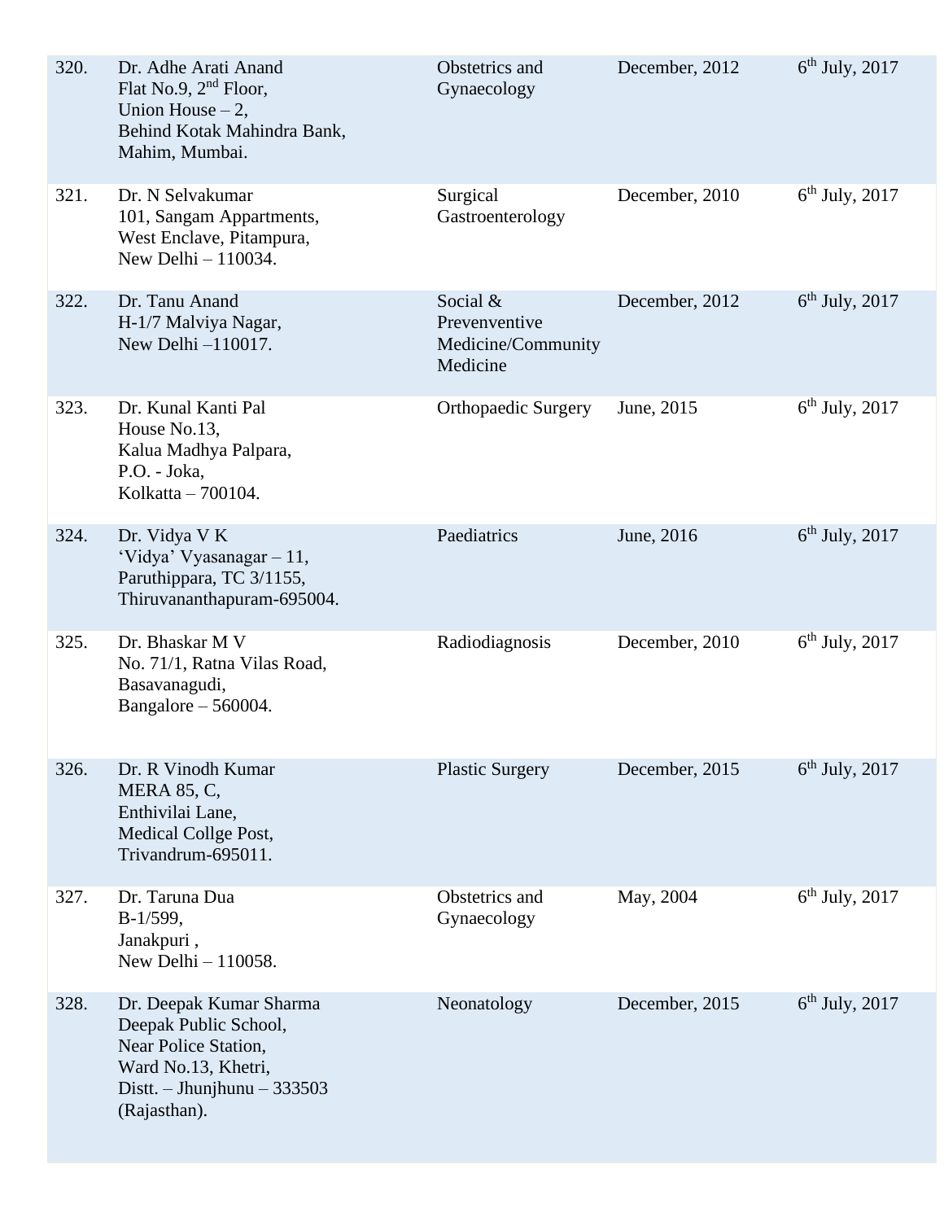| | | | | |
|---|---|---|---|---|
| 320. | Dr. Adhe Arati Anand<br>Flat No.9, 2nd Floor,<br>Union House – 2,<br>Behind Kotak Mahindra Bank,<br>Mahim, Mumbai. | Obstetrics and Gynaecology | December, 2012 | 6th July, 2017 |
| 321. | Dr. N Selvakumar<br>101, Sangam Appartments,<br>West Enclave, Pitampura,<br>New Delhi – 110034. | Surgical Gastroenterology | December, 2010 | 6th July, 2017 |
| 322. | Dr. Tanu Anand<br>H-1/7 Malviya Nagar,<br>New Delhi –110017. | Social & Prevenventive Medicine/Community Medicine | December, 2012 | 6th July, 2017 |
| 323. | Dr. Kunal Kanti Pal<br>House No.13,<br>Kalua Madhya Palpara,<br>P.O. - Joka,<br>Kolkatta – 700104. | Orthopaedic Surgery | June, 2015 | 6th July, 2017 |
| 324. | Dr. Vidya V K<br>'Vidya' Vyasanagar – 11,<br>Paruthippara, TC 3/1155,<br>Thiruvananthapuram-695004. | Paediatrics | June, 2016 | 6th July, 2017 |
| 325. | Dr. Bhaskar M V<br>No. 71/1, Ratna Vilas Road,<br>Basavanagudi,<br>Bangalore – 560004. | Radiodiagnosis | December, 2010 | 6th July, 2017 |
| 326. | Dr. R Vinodh Kumar<br>MERA 85, C,<br>Enthivilai Lane,<br>Medical Collge Post,<br>Trivandrum-695011. | Plastic Surgery | December, 2015 | 6th July, 2017 |
| 327. | Dr. Taruna Dua<br>B-1/599,<br>Janakpuri ,<br>New Delhi – 110058. | Obstetrics and Gynaecology | May, 2004 | 6th July, 2017 |
| 328. | Dr. Deepak Kumar Sharma<br>Deepak Public School,<br>Near Police Station,<br>Ward No.13, Khetri,<br>Distt. – Jhunjhunu – 333503<br>(Rajasthan). | Neonatology | December, 2015 | 6th July, 2017 |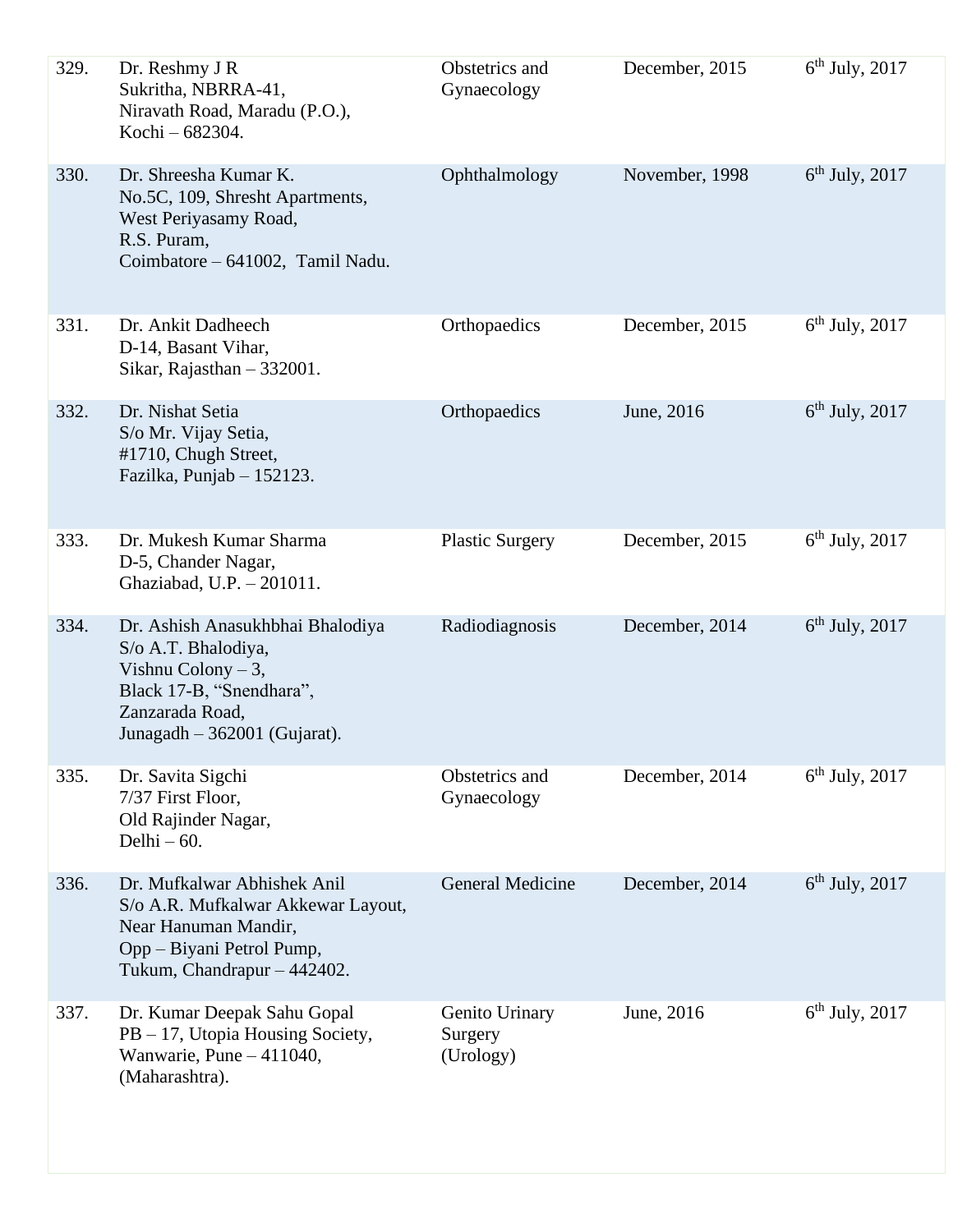| 329. | Dr. Reshmy J R<br>Sukritha, NBRRA-41,<br>Niravath Road, Maradu (P.O.),<br>Kochi – 682304. | Obstetrics and Gynaecology | December, 2015 | $6^{th}$ July, 2017 |
|---|---|---|---|---|
| 330. | Dr. Shreesha Kumar K.<br>No.5C, 109, Shresht Apartments,<br>West Periyasamy Road,<br>R.S. Puram,<br>Coimbatore – 641002, Tamil Nadu. | Ophthalmology | November, 1998 | $6^{th}$ July, 2017 |
| 331. | Dr. Ankit Dadheech<br>D-14, Basant Vihar,<br>Sikar, Rajasthan – 332001. | Orthopaedics | December, 2015 | $6^{th}$ July, 2017 |
| 332. | Dr. Nishat Setia<br>S/o Mr. Vijay Setia,<br>#1710, Chugh Street,<br>Fazilka, Punjab – 152123. | Orthopaedics | June, 2016 | $6^{th}$ July, 2017 |
| 333. | Dr. Mukesh Kumar Sharma<br>D-5, Chander Nagar,<br>Ghaziabad, U.P. – 201011. | Plastic Surgery | December, 2015 | $6^{th}$ July, 2017 |
| 334. | Dr. Ashish Anasukhbhai Bhalodiya<br>S/o A.T. Bhalodiya,<br>Vishnu Colony – 3,<br>Black 17-B, "Snendhara",<br>Zanzarada Road,<br>Junagadh – 362001 (Gujarat). | Radiodiagnosis | December, 2014 | $6^{th}$ July, 2017 |
| 335. | Dr. Savita Sigchi<br>7/37 First Floor,<br>Old Rajinder Nagar,<br>Delhi – 60. | Obstetrics and Gynaecology | December, 2014 | $6^{th}$ July, 2017 |
| 336. | Dr. Mufkalwar Abhishek Anil<br>S/o A.R. Mufkalwar Akkewar Layout,<br>Near Hanuman Mandir,<br>Opp – Biyani Petrol Pump,<br>Tukum, Chandrapur – 442402. | General Medicine | December, 2014 | $6^{th}$ July, 2017 |
| 337. | Dr. Kumar Deepak Sahu Gopal<br>PB – 17, Utopia Housing Society,<br>Wanwarie, Pune – 411040,<br>(Maharashtra). | Genito Urinary Surgery (Urology) | June, 2016 | $6^{th}$ July, 2017 |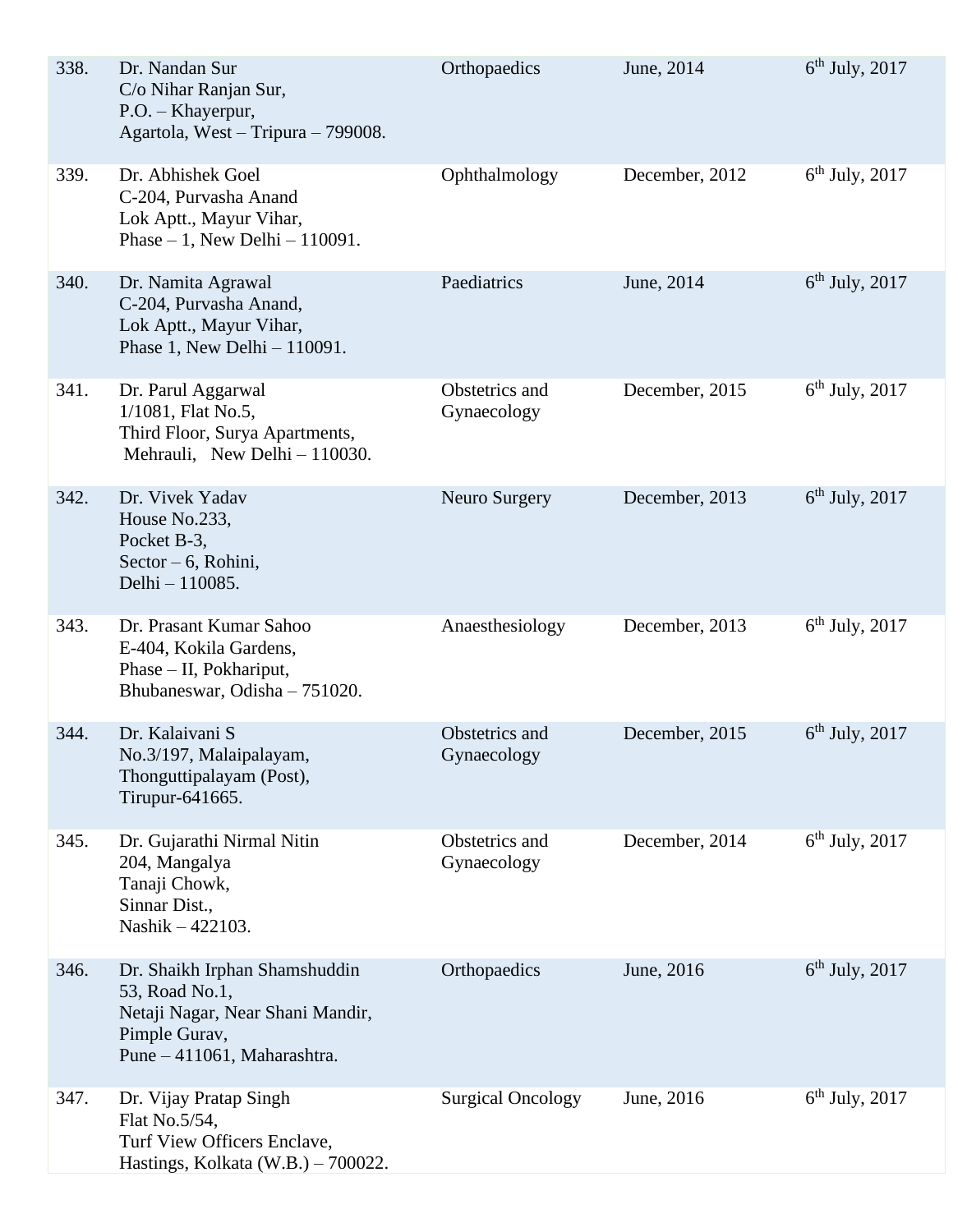| 338. | Dr. Nandan Sur<br>C/o Nihar Ranjan Sur,<br>P.O. – Khayerpur,<br>Agartola, West – Tripura – 799008. | Orthopaedics | June, 2014 | 6th July, 2017 |
|---|---|---|---|---|
| 339. | Dr. Abhishek Goel<br>C-204, Purvasha Anand<br>Lok Aptt., Mayur Vihar,<br>Phase – 1, New Delhi – 110091. | Ophthalmology | December, 2012 | 6th July, 2017 |
| 340. | Dr. Namita Agrawal<br>C-204, Purvasha Anand,<br>Lok Aptt., Mayur Vihar,<br>Phase 1, New Delhi – 110091. | Paediatrics | June, 2014 | 6th July, 2017 |
| 341. | Dr. Parul Aggarwal<br>1/1081, Flat No.5,<br>Third Floor, Surya Apartments,<br>Mehrauli, New Delhi – 110030. | Obstetrics and Gynaecology | December, 2015 | 6th July, 2017 |
| 342. | Dr. Vivek Yadav<br>House No.233,<br>Pocket B-3,<br>Sector – 6, Rohini,<br>Delhi – 110085. | Neuro Surgery | December, 2013 | 6th July, 2017 |
| 343. | Dr. Prasant Kumar Sahoo<br>E-404, Kokila Gardens,<br>Phase – II, Pokhariput,<br>Bhubaneswar, Odisha – 751020. | Anaesthesiology | December, 2013 | 6th July, 2017 |
| 344. | Dr. Kalaivani S<br>No.3/197, Malaipalayam,<br>Thonguttipalayam (Post),<br>Tirupur-641665. | Obstetrics and Gynaecology | December, 2015 | 6th July, 2017 |
| 345. | Dr. Gujarathi Nirmal Nitin<br>204, Mangalya<br>Tanaji Chowk,<br>Sinnar Dist.,<br>Nashik – 422103. | Obstetrics and Gynaecology | December, 2014 | 6th July, 2017 |
| 346. | Dr. Shaikh Irphan Shamshuddin<br>53, Road No.1,<br>Netaji Nagar, Near Shani Mandir,<br>Pimple Gurav,<br>Pune – 411061, Maharashtra. | Orthopaedics | June, 2016 | 6th July, 2017 |
| 347. | Dr. Vijay Pratap Singh<br>Flat No.5/54,<br>Turf View Officers Enclave,<br>Hastings, Kolkata (W.B.) – 700022. | Surgical Oncology | June, 2016 | 6th July, 2017 |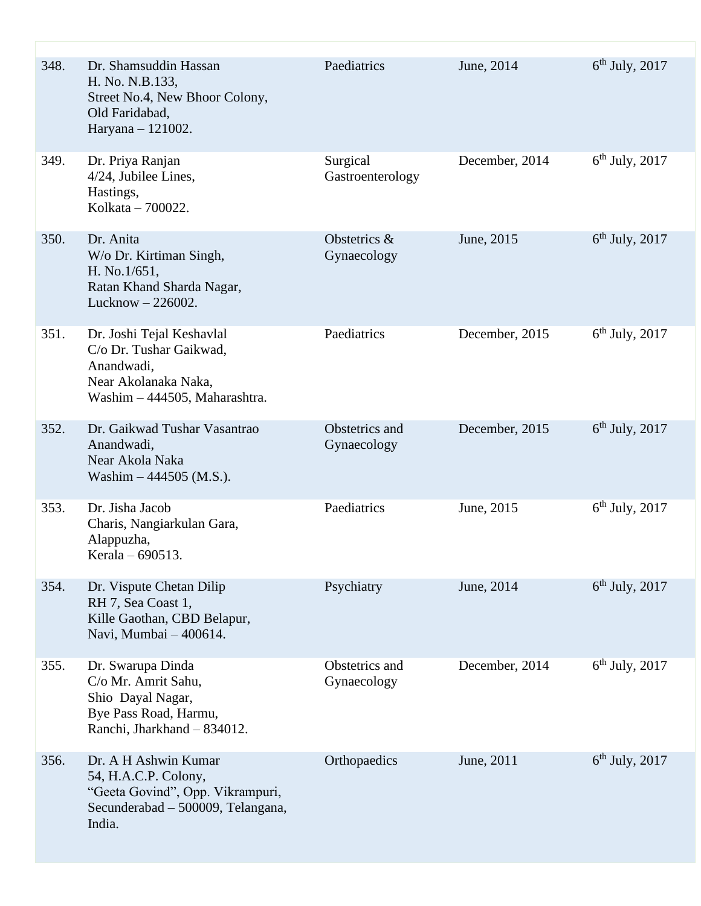| | | | | |
|---|---|---|---|---|
| 348. | Dr. Shamsuddin Hassan<br>H. No. N.B.133,<br>Street No.4, New Bhoor Colony,<br>Old Faridabad,<br>Haryana – 121002. | Paediatrics | June, 2014 | 6th July, 2017 |
| 349. | Dr. Priya Ranjan<br>4/24, Jubilee Lines,<br>Hastings,<br>Kolkata – 700022. | Surgical Gastroenterology | December, 2014 | 6th July, 2017 |
| 350. | Dr. Anita<br>W/o Dr. Kirtiman Singh,<br>H. No.1/651,<br>Ratan Khand Sharda Nagar,<br>Lucknow – 226002. | Obstetrics & Gynaecology | June, 2015 | 6th July, 2017 |
| 351. | Dr. Joshi Tejal Keshavlal<br>C/o Dr. Tushar Gaikwad,<br>Anandwadi,<br>Near Akolanaka Naka,<br>Washim – 444505, Maharashtra. | Paediatrics | December, 2015 | 6th July, 2017 |
| 352. | Dr. Gaikwad Tushar Vasantrao<br>Anandwadi,<br>Near Akola Naka<br>Washim – 444505 (M.S.). | Obstetrics and Gynaecology | December, 2015 | 6th July, 2017 |
| 353. | Dr. Jisha Jacob<br>Charis, Nangiarkulan Gara,<br>Alappuzha,<br>Kerala – 690513. | Paediatrics | June, 2015 | 6th July, 2017 |
| 354. | Dr. Vispute Chetan Dilip<br>RH 7, Sea Coast 1,<br>Kille Gaothan, CBD Belapur,<br>Navi, Mumbai – 400614. | Psychiatry | June, 2014 | 6th July, 2017 |
| 355. | Dr. Swarupa Dinda<br>C/o Mr. Amrit Sahu,<br>Shio Dayal Nagar,<br>Bye Pass Road, Harmu,<br>Ranchi, Jharkhand – 834012. | Obstetrics and Gynaecology | December, 2014 | 6th July, 2017 |
| 356. | Dr. A H Ashwin Kumar<br>54, H.A.C.P. Colony,<br>"Geeta Govind", Opp. Vikrampuri,<br>Secunderabad – 500009, Telangana,<br>India. | Orthopaedics | June, 2011 | 6th July, 2017 |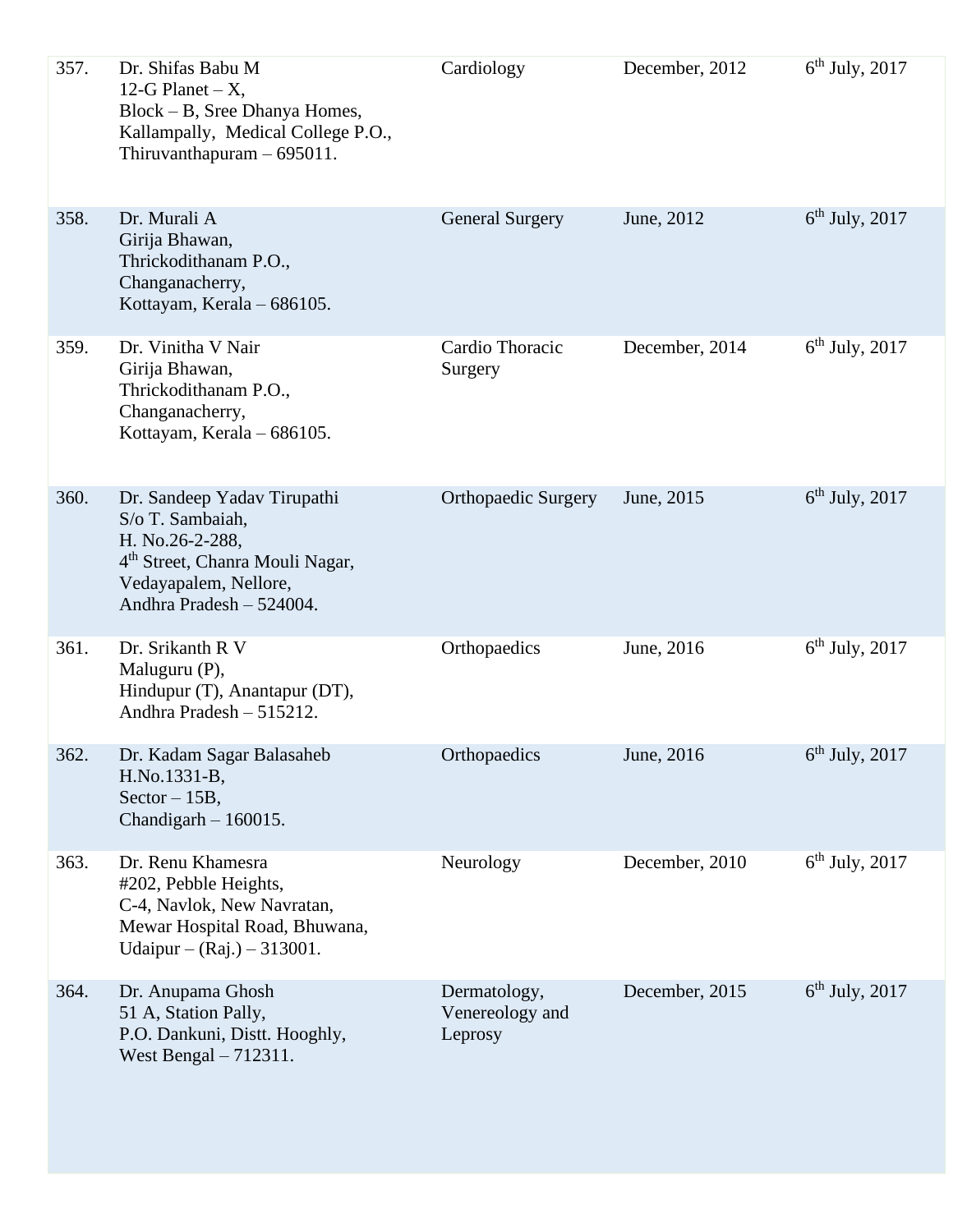| | | | | |
|---|---|---|---|---|
| 357. | Dr. Shifas Babu M<br>12-G Planet – X,<br>Block – B, Sree Dhanya Homes,<br>Kallampally, Medical College P.O.,<br>Thiruvanthapuram – 695011. | Cardiology | December, 2012 | 6th July, 2017 |
| 358. | Dr. Murali A<br>Girija Bhawan,<br>Thrickodithanam P.O.,<br>Changanacherry,<br>Kottayam, Kerala – 686105. | General Surgery | June, 2012 | 6th July, 2017 |
| 359. | Dr. Vinitha V Nair<br>Girija Bhawan,<br>Thrickodithanam P.O.,<br>Changanacherry,<br>Kottayam, Kerala – 686105. | Cardio Thoracic Surgery | December, 2014 | 6th July, 2017 |
| 360. | Dr. Sandeep Yadav Tirupathi<br>S/o T. Sambaiah,<br>H. No.26-2-288,<br>4th Street, Chanra Mouli Nagar,<br>Vedayapalem, Nellore,<br>Andhra Pradesh – 524004. | Orthopaedic Surgery | June, 2015 | 6th July, 2017 |
| 361. | Dr. Srikanth R V<br>Maluguru (P),<br>Hindupur (T), Anantapur (DT),<br>Andhra Pradesh – 515212. | Orthopaedics | June, 2016 | 6th July, 2017 |
| 362. | Dr. Kadam Sagar Balasaheb<br>H.No.1331-B,<br>Sector – 15B,<br>Chandigarh – 160015. | Orthopaedics | June, 2016 | 6th July, 2017 |
| 363. | Dr. Renu Khamesra<br>#202, Pebble Heights,<br>C-4, Navlok, New Navratan,<br>Mewar Hospital Road, Bhuwana,<br>Udaipur – (Raj.) – 313001. | Neurology | December, 2010 | 6th July, 2017 |
| 364. | Dr. Anupama Ghosh<br>51 A, Station Pally,<br>P.O. Dankuni, Distt. Hooghly,<br>West Bengal – 712311. | Dermatology, Venereology and Leprosy | December, 2015 | 6th July, 2017 |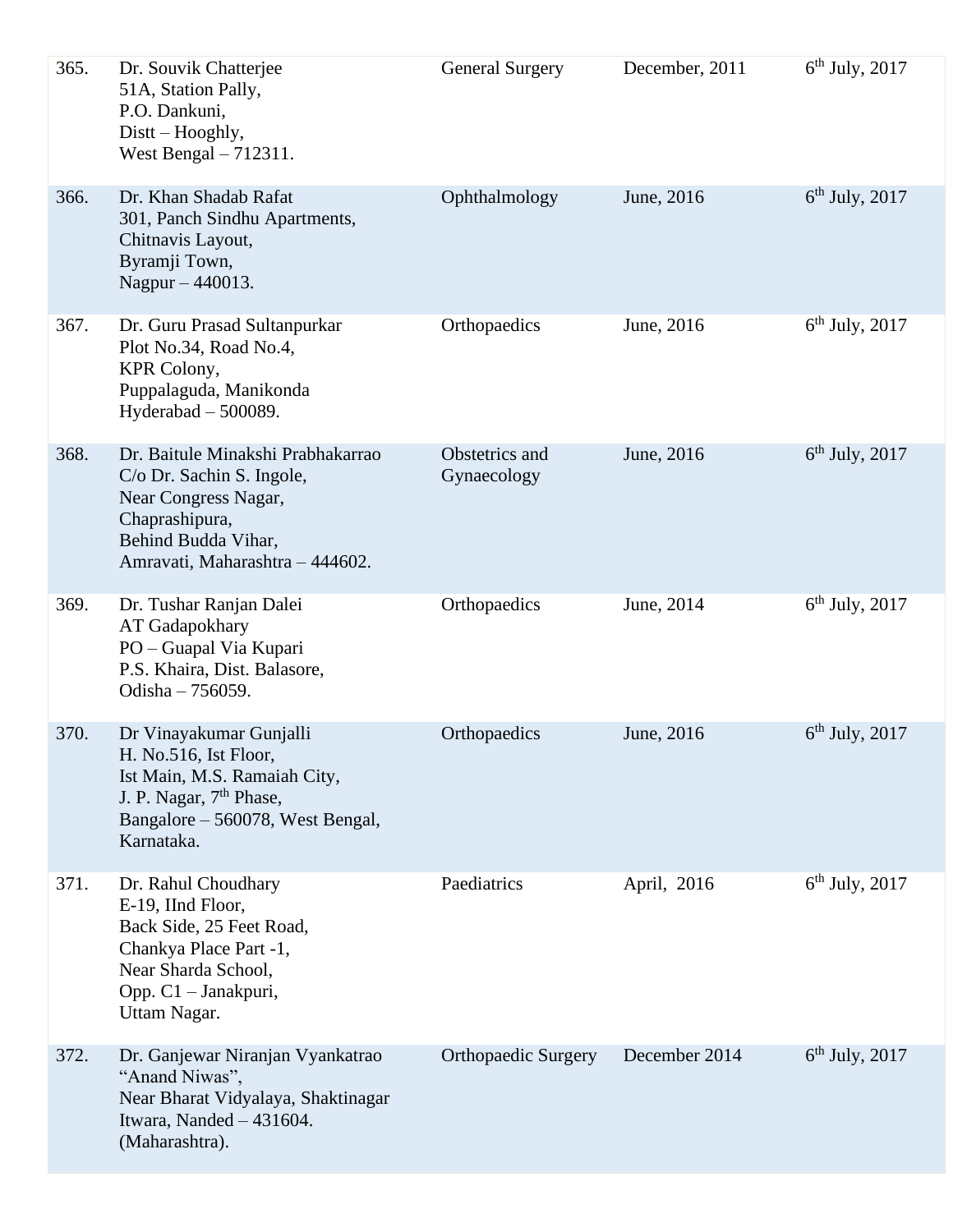| | | | | |
|---|---|---|---|---|
| 365. | Dr. Souvik Chatterjee<br>51A, Station Pally,<br>P.O. Dankuni,<br>Distt – Hooghly,<br>West Bengal – 712311. | General Surgery | December, 2011 | 6th July, 2017 |
| 366. | Dr. Khan Shadab Rafat<br>301, Panch Sindhu Apartments,<br>Chitnavis Layout,<br>Byramji Town,<br>Nagpur – 440013. | Ophthalmology | June, 2016 | 6th July, 2017 |
| 367. | Dr. Guru Prasad Sultanpurkar<br>Plot No.34, Road No.4,<br>KPR Colony,<br>Puppalaguda, Manikonda<br>Hyderabad – 500089. | Orthopaedics | June, 2016 | 6th July, 2017 |
| 368. | Dr. Baitule Minakshi Prabhakarrao<br>C/o Dr. Sachin S. Ingole,<br>Near Congress Nagar,<br>Chaprashipura,<br>Behind Budda Vihar,<br>Amravati, Maharashtra – 444602. | Obstetrics and Gynaecology | June, 2016 | 6th July, 2017 |
| 369. | Dr. Tushar Ranjan Dalei<br>AT Gadapokhary<br>PO – Guapal Via Kupari<br>P.S. Khaira, Dist. Balasore,<br>Odisha – 756059. | Orthopaedics | June, 2014 | 6th July, 2017 |
| 370. | Dr Vinayakumar Gunjalli<br>H. No.516, Ist Floor,<br>Ist Main, M.S. Ramaiah City,<br>J. P. Nagar, 7th Phase,<br>Bangalore – 560078, West Bengal,<br>Karnataka. | Orthopaedics | June, 2016 | 6th July, 2017 |
| 371. | Dr. Rahul Choudhary<br>E-19, IInd Floor,<br>Back Side, 25 Feet Road,<br>Chankya Place Part -1,<br>Near Sharda School,<br>Opp. C1 – Janakpuri,<br>Uttam Nagar. | Paediatrics | April, 2016 | 6th July, 2017 |
| 372. | Dr. Ganjewar Niranjan Vyankatrao<br>"Anand Niwas",<br>Near Bharat Vidyalaya, Shaktinagar<br>Itwara, Nanded – 431604.<br>(Maharashtra). | Orthopaedic Surgery | December 2014 | 6th July, 2017 |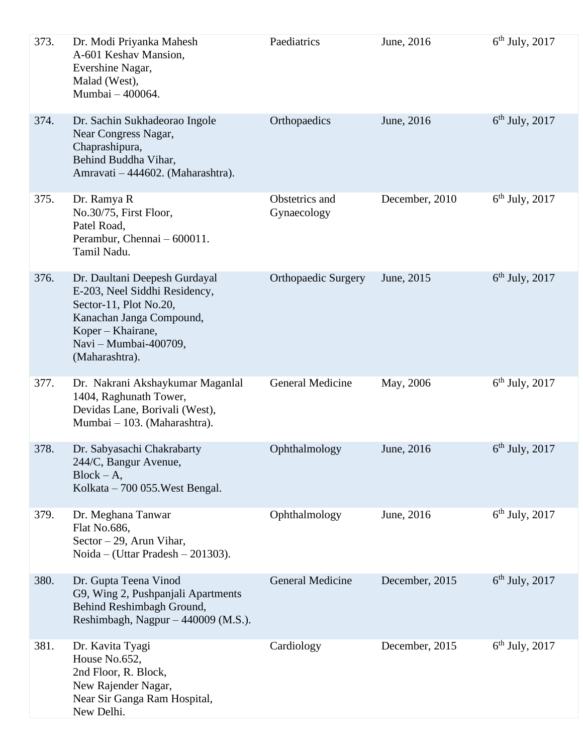| | | | | |
|---|---|---|---|---|
| 373. | Dr. Modi Priyanka Mahesh<br>A-601 Keshav Mansion,<br>Evershine Nagar,<br>Malad (West),<br>Mumbai – 400064. | Paediatrics | June, 2016 | 6th July, 2017 |
| 374. | Dr. Sachin Sukhadeorao Ingole<br>Near Congress Nagar,<br>Chaprashipura,<br>Behind Buddha Vihar,<br>Amravati – 444602. (Maharashtra). | Orthopaedics | June, 2016 | 6th July, 2017 |
| 375. | Dr. Ramya R<br>No.30/75, First Floor,<br>Patel Road,<br>Perambur, Chennai – 600011.<br>Tamil Nadu. | Obstetrics and Gynaecology | December, 2010 | 6th July, 2017 |
| 376. | Dr. Daultani Deepesh Gurdayal<br>E-203, Neel Siddhi Residency,<br>Sector-11, Plot No.20,<br>Kanachan Janga Compound,<br>Koper – Khairane,<br>Navi – Mumbai-400709,<br>(Maharashtra). | Orthopaedic Surgery | June, 2015 | 6th July, 2017 |
| 377. | Dr. Nakrani Akshaykumar Maganlal<br>1404, Raghunath Tower,<br>Devidas Lane, Borivali (West),<br>Mumbai – 103. (Maharashtra). | General Medicine | May, 2006 | 6th July, 2017 |
| 378. | Dr. Sabyasachi Chakrabarty<br>244/C, Bangur Avenue,<br>Block – A,<br>Kolkata – 700 055.West Bengal. | Ophthalmology | June, 2016 | 6th July, 2017 |
| 379. | Dr. Meghana Tanwar<br>Flat No.686,<br>Sector – 29, Arun Vihar,<br>Noida – (Uttar Pradesh – 201303). | Ophthalmology | June, 2016 | 6th July, 2017 |
| 380. | Dr. Gupta Teena Vinod<br>G9, Wing 2, Pushpanjali Apartments<br>Behind Reshimbagh Ground,<br>Reshimbagh, Nagpur – 440009 (M.S.). | General Medicine | December, 2015 | 6th July, 2017 |
| 381. | Dr. Kavita Tyagi<br>House No.652,<br>2nd Floor, R. Block,<br>New Rajender Nagar,<br>Near Sir Ganga Ram Hospital,<br>New Delhi. | Cardiology | December, 2015 | 6th July, 2017 |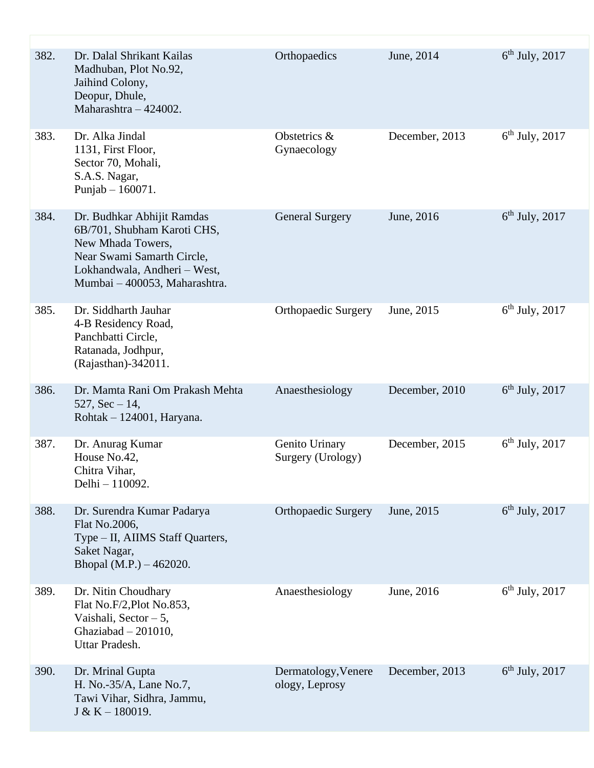| | | | | |
|---|---|---|---|---|
| 382. | Dr. Dalal Shrikant Kailas<br>Madhuban, Plot No.92,<br>Jaihind Colony,<br>Deopur, Dhule,<br>Maharashtra – 424002. | Orthopaedics | June, 2014 | 6th July, 2017 |
| 383. | Dr. Alka Jindal<br>1131, First Floor,<br>Sector 70, Mohali,<br>S.A.S. Nagar,<br>Punjab – 160071. | Obstetrics & Gynaecology | December, 2013 | 6th July, 2017 |
| 384. | Dr. Budhkar Abhijit Ramdas<br>6B/701, Shubham Karoti CHS,<br>New Mhada Towers,<br>Near Swami Samarth Circle,<br>Lokhandwala, Andheri – West,<br>Mumbai – 400053, Maharashtra. | General Surgery | June, 2016 | 6th July, 2017 |
| 385. | Dr. Siddharth Jauhar<br>4-B Residency Road,<br>Panchbatti Circle,<br>Ratanada, Jodhpur,<br>(Rajasthan)-342011. | Orthopaedic Surgery | June, 2015 | 6th July, 2017 |
| 386. | Dr. Mamta Rani Om Prakash Mehta<br>527, Sec – 14,<br>Rohtak – 124001, Haryana. | Anaesthesiology | December, 2010 | 6th July, 2017 |
| 387. | Dr. Anurag Kumar<br>House No.42,<br>Chitra Vihar,<br>Delhi – 110092. | Genito Urinary Surgery (Urology) | December, 2015 | 6th July, 2017 |
| 388. | Dr. Surendra Kumar Padarya<br>Flat No.2006,<br>Type – II, AIIMS Staff Quarters,<br>Saket Nagar,<br>Bhopal (M.P.) – 462020. | Orthopaedic Surgery | June, 2015 | 6th July, 2017 |
| 389. | Dr. Nitin Choudhary<br>Flat No.F/2,Plot No.853,<br>Vaishali, Sector – 5,<br>Ghaziabad – 201010,<br>Uttar Pradesh. | Anaesthesiology | June, 2016 | 6th July, 2017 |
| 390. | Dr. Mrinal Gupta<br>H. No.-35/A, Lane No.7,<br>Tawi Vihar, Sidhra, Jammu,<br>J & K – 180019. | Dermatology,Venereology, Leprosy | December, 2013 | 6th July, 2017 |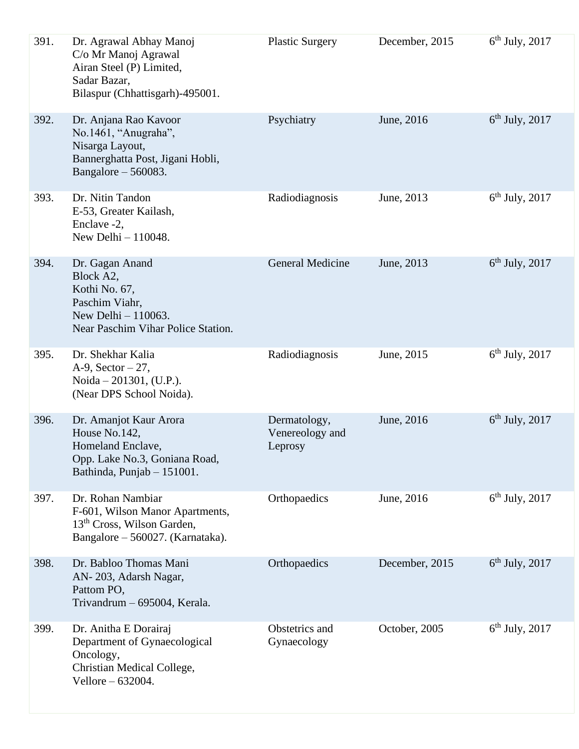| | | | | |
|---|---|---|---|---|
| 391. | Dr. Agrawal Abhay Manoj<br>C/o Mr Manoj Agrawal<br>Airan Steel (P) Limited,<br>Sadar Bazar,<br>Bilaspur (Chhattisgarh)-495001. | Plastic Surgery | December, 2015 | 6th July, 2017 |
| 392. | Dr. Anjana Rao Kavoor<br>No.1461, "Anugraha",<br>Nisarga Layout,<br>Bannerghatta Post, Jigani Hobli,<br>Bangalore – 560083. | Psychiatry | June, 2016 | 6th July, 2017 |
| 393. | Dr. Nitin Tandon<br>E-53, Greater Kailash,<br>Enclave -2,<br>New Delhi – 110048. | Radiodiagnosis | June, 2013 | 6th July, 2017 |
| 394. | Dr. Gagan Anand<br>Block A2,<br>Kothi No. 67,<br>Paschim Viahr,<br>New Delhi – 110063.<br>Near Paschim Vihar Police Station. | General Medicine | June, 2013 | 6th July, 2017 |
| 395. | Dr. Shekhar Kalia<br>A-9, Sector – 27,<br>Noida – 201301, (U.P.).<br>(Near DPS School Noida). | Radiodiagnosis | June, 2015 | 6th July, 2017 |
| 396. | Dr. Amanjot Kaur Arora<br>House No.142,<br>Homeland Enclave,<br>Opp. Lake No.3, Goniana Road,<br>Bathinda, Punjab – 151001. | Dermatology, Venereology and Leprosy | June, 2016 | 6th July, 2017 |
| 397. | Dr. Rohan Nambiar<br>F-601, Wilson Manor Apartments,<br>13th Cross, Wilson Garden,<br>Bangalore – 560027. (Karnataka). | Orthopaedics | June, 2016 | 6th July, 2017 |
| 398. | Dr. Babloo Thomas Mani<br>AN- 203, Adarsh Nagar,<br>Pattom PO,<br>Trivandrum – 695004, Kerala. | Orthopaedics | December, 2015 | 6th July, 2017 |
| 399. | Dr. Anitha E Dorairaj<br>Department of Gynaecological Oncology,<br>Christian Medical College,<br>Vellore – 632004. | Obstetrics and Gynaecology | October, 2005 | 6th July, 2017 |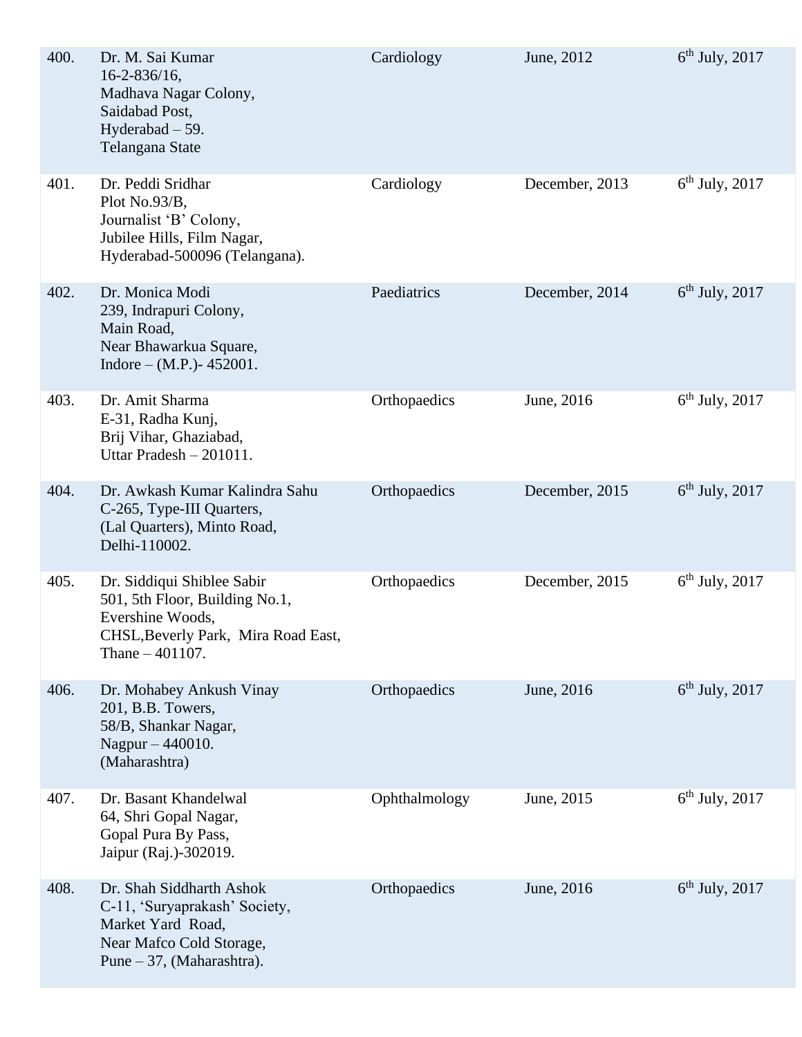| | | | | |
|---|---|---|---|---|
| 400. | Dr. M. Sai Kumar<br>16-2-836/16,<br>Madhava Nagar Colony,<br>Saidabad Post,<br>Hyderabad – 59.<br>Telangana State | Cardiology | June, 2012 | 6th July, 2017 |
| 401. | Dr. Peddi Sridhar<br>Plot No.93/B,<br>Journalist 'B' Colony,<br>Jubilee Hills, Film Nagar,<br>Hyderabad-500096 (Telangana). | Cardiology | December, 2013 | 6th July, 2017 |
| 402. | Dr. Monica Modi<br>239, Indrapuri Colony,<br>Main Road,<br>Near Bhawarkua Square,<br>Indore – (M.P.)- 452001. | Paediatrics | December, 2014 | 6th July, 2017 |
| 403. | Dr. Amit Sharma<br>E-31, Radha Kunj,<br>Brij Vihar, Ghaziabad,<br>Uttar Pradesh – 201011. | Orthopaedics | June, 2016 | 6th July, 2017 |
| 404. | Dr. Awkash Kumar Kalindra Sahu<br>C-265, Type-III Quarters,<br>(Lal Quarters), Minto Road,<br>Delhi-110002. | Orthopaedics | December, 2015 | 6th July, 2017 |
| 405. | Dr. Siddiqui Shiblee Sabir<br>501, 5th Floor, Building No.1,<br>Evershine Woods,<br>CHSL,Beverly Park, Mira Road East,<br>Thane – 401107. | Orthopaedics | December, 2015 | 6th July, 2017 |
| 406. | Dr. Mohabey Ankush Vinay<br>201, B.B. Towers,<br>58/B, Shankar Nagar,<br>Nagpur – 440010.<br>(Maharashtra) | Orthopaedics | June, 2016 | 6th July, 2017 |
| 407. | Dr. Basant Khandelwal<br>64, Shri Gopal Nagar,<br>Gopal Pura By Pass,<br>Jaipur (Raj.)-302019. | Ophthalmology | June, 2015 | 6th July, 2017 |
| 408. | Dr. Shah Siddharth Ashok<br>C-11, 'Suryaprakash' Society,<br>Market Yard Road,<br>Near Mafco Cold Storage,<br>Pune – 37, (Maharashtra). | Orthopaedics | June, 2016 | 6th July, 2017 |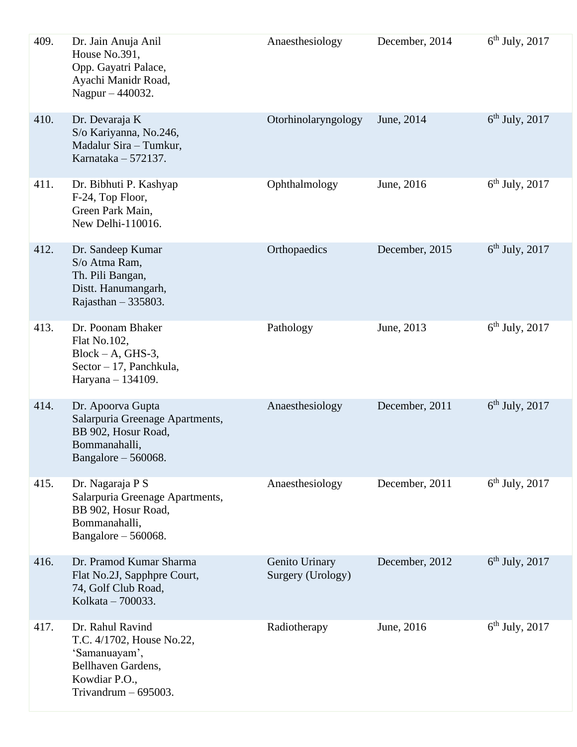| | | | | |
|---|---|---|---|---|
| 409. | Dr. Jain Anuja Anil<br>House No.391,<br>Opp. Gayatri Palace,<br>Ayachi Manidr Road,<br>Nagpur – 440032. | Anaesthesiology | December, 2014 | 6th July, 2017 |
| 410. | Dr. Devaraja K<br>S/o Kariyanna, No.246,<br>Madalur Sira – Tumkur,<br>Karnataka – 572137. | Otorhinolaryngology | June, 2014 | 6th July, 2017 |
| 411. | Dr. Bibhuti P. Kashyap<br>F-24, Top Floor,<br>Green Park Main,<br>New Delhi-110016. | Ophthalmology | June, 2016 | 6th July, 2017 |
| 412. | Dr. Sandeep Kumar<br>S/o Atma Ram,<br>Th. Pili Bangan,<br>Distt. Hanumangarh,<br>Rajasthan – 335803. | Orthopaedics | December, 2015 | 6th July, 2017 |
| 413. | Dr. Poonam Bhaker<br>Flat No.102,<br>Block – A, GHS-3,<br>Sector – 17, Panchkula,<br>Haryana – 134109. | Pathology | June, 2013 | 6th July, 2017 |
| 414. | Dr. Apoorva Gupta<br>Salarpuria Greenage Apartments,<br>BB 902, Hosur Road,<br>Bommanahalli,<br>Bangalore – 560068. | Anaesthesiology | December, 2011 | 6th July, 2017 |
| 415. | Dr. Nagaraja P S<br>Salarpuria Greenage Apartments,<br>BB 902, Hosur Road,<br>Bommanahalli,<br>Bangalore – 560068. | Anaesthesiology | December, 2011 | 6th July, 2017 |
| 416. | Dr. Pramod Kumar Sharma<br>Flat No.2J, Sapphpre Court,<br>74, Golf Club Road,<br>Kolkata – 700033. | Genito Urinary Surgery (Urology) | December, 2012 | 6th July, 2017 |
| 417. | Dr. Rahul Ravind<br>T.C. 4/1702, House No.22,<br>'Samanuayam',<br>Bellhaven Gardens,<br>Kowdiar P.O.,<br>Trivandrum – 695003. | Radiotherapy | June, 2016 | 6th July, 2017 |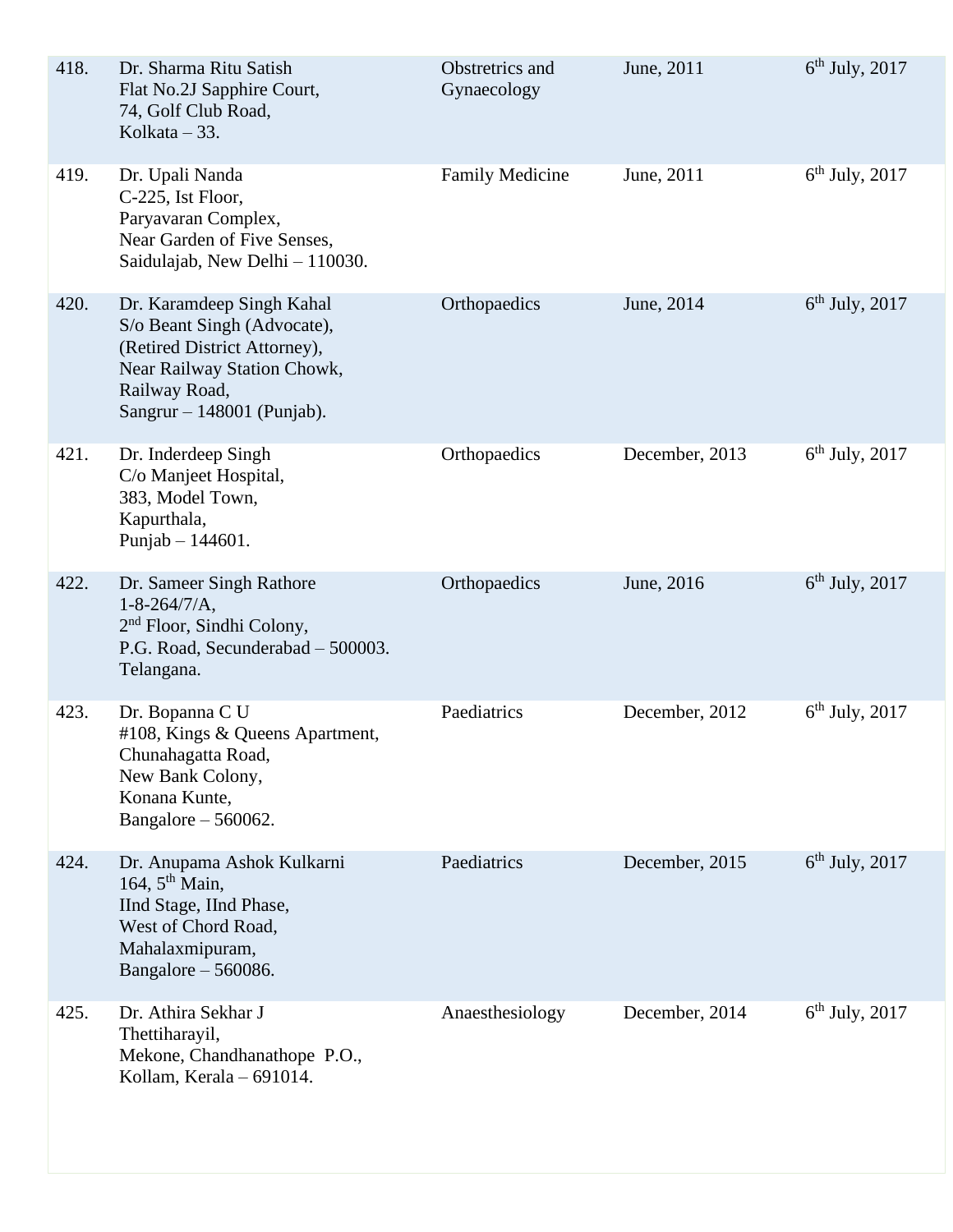| | | | | |
|---|---|---|---|---|
| 418. | Dr. Sharma Ritu Satish<br>Flat No.2J Sapphire Court,<br>74, Golf Club Road,<br>Kolkata – 33. | Obstretrics and Gynaecology | June, 2011 | 6th July, 2017 |
| 419. | Dr. Upali Nanda<br>C-225, Ist Floor,<br>Paryavaran Complex,<br>Near Garden of Five Senses,<br>Saidulajab, New Delhi – 110030. | Family Medicine | June, 2011 | 6th July, 2017 |
| 420. | Dr. Karamdeep Singh Kahal<br>S/o Beant Singh (Advocate),<br>(Retired District Attorney),<br>Near Railway Station Chowk,<br>Railway Road,<br>Sangrur – 148001 (Punjab). | Orthopaedics | June, 2014 | 6th July, 2017 |
| 421. | Dr. Inderdeep Singh<br>C/o Manjeet Hospital,<br>383, Model Town,<br>Kapurthala,<br>Punjab – 144601. | Orthopaedics | December, 2013 | 6th July, 2017 |
| 422. | Dr. Sameer Singh Rathore<br>1-8-264/7/A,<br>2nd Floor, Sindhi Colony,<br>P.G. Road, Secunderabad – 500003.<br>Telangana. | Orthopaedics | June, 2016 | 6th July, 2017 |
| 423. | Dr. Bopanna C U<br>#108, Kings & Queens Apartment,<br>Chunahagatta Road,<br>New Bank Colony,<br>Konana Kunte,<br>Bangalore – 560062. | Paediatrics | December, 2012 | 6th July, 2017 |
| 424. | Dr. Anupama Ashok Kulkarni<br>164, 5th Main,<br>IInd Stage, IInd Phase,<br>West of Chord Road,<br>Mahalaxmipuram,<br>Bangalore – 560086. | Paediatrics | December, 2015 | 6th July, 2017 |
| 425. | Dr. Athira Sekhar J<br>Thettiharayil,<br>Mekone, Chandhanathope P.O.,<br>Kollam, Kerala – 691014. | Anaesthesiology | December, 2014 | 6th July, 2017 |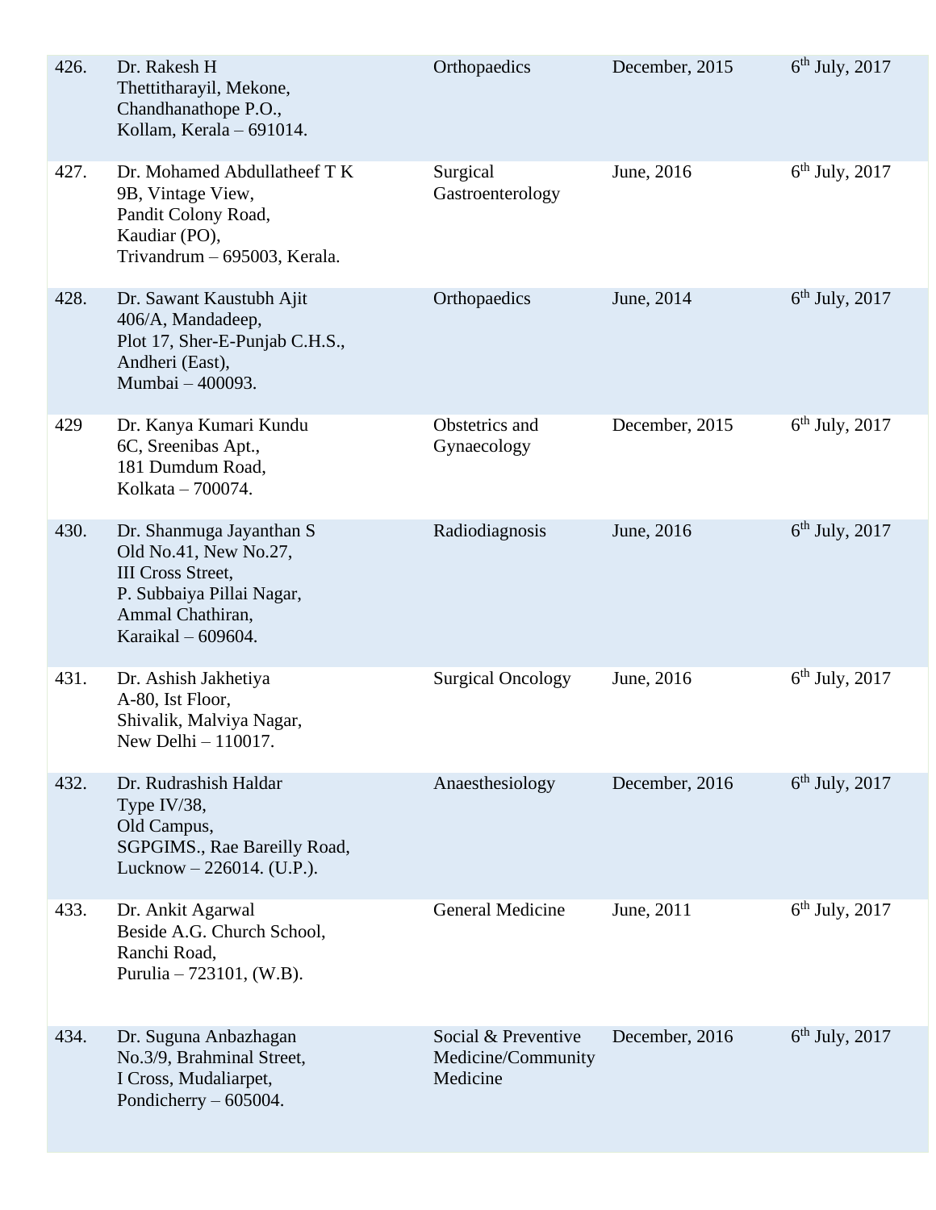| | | | | |
|---|---|---|---|---|
| 426. | Dr. Rakesh H<br>Thettitharayil, Mekone,<br>Chandhanathope P.O.,<br>Kollam, Kerala – 691014. | Orthopaedics | December, 2015 | 6th July, 2017 |
| 427. | Dr. Mohamed Abdullatheef T K<br>9B, Vintage View,<br>Pandit Colony Road,<br>Kaudiar (PO),<br>Trivandrum – 695003, Kerala. | Surgical Gastroenterology | June, 2016 | 6th July, 2017 |
| 428. | Dr. Sawant Kaustubh Ajit<br>406/A, Mandadeep,<br>Plot 17, Sher-E-Punjab C.H.S.,<br>Andheri (East),<br>Mumbai – 400093. | Orthopaedics | June, 2014 | 6th July, 2017 |
| 429 | Dr. Kanya Kumari Kundu<br>6C, Sreenibas Apt.,<br>181 Dumdum Road,<br>Kolkata – 700074. | Obstetrics and Gynaecology | December, 2015 | 6th July, 2017 |
| 430. | Dr. Shanmuga Jayanthan S<br>Old No.41, New No.27,<br>III Cross Street,<br>P. Subbaiya Pillai Nagar,<br>Ammal Chathiran,<br>Karaikal – 609604. | Radiodiagnosis | June, 2016 | 6th July, 2017 |
| 431. | Dr. Ashish Jakhetiya<br>A-80, Ist Floor,<br>Shivalik, Malviya Nagar,<br>New Delhi – 110017. | Surgical Oncology | June, 2016 | 6th July, 2017 |
| 432. | Dr. Rudrashish Haldar<br>Type IV/38,<br>Old Campus,<br>SGPGIMS., Rae Bareilly Road,<br>Lucknow – 226014. (U.P.). | Anaesthesiology | December, 2016 | 6th July, 2017 |
| 433. | Dr. Ankit Agarwal<br>Beside A.G. Church School,<br>Ranchi Road,<br>Purulia – 723101, (W.B). | General Medicine | June, 2011 | 6th July, 2017 |
| 434. | Dr. Suguna Anbazhagan<br>No.3/9, Brahminal Street,<br>I Cross, Mudaliarpet,<br>Pondicherry – 605004. | Social & Preventive Medicine/Community Medicine | December, 2016 | 6th July, 2017 |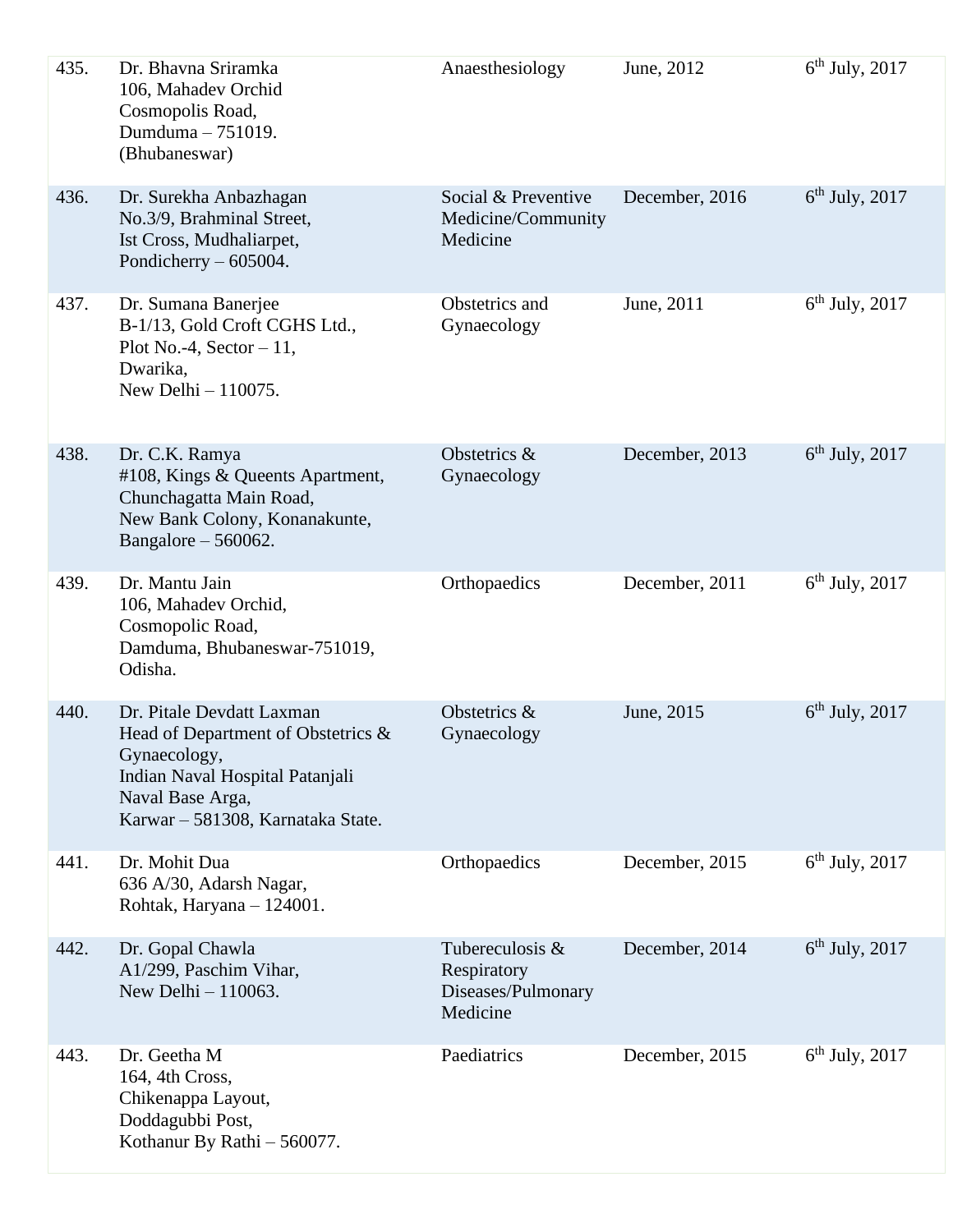| | | | | |
|---|---|---|---|---|
| 435. | Dr. Bhavna Sriramka<br>106, Mahadev Orchid<br>Cosmopolis Road,<br>Dumduma – 751019.<br>(Bhubaneswar) | Anaesthesiology | June, 2012 | 6th July, 2017 |
| 436. | Dr. Surekha Anbazhagan<br>No.3/9, Brahminal Street,<br>Ist Cross, Mudhaliarpet,<br>Pondicherry – 605004. | Social & Preventive Medicine/Community Medicine | December, 2016 | 6th July, 2017 |
| 437. | Dr. Sumana Banerjee<br>B-1/13, Gold Croft CGHS Ltd.,<br>Plot No.-4, Sector – 11,<br>Dwarika,<br>New Delhi – 110075. | Obstetrics and Gynaecology | June, 2011 | 6th July, 2017 |
| 438. | Dr. C.K. Ramya<br>#108, Kings & Queents Apartment,<br>Chunchagatta Main Road,<br>New Bank Colony, Konanakunte,<br>Bangalore – 560062. | Obstetrics & Gynaecology | December, 2013 | 6th July, 2017 |
| 439. | Dr. Mantu Jain<br>106, Mahadev Orchid,<br>Cosmopolic Road,<br>Damduma, Bhubaneswar-751019,<br>Odisha. | Orthopaedics | December, 2011 | 6th July, 2017 |
| 440. | Dr. Pitale Devdatt Laxman<br>Head of Department of Obstetrics & Gynaecology,<br>Indian Naval Hospital Patanjali<br>Naval Base Arga,<br>Karwar – 581308, Karnataka State. | Obstetrics & Gynaecology | June, 2015 | 6th July, 2017 |
| 441. | Dr. Mohit Dua<br>636 A/30, Adarsh Nagar,<br>Rohtak, Haryana – 124001. | Orthopaedics | December, 2015 | 6th July, 2017 |
| 442. | Dr. Gopal Chawla<br>A1/299, Paschim Vihar,<br>New Delhi – 110063. | Tubereculosis & Respiratory Diseases/Pulmonary Medicine | December, 2014 | 6th July, 2017 |
| 443. | Dr. Geetha M<br>164, 4th Cross,<br>Chikenappa Layout,<br>Doddagubbi Post,<br>Kothanur By Rathi – 560077. | Paediatrics | December, 2015 | 6th July, 2017 |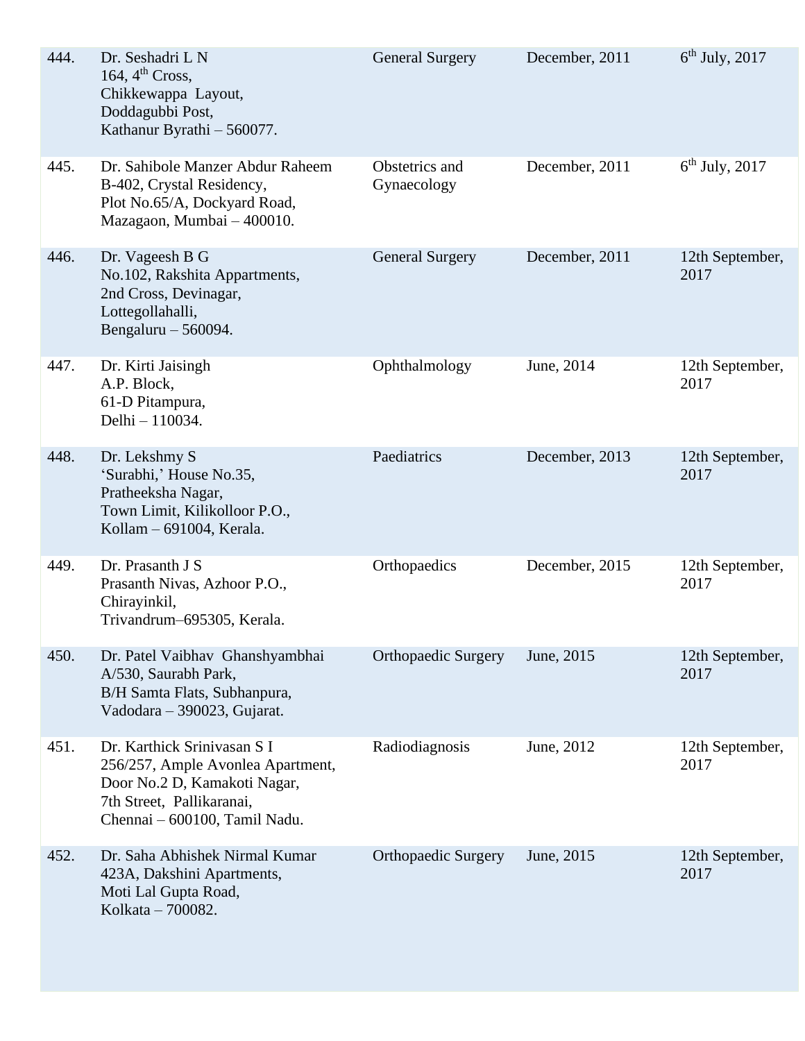| | | | | |
|---|---|---|---|---|
| 444. | Dr. Seshadri L N<br>164, 4th Cross,<br>Chikkewappa Layout,<br>Doddagubbi Post,<br>Kathanur Byrathi – 560077. | General Surgery | December, 2011 | 6th July, 2017 |
| 445. | Dr. Sahibole Manzer Abdur Raheem<br>B-402, Crystal Residency,<br>Plot No.65/A, Dockyard Road,<br>Mazagaon, Mumbai – 400010. | Obstetrics and Gynaecology | December, 2011 | 6th July, 2017 |
| 446. | Dr. Vageesh B G<br>No.102, Rakshita Appartments,<br>2nd Cross, Devinagar,<br>Lottegollahalli,<br>Bengaluru – 560094. | General Surgery | December, 2011 | 12th September, 2017 |
| 447. | Dr. Kirti Jaisingh<br>A.P. Block,<br>61-D Pitampura,<br>Delhi – 110034. | Ophthalmology | June, 2014 | 12th September, 2017 |
| 448. | Dr. Lekshmy S<br>'Surabhi,' House No.35,<br>Pratheeksha Nagar,<br>Town Limit, Kilikolloor P.O.,<br>Kollam – 691004, Kerala. | Paediatrics | December, 2013 | 12th September, 2017 |
| 449. | Dr. Prasanth J S<br>Prasanth Nivas, Azhoor P.O.,<br>Chirayinkil,<br>Trivandrum–695305, Kerala. | Orthopaedics | December, 2015 | 12th September, 2017 |
| 450. | Dr. Patel Vaibhav Ghanshyambhai<br>A/530, Saurabh Park,<br>B/H Samta Flats, Subhanpura,<br>Vadodara – 390023, Gujarat. | Orthopaedic Surgery | June, 2015 | 12th September, 2017 |
| 451. | Dr. Karthick Srinivasan S I<br>256/257, Ample Avonlea Apartment,<br>Door No.2 D, Kamakoti Nagar,<br>7th Street, Pallikaranai,<br>Chennai – 600100, Tamil Nadu. | Radiodiagnosis | June, 2012 | 12th September, 2017 |
| 452. | Dr. Saha Abhishek Nirmal Kumar<br>423A, Dakshini Apartments,<br>Moti Lal Gupta Road,<br>Kolkata – 700082. | Orthopaedic Surgery | June, 2015 | 12th September, 2017 |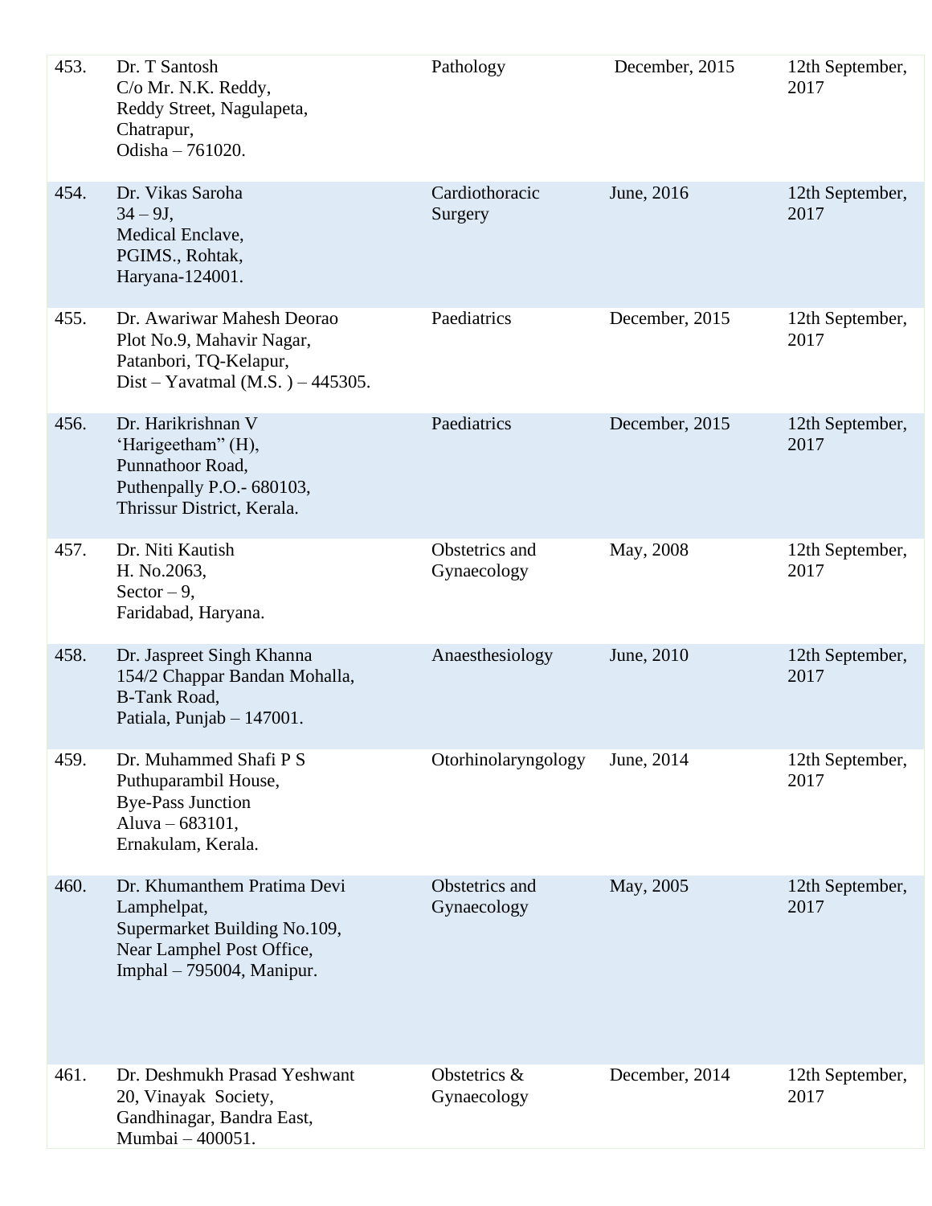| | | | | |
|---|---|---|---|---|
| 453. | Dr. T Santosh<br>C/o Mr. N.K. Reddy,<br>Reddy Street, Nagulapeta,<br>Chatrapur,<br>Odisha – 761020. | Pathology | December, 2015 | 12th September, 2017 |
| 454. | Dr. Vikas Saroha<br>34 – 9J,<br>Medical Enclave,<br>PGIMS., Rohtak,<br>Haryana-124001. | Cardiothoracic Surgery | June, 2016 | 12th September, 2017 |
| 455. | Dr. Awariwar Mahesh Deorao<br>Plot No.9, Mahavir Nagar,<br>Patanbori, TQ-Kelapur,<br>Dist – Yavatmal (M.S. ) – 445305. | Paediatrics | December, 2015 | 12th September, 2017 |
| 456. | Dr. Harikrishnan V<br>'Harigeetham" (H),<br>Punnathoor Road,<br>Puthenpally P.O.- 680103,<br>Thrissur District, Kerala. | Paediatrics | December, 2015 | 12th September, 2017 |
| 457. | Dr. Niti Kautish<br>H. No.2063,<br>Sector – 9,<br>Faridabad, Haryana. | Obstetrics and Gynaecology | May, 2008 | 12th September, 2017 |
| 458. | Dr. Jaspreet Singh Khanna<br>154/2 Chappar Bandan Mohalla,<br>B-Tank Road,<br>Patiala, Punjab – 147001. | Anaesthesiology | June, 2010 | 12th September, 2017 |
| 459. | Dr. Muhammed Shafi P S<br>Puthuparambil House,<br>Bye-Pass Junction<br>Aluva – 683101,<br>Ernakulam, Kerala. | Otorhinolaryngology | June, 2014 | 12th September, 2017 |
| 460. | Dr. Khumanthem Pratima Devi<br>Lamphelpat,<br>Supermarket Building No.109,<br>Near Lamphel Post Office,<br>Imphal – 795004, Manipur. | Obstetrics and Gynaecology | May, 2005 | 12th September, 2017 |
| 461. | Dr. Deshmukh Prasad Yeshwant<br>20, Vinayak Society,<br>Gandhinagar, Bandra East,<br>Mumbai – 400051. | Obstetrics & Gynaecology | December, 2014 | 12th September, 2017 |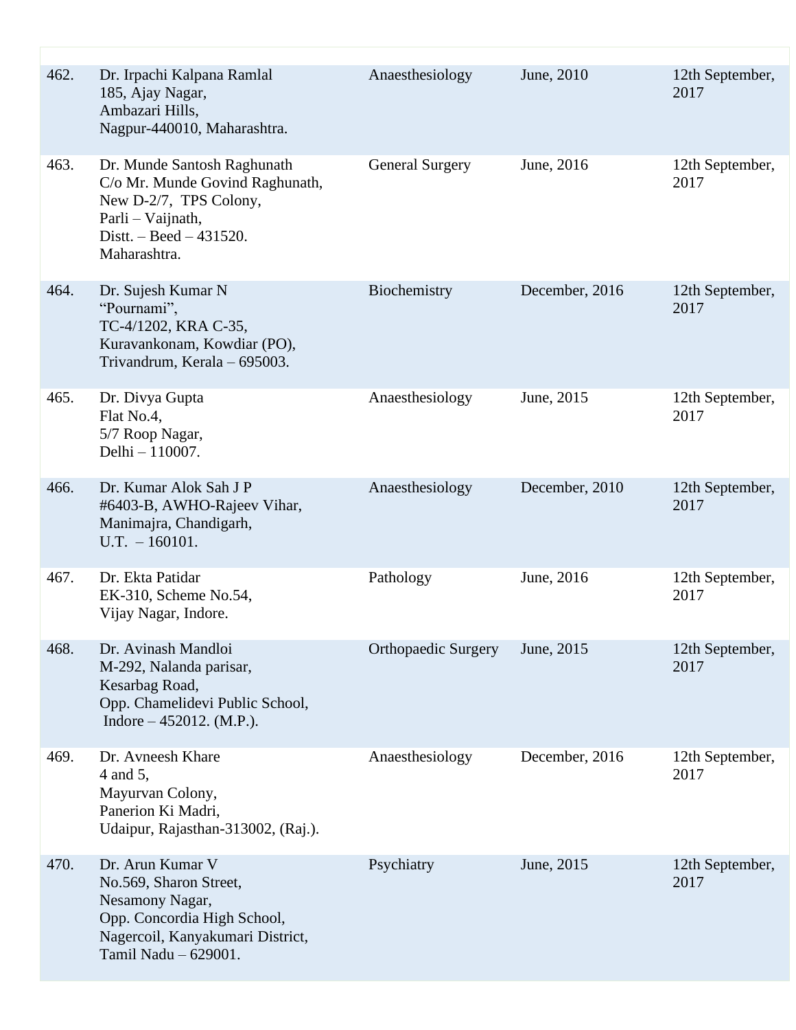| | | | | |
|---|---|---|---|---|
| 462. | Dr. Irpachi Kalpana Ramlal<br>185, Ajay Nagar,<br>Ambazari Hills,<br>Nagpur-440010, Maharashtra. | Anaesthesiology | June, 2010 | 12th September, 2017 |
| 463. | Dr. Munde Santosh Raghunath<br>C/o Mr. Munde Govind Raghunath,<br>New D-2/7, TPS Colony,<br>Parli – Vaijnath,<br>Distt. – Beed – 431520.<br>Maharashtra. | General Surgery | June, 2016 | 12th September, 2017 |
| 464. | Dr. Sujesh Kumar N<br>"Pournami",<br>TC-4/1202, KRA C-35,<br>Kuravankonam, Kowdiar (PO),<br>Trivandrum, Kerala – 695003. | Biochemistry | December, 2016 | 12th September, 2017 |
| 465. | Dr. Divya Gupta<br>Flat No.4,<br>5/7 Roop Nagar,<br>Delhi – 110007. | Anaesthesiology | June, 2015 | 12th September, 2017 |
| 466. | Dr. Kumar Alok Sah J P<br>#6403-B, AWHO-Rajeev Vihar,<br>Manimajra, Chandigarh,<br>U.T. – 160101. | Anaesthesiology | December, 2010 | 12th September, 2017 |
| 467. | Dr. Ekta Patidar<br>EK-310, Scheme No.54,<br>Vijay Nagar, Indore. | Pathology | June, 2016 | 12th September, 2017 |
| 468. | Dr. Avinash Mandloi<br>M-292, Nalanda parisar,<br>Kesarbag Road,<br>Opp. Chamelidevi Public School,<br>Indore – 452012. (M.P.). | Orthopaedic Surgery | June, 2015 | 12th September, 2017 |
| 469. | Dr. Avneesh Khare<br>4 and 5,<br>Mayurvan Colony,<br>Panerion Ki Madri,<br>Udaipur, Rajasthan-313002, (Raj.). | Anaesthesiology | December, 2016 | 12th September, 2017 |
| 470. | Dr. Arun Kumar V<br>No.569, Sharon Street,<br>Nesamony Nagar,<br>Opp. Concordia High School,<br>Nagercoil, Kanyakumari District,<br>Tamil Nadu – 629001. | Psychiatry | June, 2015 | 12th September, 2017 |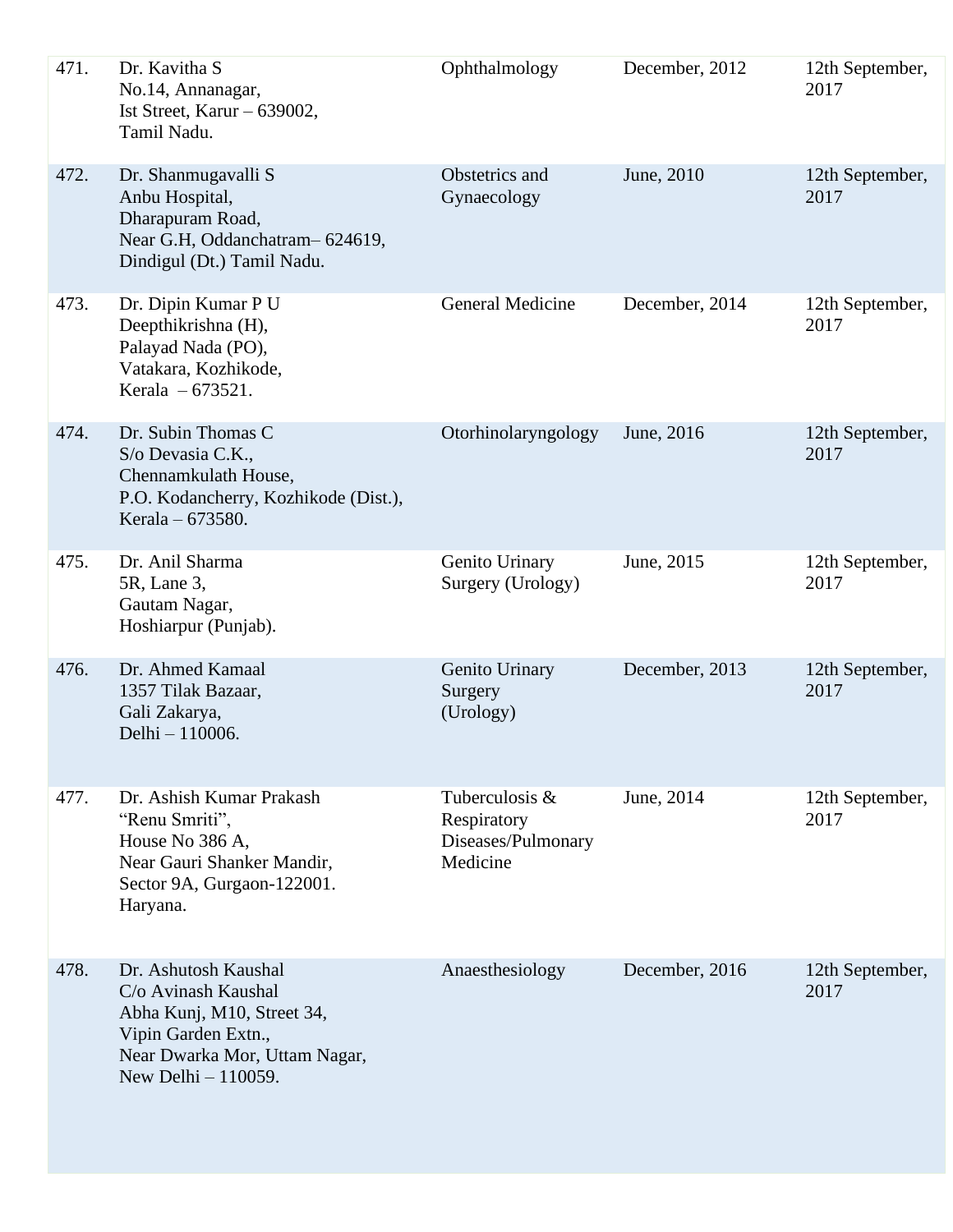| 471. | Dr. Kavitha S<br>No.14, Annanagar,<br>Ist Street, Karur – 639002,<br>Tamil Nadu. | Ophthalmology | December, 2012 | 12th September, 2017 |
|---|---|---|---|---|
| 472. | Dr. Shanmugavalli S<br>Anbu Hospital,<br>Dharapuram Road,<br>Near G.H, Oddanchatram– 624619,<br>Dindigul (Dt.) Tamil Nadu. | Obstetrics and Gynaecology | June, 2010 | 12th September, 2017 |
| 473. | Dr. Dipin Kumar P U<br>Deepthikrishna (H),<br>Palayad Nada (PO),<br>Vatakara, Kozhikode,<br>Kerala – 673521. | General Medicine | December, 2014 | 12th September, 2017 |
| 474. | Dr. Subin Thomas C<br>S/o Devasia C.K.,<br>Chennamkulath House,<br>P.O. Kodancherry, Kozhikode (Dist.),<br>Kerala – 673580. | Otorhinolaryngology | June, 2016 | 12th September, 2017 |
| 475. | Dr. Anil Sharma<br>5R, Lane 3,<br>Gautam Nagar,<br>Hoshiarpur (Punjab). | Genito Urinary Surgery (Urology) | June, 2015 | 12th September, 2017 |
| 476. | Dr. Ahmed Kamaal<br>1357 Tilak Bazaar,<br>Gali Zakarya,<br>Delhi – 110006. | Genito Urinary Surgery (Urology) | December, 2013 | 12th September, 2017 |
| 477. | Dr. Ashish Kumar Prakash<br>“Renu Smriti”,<br>House No 386 A,<br>Near Gauri Shanker Mandir,<br>Sector 9A, Gurgaon-122001.<br>Haryana. | Tuberculosis & Respiratory Diseases/Pulmonary Medicine | June, 2014 | 12th September, 2017 |
| 478. | Dr. Ashutosh Kaushal<br>C/o Avinash Kaushal<br>Abha Kunj, M10, Street 34,<br>Vipin Garden Extn.,<br>Near Dwarka Mor, Uttam Nagar,<br>New Delhi – 110059. | Anaesthesiology | December, 2016 | 12th September, 2017 |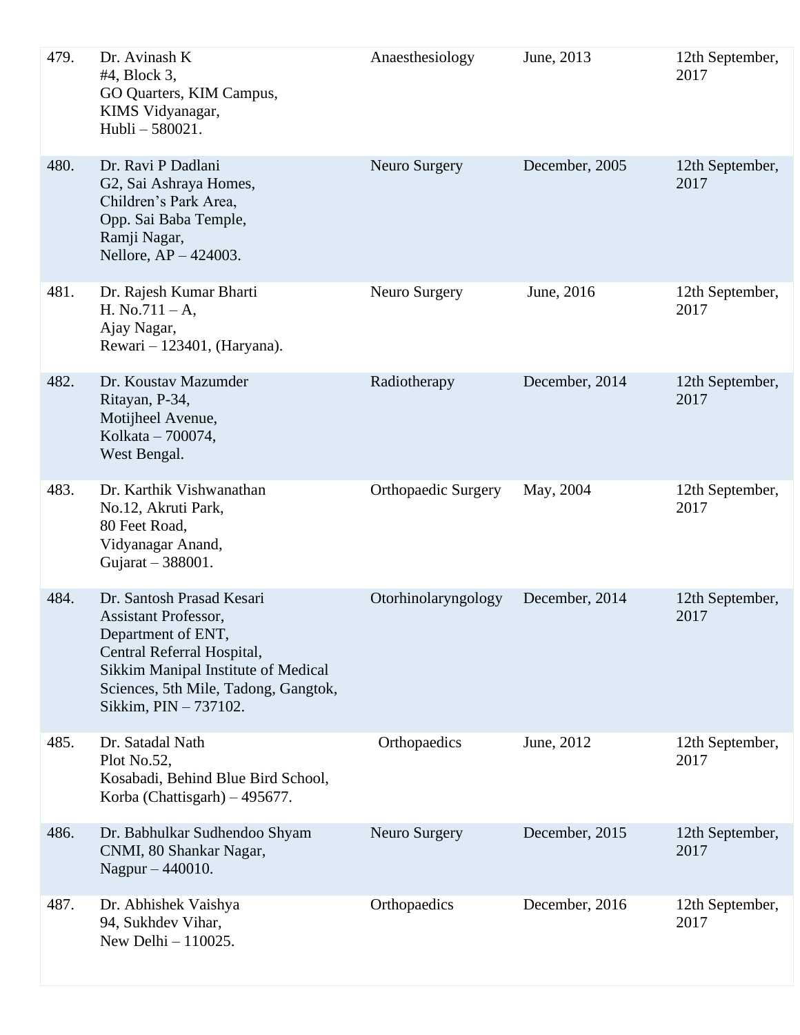| | | | | |
|---|---|---|---|---|
| 479. | Dr. Avinash K<br>#4, Block 3,<br>GO Quarters, KIM Campus,<br>KIMS Vidyanagar,<br>Hubli – 580021. | Anaesthesiology | June, 2013 | 12th September, 2017 |
| 480. | Dr. Ravi P Dadlani<br>G2, Sai Ashraya Homes,<br>Children's Park Area,<br>Opp. Sai Baba Temple,<br>Ramji Nagar,<br>Nellore, AP – 424003. | Neuro Surgery | December, 2005 | 12th September, 2017 |
| 481. | Dr. Rajesh Kumar Bharti<br>H. No.711 – A,<br>Ajay Nagar,<br>Rewari – 123401, (Haryana). | Neuro Surgery | June, 2016 | 12th September, 2017 |
| 482. | Dr. Koustav Mazumder<br>Ritayan, P-34,<br>Motijheel Avenue,<br>Kolkata – 700074,<br>West Bengal. | Radiotherapy | December, 2014 | 12th September, 2017 |
| 483. | Dr. Karthik Vishwanathan<br>No.12, Akruti Park,<br>80 Feet Road,<br>Vidyanagar Anand,<br>Gujarat – 388001. | Orthopaedic Surgery | May, 2004 | 12th September, 2017 |
| 484. | Dr. Santosh Prasad Kesari<br>Assistant Professor,<br>Department of ENT,<br>Central Referral Hospital,<br>Sikkim Manipal Institute of Medical Sciences, 5th Mile, Tadong, Gangtok, Sikkim, PIN – 737102. | Otorhinolaryngology | December, 2014 | 12th September, 2017 |
| 485. | Dr. Satadal Nath<br>Plot No.52,<br>Kosabadi, Behind Blue Bird School,<br>Korba (Chattisgarh) – 495677. | Orthopaedics | June, 2012 | 12th September, 2017 |
| 486. | Dr. Babhulkar Sudhendoo Shyam<br>CNMI, 80 Shankar Nagar,<br>Nagpur – 440010. | Neuro Surgery | December, 2015 | 12th September, 2017 |
| 487. | Dr. Abhishek Vaishya<br>94, Sukhdev Vihar,<br>New Delhi – 110025. | Orthopaedics | December, 2016 | 12th September, 2017 |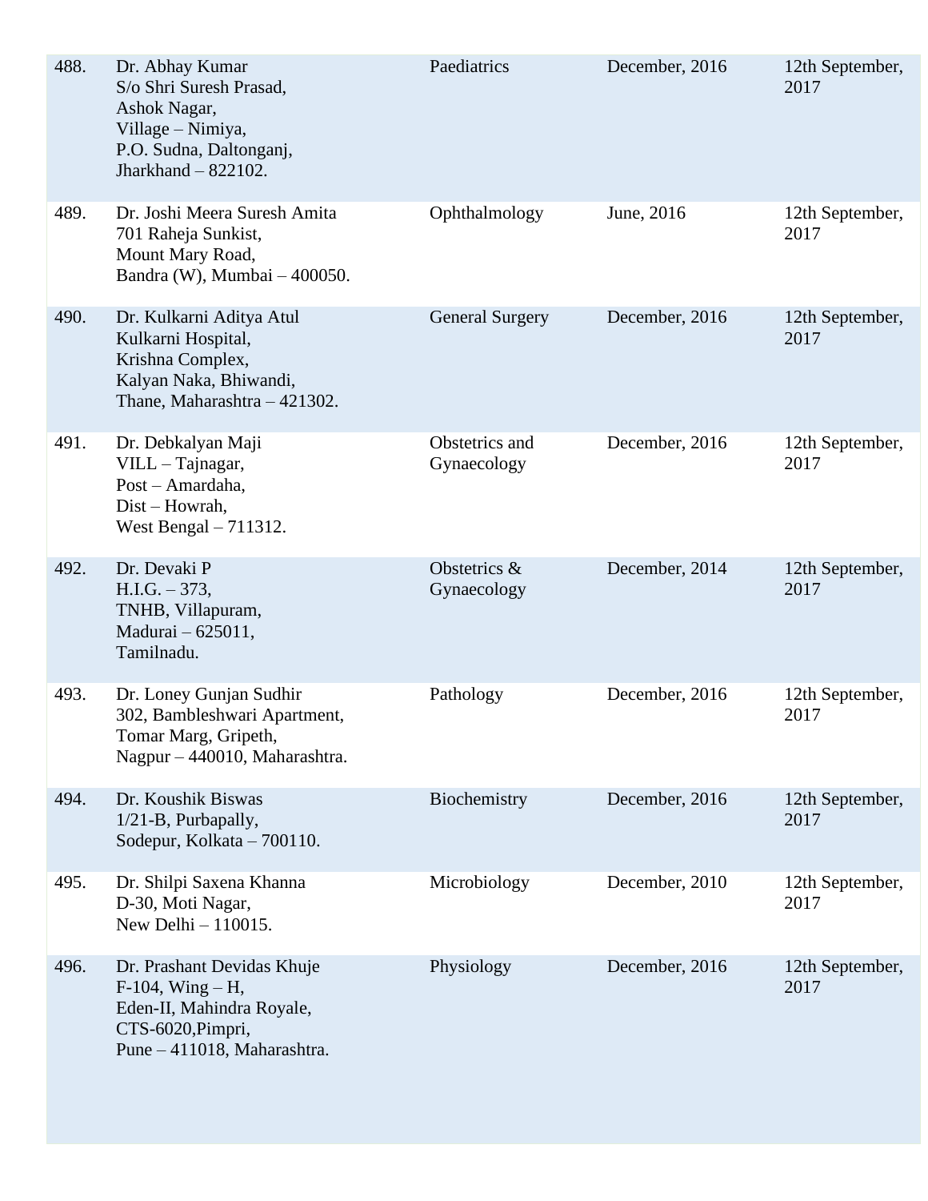| | | | | |
|---|---|---|---|---|
| 488. | Dr. Abhay Kumar<br>S/o Shri Suresh Prasad,<br>Ashok Nagar,<br>Village – Nimiya,<br>P.O. Sudna, Daltonganj,<br>Jharkhand – 822102. | Paediatrics | December, 2016 | 12th September, 2017 |
| 489. | Dr. Joshi Meera Suresh Amita<br>701 Raheja Sunkist,<br>Mount Mary Road,<br>Bandra (W), Mumbai – 400050. | Ophthalmology | June, 2016 | 12th September, 2017 |
| 490. | Dr. Kulkarni Aditya Atul<br>Kulkarni Hospital,<br>Krishna Complex,<br>Kalyan Naka, Bhiwandi,<br>Thane, Maharashtra – 421302. | General Surgery | December, 2016 | 12th September, 2017 |
| 491. | Dr. Debkalyan Maji<br>VILL – Tajnagar,<br>Post – Amardaha,<br>Dist – Howrah,<br>West Bengal – 711312. | Obstetrics and Gynaecology | December, 2016 | 12th September, 2017 |
| 492. | Dr. Devaki P<br>H.I.G. – 373,<br>TNHB, Villapuram,<br>Madurai – 625011,<br>Tamilnadu. | Obstetrics & Gynaecology | December, 2014 | 12th September, 2017 |
| 493. | Dr. Loney Gunjan Sudhir<br>302, Bambleshwari Apartment,<br>Tomar Marg, Gripeth,<br>Nagpur – 440010, Maharashtra. | Pathology | December, 2016 | 12th September, 2017 |
| 494. | Dr. Koushik Biswas<br>1/21-B, Purbapally,<br>Sodepur, Kolkata – 700110. | Biochemistry | December, 2016 | 12th September, 2017 |
| 495. | Dr. Shilpi Saxena Khanna<br>D-30, Moti Nagar,<br>New Delhi – 110015. | Microbiology | December, 2010 | 12th September, 2017 |
| 496. | Dr. Prashant Devidas Khuje<br>F-104, Wing – H,<br>Eden-II, Mahindra Royale,<br>CTS-6020,Pimpri,<br>Pune – 411018, Maharashtra. | Physiology | December, 2016 | 12th September, 2017 |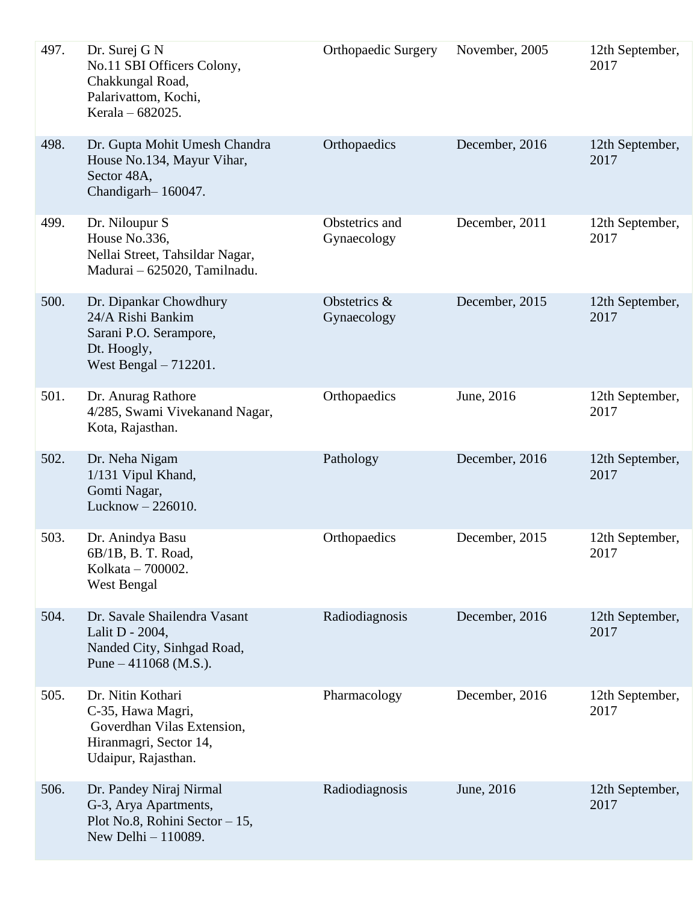| | | | | |
|---|---|---|---|---|
| 497. | Dr. Surej G N<br>No.11 SBI Officers Colony,<br>Chakkungal Road,<br>Palarivattom, Kochi,<br>Kerala – 682025. | Orthopaedic Surgery | November, 2005 | 12th September, 2017 |
| 498. | Dr. Gupta Mohit Umesh Chandra<br>House No.134, Mayur Vihar,<br>Sector 48A,<br>Chandigarh– 160047. | Orthopaedics | December, 2016 | 12th September, 2017 |
| 499. | Dr. Niloupur S<br>House No.336,<br>Nellai Street, Tahsildar Nagar,<br>Madurai – 625020, Tamilnadu. | Obstetrics and Gynaecology | December, 2011 | 12th September, 2017 |
| 500. | Dr. Dipankar Chowdhury<br>24/A Rishi Bankim<br>Sarani P.O. Serampore,<br>Dt. Hoogly,<br>West Bengal – 712201. | Obstetrics & Gynaecology | December, 2015 | 12th September, 2017 |
| 501. | Dr. Anurag Rathore<br>4/285, Swami Vivekanand Nagar,<br>Kota, Rajasthan. | Orthopaedics | June, 2016 | 12th September, 2017 |
| 502. | Dr. Neha Nigam<br>1/131 Vipul Khand,<br>Gomti Nagar,<br>Lucknow – 226010. | Pathology | December, 2016 | 12th September, 2017 |
| 503. | Dr. Anindya Basu<br>6B/1B, B. T. Road,<br>Kolkata – 700002.<br>West Bengal | Orthopaedics | December, 2015 | 12th September, 2017 |
| 504. | Dr. Savale Shailendra Vasant<br>Lalit D - 2004,<br>Nanded City, Sinhgad Road,<br>Pune – 411068 (M.S.). | Radiodiagnosis | December, 2016 | 12th September, 2017 |
| 505. | Dr. Nitin Kothari<br>C-35, Hawa Magri,<br>Goverdhan Vilas Extension,<br>Hiranmagri, Sector 14,<br>Udaipur, Rajasthan. | Pharmacology | December, 2016 | 12th September, 2017 |
| 506. | Dr. Pandey Niraj Nirmal<br>G-3, Arya Apartments,<br>Plot No.8, Rohini Sector – 15,<br>New Delhi – 110089. | Radiodiagnosis | June, 2016 | 12th September, 2017 |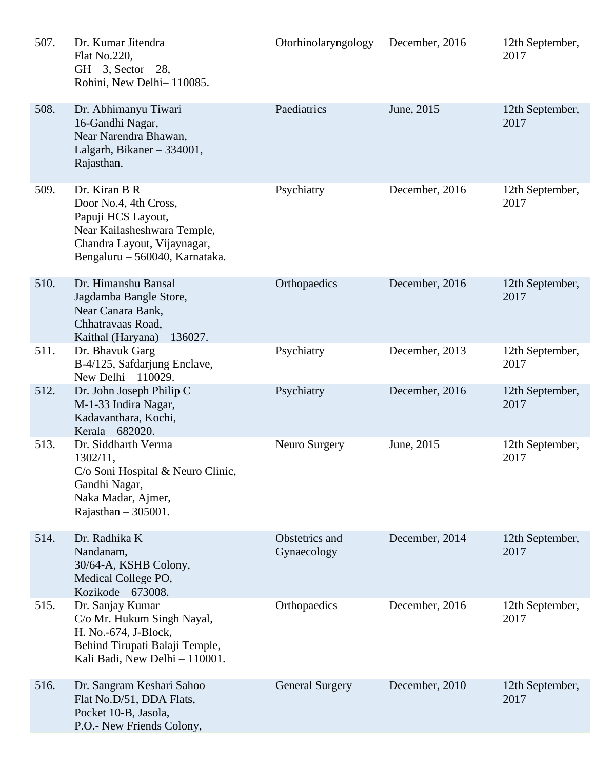| | | | | |
|---|---|---|---|---|
| 507. | Dr. Kumar Jitendra<br>Flat No.220,<br>GH – 3, Sector – 28,<br>Rohini, New Delhi– 110085. | Otorhinolaryngology | December, 2016 | 12th September, 2017 |
| 508. | Dr. Abhimanyu Tiwari<br>16-Gandhi Nagar,<br>Near Narendra Bhawan,<br>Lalgarh, Bikaner – 334001,<br>Rajasthan. | Paediatrics | June, 2015 | 12th September, 2017 |
| 509. | Dr. Kiran B R<br>Door No.4, 4th Cross,<br>Papuji HCS Layout,<br>Near Kailasheshwara Temple,<br>Chandra Layout, Vijaynagar,<br>Bengaluru – 560040, Karnataka. | Psychiatry | December, 2016 | 12th September, 2017 |
| 510. | Dr. Himanshu Bansal<br>Jagdamba Bangle Store,<br>Near Canara Bank,<br>Chhatravaas Road,<br>Kaithal (Haryana) – 136027. | Orthopaedics | December, 2016 | 12th September, 2017 |
| 511. | Dr. Bhavuk Garg<br>B-4/125, Safdarjung Enclave,<br>New Delhi – 110029. | Psychiatry | December, 2013 | 12th September, 2017 |
| 512. | Dr. John Joseph Philip C<br>M-1-33 Indira Nagar,<br>Kadavanthara, Kochi,<br>Kerala – 682020. | Psychiatry | December, 2016 | 12th September, 2017 |
| 513. | Dr. Siddharth Verma<br>1302/11,<br>C/o Soni Hospital & Neuro Clinic,<br>Gandhi Nagar,<br>Naka Madar, Ajmer,<br>Rajasthan – 305001. | Neuro Surgery | June, 2015 | 12th September, 2017 |
| 514. | Dr. Radhika K<br>Nandanam,<br>30/64-A, KSHB Colony,<br>Medical College PO,<br>Kozikode – 673008. | Obstetrics and Gynaecology | December, 2014 | 12th September, 2017 |
| 515. | Dr. Sanjay Kumar<br>C/o Mr. Hukum Singh Nayal,<br>H. No.-674, J-Block,<br>Behind Tirupati Balaji Temple,<br>Kali Badi, New Delhi – 110001. | Orthopaedics | December, 2016 | 12th September, 2017 |
| 516. | Dr. Sangram Keshari Sahoo<br>Flat No.D/51, DDA Flats,<br>Pocket 10-B, Jasola,<br>P.O.- New Friends Colony, | General Surgery | December, 2010 | 12th September, 2017 |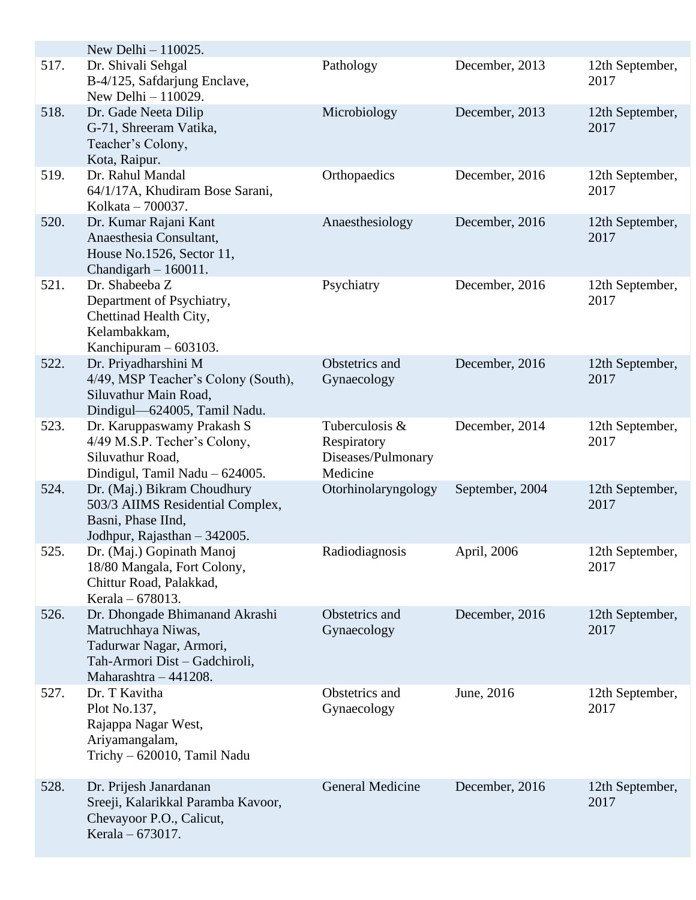| | | | | |
|---|---|---|---|---|
| | New Delhi – 110025. | | | |
| 517. | Dr. Shivali Sehgal<br>B-4/125, Safdarjung Enclave,<br>New Delhi – 110029. | Pathology | December, 2013 | 12th September, 2017 |
| 518. | Dr. Gade Neeta Dilip<br>G-71, Shreeram Vatika,<br>Teacher's Colony,<br>Kota, Raipur. | Microbiology | December, 2013 | 12th September, 2017 |
| 519. | Dr. Rahul Mandal<br>64/1/17A, Khudiram Bose Sarani,<br>Kolkata – 700037. | Orthopaedics | December, 2016 | 12th September, 2017 |
| 520. | Dr. Kumar Rajani Kant<br>Anaesthesia Consultant,<br>House No.1526, Sector 11,<br>Chandigarh – 160011. | Anaesthesiology | December, 2016 | 12th September, 2017 |
| 521. | Dr. Shabeeba Z<br>Department of Psychiatry,<br>Chettinad Health City,<br>Kelambakkam,<br>Kanchipuram – 603103. | Psychiatry | December, 2016 | 12th September, 2017 |
| 522. | Dr. Priyadharshini M<br>4/49, MSP Teacher's Colony (South),<br>Siluvathur Main Road,<br>Dindigul—624005, Tamil Nadu. | Obstetrics and Gynaecology | December, 2016 | 12th September, 2017 |
| 523. | Dr. Karuppaswamy Prakash S<br>4/49 M.S.P. Techer's Colony,<br>Siluvathur Road,<br>Dindigul, Tamil Nadu – 624005. | Tuberculosis & Respiratory Diseases/Pulmonary Medicine | December, 2014 | 12th September, 2017 |
| 524. | Dr. (Maj.) Bikram Choudhury<br>503/3 AIIMS Residential Complex,<br>Basni, Phase IInd,<br>Jodhpur, Rajasthan – 342005. | Otorhinolaryngology | September, 2004 | 12th September, 2017 |
| 525. | Dr. (Maj.) Gopinath Manoj<br>18/80 Mangala, Fort Colony,<br>Chittur Road, Palakkad,<br>Kerala – 678013. | Radiodiagnosis | April, 2006 | 12th September, 2017 |
| 526. | Dr. Dhongade Bhimanand Akrashi<br>Matruchhaya Niwas,<br>Tadurwar Nagar, Armori,<br>Tah-Armori Dist – Gadchiroli,<br>Maharashtra – 441208. | Obstetrics and Gynaecology | December, 2016 | 12th September, 2017 |
| 527. | Dr. T Kavitha<br>Plot No.137,<br>Rajappa Nagar West,<br>Ariyamangalam,<br>Trichy – 620010, Tamil Nadu | Obstetrics and Gynaecology | June, 2016 | 12th September, 2017 |
| 528. | Dr. Prijesh Janardanan<br>Sreeji, Kalarikkal Paramba Kavoor,<br>Chevayoor P.O., Calicut,<br>Kerala – 673017. | General Medicine | December, 2016 | 12th September, 2017 |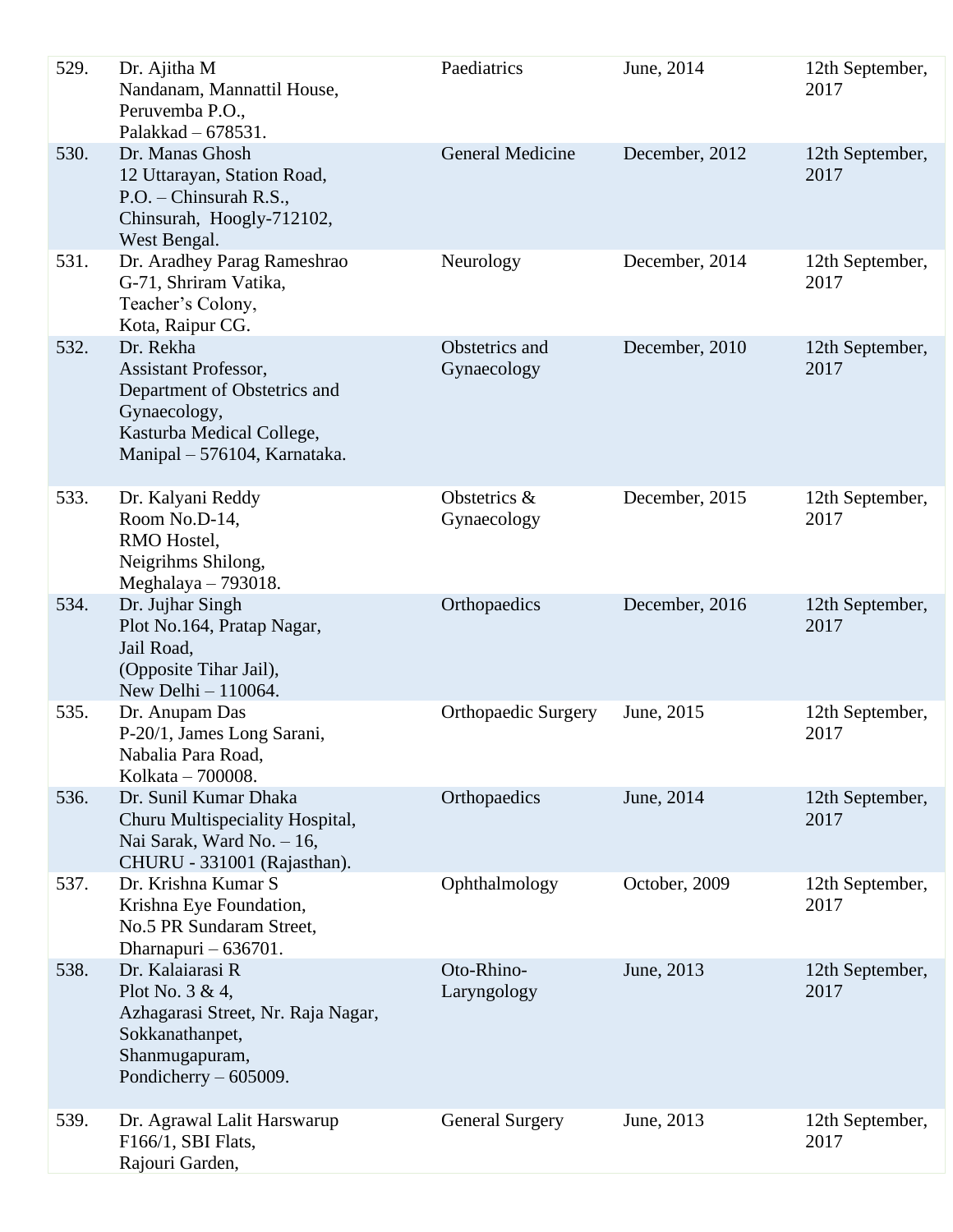| | | | | |
|---|---|---|---|---|
| 529. | Dr. Ajitha M<br>Nandanam, Mannattil House,<br>Peruvemba P.O.,<br>Palakkad – 678531. | Paediatrics | June, 2014 | 12th September, 2017 |
| 530. | Dr. Manas Ghosh<br>12 Uttarayan, Station Road,<br>P.O. – Chinsurah R.S.,<br>Chinsurah, Hoogly-712102,<br>West Bengal. | General Medicine | December, 2012 | 12th September, 2017 |
| 531. | Dr. Aradhey Parag Rameshrao<br>G-71, Shriram Vatika,<br>Teacher's Colony,<br>Kota, Raipur CG. | Neurology | December, 2014 | 12th September, 2017 |
| 532. | Dr. Rekha<br>Assistant Professor,<br>Department of Obstetrics and Gynaecology,<br>Kasturba Medical College,<br>Manipal – 576104, Karnataka. | Obstetrics and Gynaecology | December, 2010 | 12th September, 2017 |
| 533. | Dr. Kalyani Reddy<br>Room No.D-14,<br>RMO Hostel,<br>Neigrihms Shilong,<br>Meghalaya – 793018. | Obstetrics & Gynaecology | December, 2015 | 12th September, 2017 |
| 534. | Dr. Jujhar Singh<br>Plot No.164, Pratap Nagar,<br>Jail Road,<br>(Opposite Tihar Jail),<br>New Delhi – 110064. | Orthopaedics | December, 2016 | 12th September, 2017 |
| 535. | Dr. Anupam Das<br>P-20/1, James Long Sarani,<br>Nabalia Para Road,<br>Kolkata – 700008. | Orthopaedic Surgery | June, 2015 | 12th September, 2017 |
| 536. | Dr. Sunil Kumar Dhaka<br>Churu Multispeciality Hospital,<br>Nai Sarak, Ward No. – 16,<br>CHURU - 331001 (Rajasthan). | Orthopaedics | June, 2014 | 12th September, 2017 |
| 537. | Dr. Krishna Kumar S<br>Krishna Eye Foundation,<br>No.5 PR Sundaram Street,<br>Dharnapuri – 636701. | Ophthalmology | October, 2009 | 12th September, 2017 |
| 538. | Dr. Kalaiarasi R<br>Plot No. 3 & 4,<br>Azhagarasi Street, Nr. Raja Nagar,<br>Sokkanathanpet,<br>Shanmugapuram,<br>Pondicherry – 605009. | Oto-Rhino-Laryngology | June, 2013 | 12th September, 2017 |
| 539. | Dr. Agrawal Lalit Harswarup<br>F166/1, SBI Flats,<br>Rajouri Garden, | General Surgery | June, 2013 | 12th September, 2017 |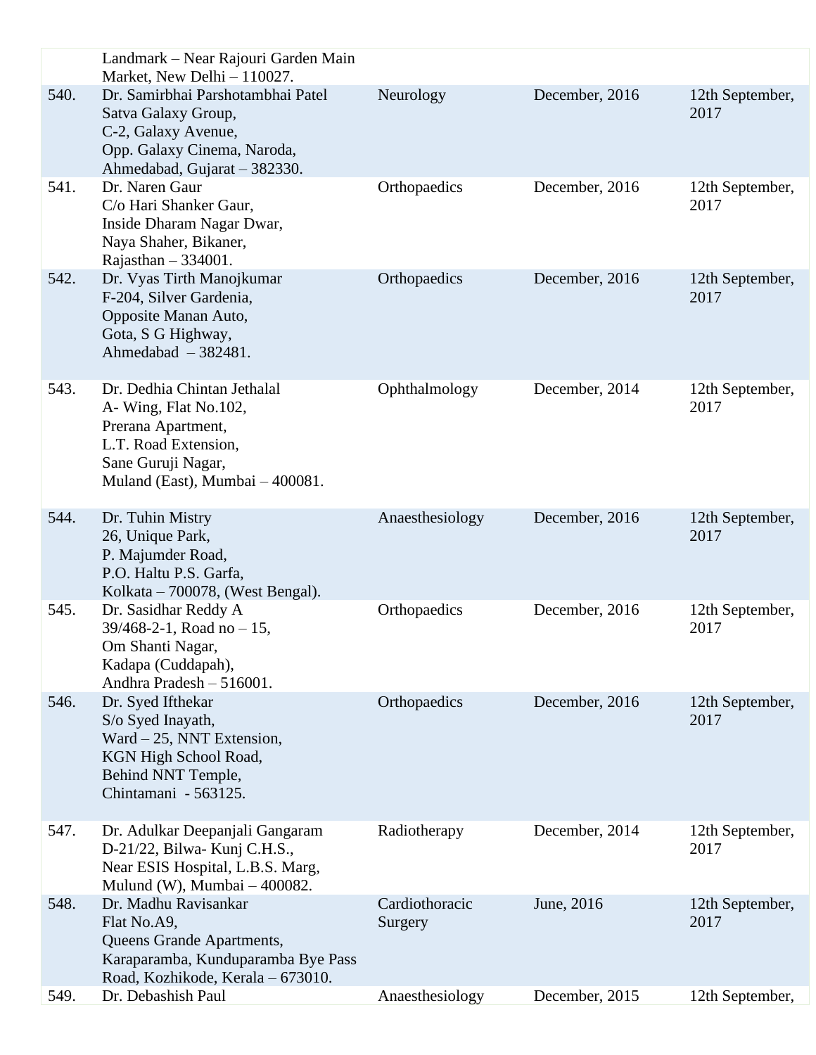| | | | | |
|---|---|---|---|---|
| | Landmark – Near Rajouri Garden Main Market, New Delhi – 110027. | | | |
| 540. | Dr. Samirbhai Parshotambhai Patel<br>Satva Galaxy Group,<br>C-2, Galaxy Avenue,<br>Opp. Galaxy Cinema, Naroda,<br>Ahmedabad, Gujarat – 382330. | Neurology | December, 2016 | 12th September, 2017 |
| 541. | Dr. Naren Gaur<br>C/o Hari Shanker Gaur,<br>Inside Dharam Nagar Dwar,<br>Naya Shaher, Bikaner,<br>Rajasthan – 334001. | Orthopaedics | December, 2016 | 12th September, 2017 |
| 542. | Dr. Vyas Tirth Manojkumar<br>F-204, Silver Gardenia,<br>Opposite Manan Auto,<br>Gota, S G Highway,<br>Ahmedabad – 382481. | Orthopaedics | December, 2016 | 12th September, 2017 |
| 543. | Dr. Dedhia Chintan Jethalal<br>A- Wing, Flat No.102,<br>Prerana Apartment,<br>L.T. Road Extension,<br>Sane Guruji Nagar,<br>Muland (East), Mumbai – 400081. | Ophthalmology | December, 2014 | 12th September, 2017 |
| 544. | Dr. Tuhin Mistry<br>26, Unique Park,<br>P. Majumder Road,<br>P.O. Haltu P.S. Garfa,<br>Kolkata – 700078, (West Bengal). | Anaesthesiology | December, 2016 | 12th September, 2017 |
| 545. | Dr. Sasidhar Reddy A<br>39/468-2-1, Road no – 15,<br>Om Shanti Nagar,<br>Kadapa (Cuddapah),<br>Andhra Pradesh – 516001. | Orthopaedics | December, 2016 | 12th September, 2017 |
| 546. | Dr. Syed Ifthekar<br>S/o Syed Inayath,<br>Ward – 25, NNT Extension,<br>KGN High School Road,<br>Behind NNT Temple,<br>Chintamani - 563125. | Orthopaedics | December, 2016 | 12th September, 2017 |
| 547. | Dr. Adulkar Deepanjali Gangaram<br>D-21/22, Bilwa- Kunj C.H.S.,<br>Near ESIS Hospital, L.B.S. Marg,<br>Mulund (W), Mumbai – 400082. | Radiotherapy | December, 2014 | 12th September, 2017 |
| 548. | Dr. Madhu Ravisankar<br>Flat No.A9,<br>Queens Grande Apartments,<br>Karaparamba, Kunduparamba Bye Pass Road, Kozhikode, Kerala – 673010. | Cardiothoracic Surgery | June, 2016 | 12th September, 2017 |
| 549. | Dr. Debashish Paul | Anaesthesiology | December, 2015 | 12th September, |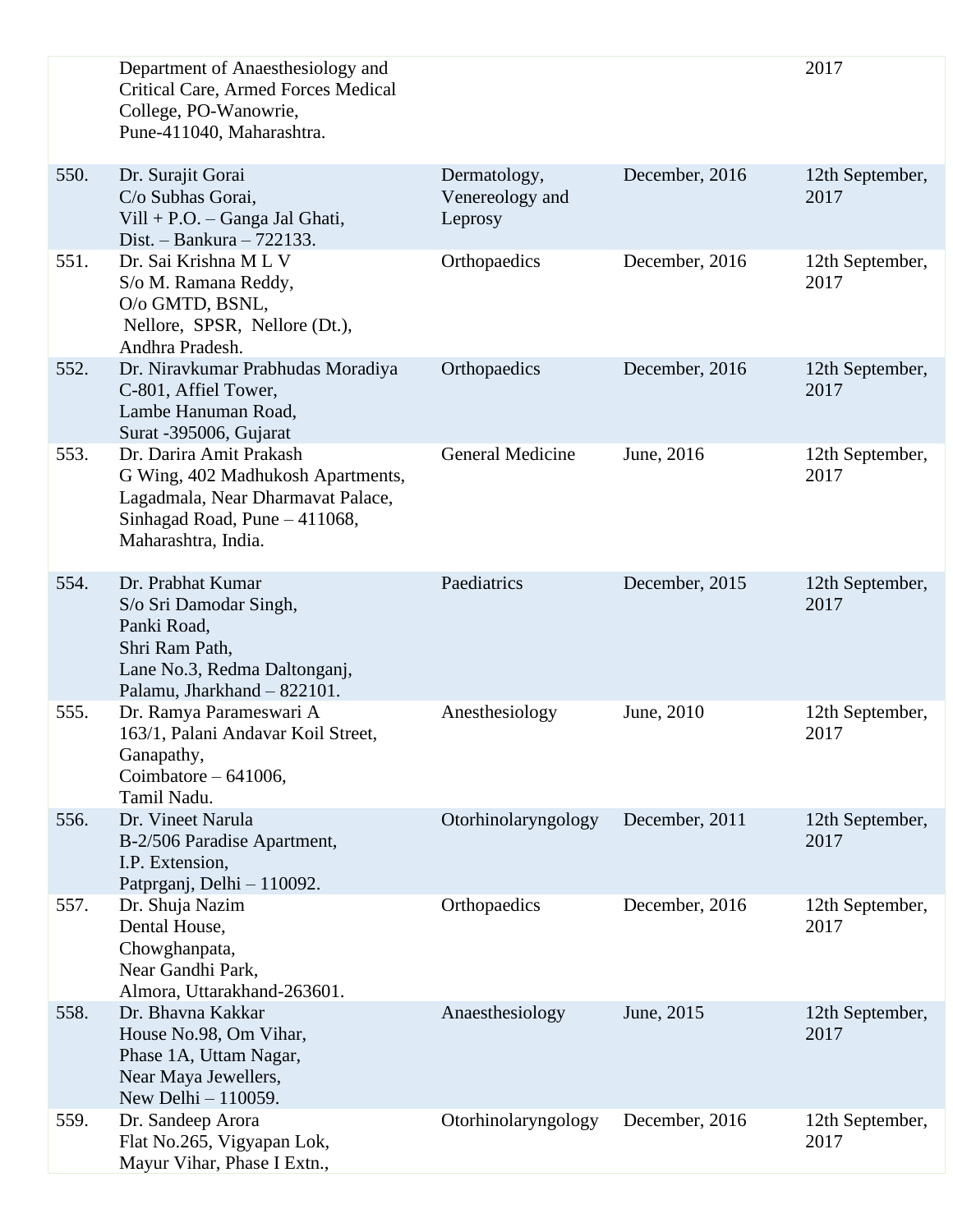| | | | | |
|---|---|---|---|---|
| | Department of Anaesthesiology and Critical Care, Armed Forces Medical College, PO-Wanowrie, Pune-411040, Maharashtra. | | | 2017 |
| 550. | Dr. Surajit Gorai<br>C/o Subhas Gorai,<br>Vill + P.O. – Ganga Jal Ghati,<br>Dist. – Bankura – 722133. | Dermatology, Venereology and Leprosy | December, 2016 | 12th September, 2017 |
| 551. | Dr. Sai Krishna M L V<br>S/o M. Ramana Reddy,<br>O/o GMTD, BSNL,<br>Nellore, SPSR, Nellore (Dt.),<br>Andhra Pradesh. | Orthopaedics | December, 2016 | 12th September, 2017 |
| 552. | Dr. Niravkumar Prabhudas Moradiya<br>C-801, Affiel Tower,<br>Lambe Hanuman Road,<br>Surat -395006, Gujarat | Orthopaedics | December, 2016 | 12th September, 2017 |
| 553. | Dr. Darira Amit Prakash<br>G Wing, 402 Madhukosh Apartments,<br>Lagadmala, Near Dharmavat Palace,<br>Sinhagad Road, Pune – 411068,<br>Maharashtra, India. | General Medicine | June, 2016 | 12th September, 2017 |
| 554. | Dr. Prabhat Kumar<br>S/o Sri Damodar Singh,<br>Panki Road,<br>Shri Ram Path,<br>Lane No.3, Redma Daltonganj,<br>Palamu, Jharkhand – 822101. | Paediatrics | December, 2015 | 12th September, 2017 |
| 555. | Dr. Ramya Parameswari A<br>163/1, Palani Andavar Koil Street,<br>Ganapathy,<br>Coimbatore – 641006,<br>Tamil Nadu. | Anesthesiology | June, 2010 | 12th September, 2017 |
| 556. | Dr. Vineet Narula<br>B-2/506 Paradise Apartment,<br>I.P. Extension,<br>Patprganj, Delhi – 110092. | Otorhinolaryngology | December, 2011 | 12th September, 2017 |
| 557. | Dr. Shuja Nazim<br>Dental House,<br>Chowghanpata,<br>Near Gandhi Park,<br>Almora, Uttarakhand-263601. | Orthopaedics | December, 2016 | 12th September, 2017 |
| 558. | Dr. Bhavna Kakkar<br>House No.98, Om Vihar,<br>Phase 1A, Uttam Nagar,<br>Near Maya Jewellers,<br>New Delhi – 110059. | Anaesthesiology | June, 2015 | 12th September, 2017 |
| 559. | Dr. Sandeep Arora<br>Flat No.265, Vigyapan Lok,<br>Mayur Vihar, Phase I Extn., | Otorhinolaryngology | December, 2016 | 12th September, 2017 |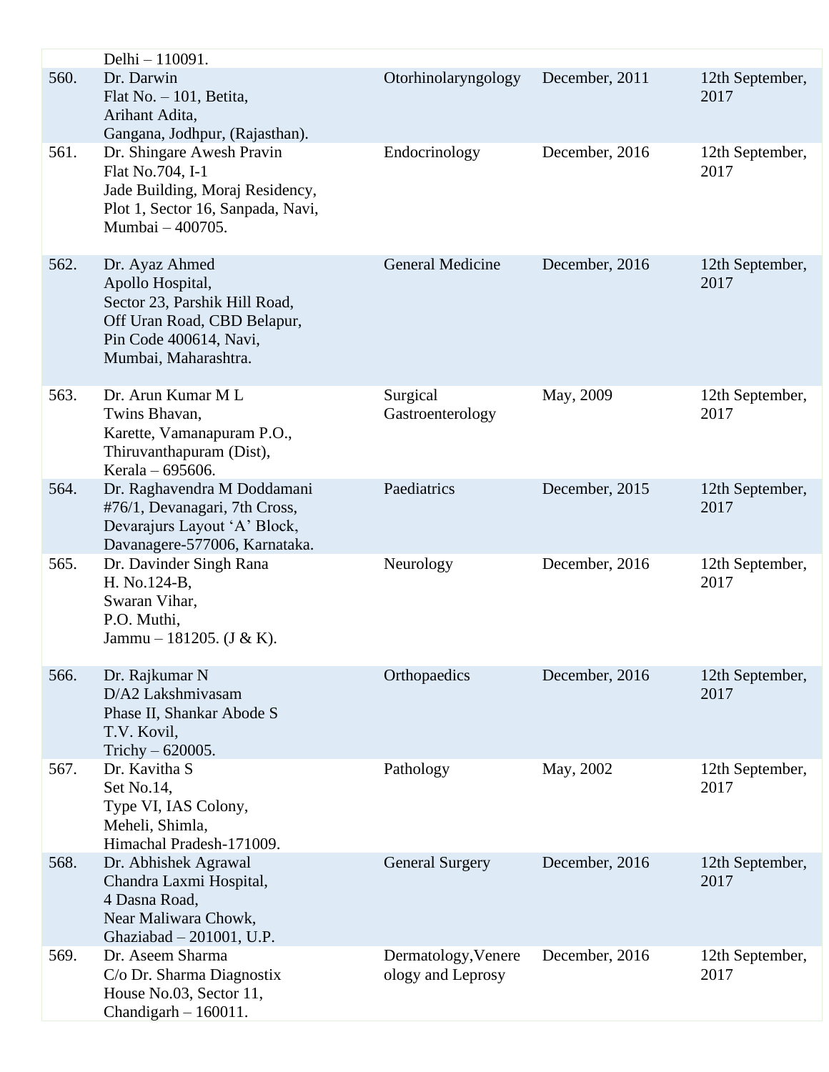| | | | | |
|---|---|---|---|---|
| | Delhi – 110091. | | | |
| 560. | Dr. Darwin<br>Flat No. – 101, Betita,<br>Arihant Adita,<br>Gangana, Jodhpur, (Rajasthan). | Otorhinolaryngology | December, 2011 | 12th September, 2017 |
| 561. | Dr. Shingare Awesh Pravin<br>Flat No.704, I-1<br>Jade Building, Moraj Residency,<br>Plot 1, Sector 16, Sanpada, Navi,<br>Mumbai – 400705. | Endocrinology | December, 2016 | 12th September, 2017 |
| 562. | Dr. Ayaz Ahmed<br>Apollo Hospital,<br>Sector 23, Parshik Hill Road,<br>Off Uran Road, CBD Belapur,<br>Pin Code 400614, Navi,<br>Mumbai, Maharashtra. | General Medicine | December, 2016 | 12th September, 2017 |
| 563. | Dr. Arun Kumar M L<br>Twins Bhavan,<br>Karette, Vamanapuram P.O.,<br>Thiruvanthapuram (Dist),<br>Kerala – 695606. | Surgical Gastroenterology | May, 2009 | 12th September, 2017 |
| 564. | Dr. Raghavendra M Doddamani<br>#76/1, Devanagari, 7th Cross,<br>Devarajurs Layout 'A' Block,<br>Davanagere-577006, Karnataka. | Paediatrics | December, 2015 | 12th September, 2017 |
| 565. | Dr. Davinder Singh Rana<br>H. No.124-B,<br>Swaran Vihar,<br>P.O. Muthi,<br>Jammu – 181205. (J & K). | Neurology | December, 2016 | 12th September, 2017 |
| 566. | Dr. Rajkumar N<br>D/A2 Lakshmivasam<br>Phase II, Shankar Abode S<br>T.V. Kovil,<br>Trichy – 620005. | Orthopaedics | December, 2016 | 12th September, 2017 |
| 567. | Dr. Kavitha S<br>Set No.14,<br>Type VI, IAS Colony,<br>Meheli, Shimla,<br>Himachal Pradesh-171009. | Pathology | May, 2002 | 12th September, 2017 |
| 568. | Dr. Abhishek Agrawal<br>Chandra Laxmi Hospital,<br>4 Dasna Road,<br>Near Maliwara Chowk,<br>Ghaziabad – 201001, U.P. | General Surgery | December, 2016 | 12th September, 2017 |
| 569. | Dr. Aseem Sharma<br>C/o Dr. Sharma Diagnostix<br>House No.03, Sector 11,<br>Chandigarh – 160011. | Dermatology,Venereology and Leprosy | December, 2016 | 12th September, 2017 |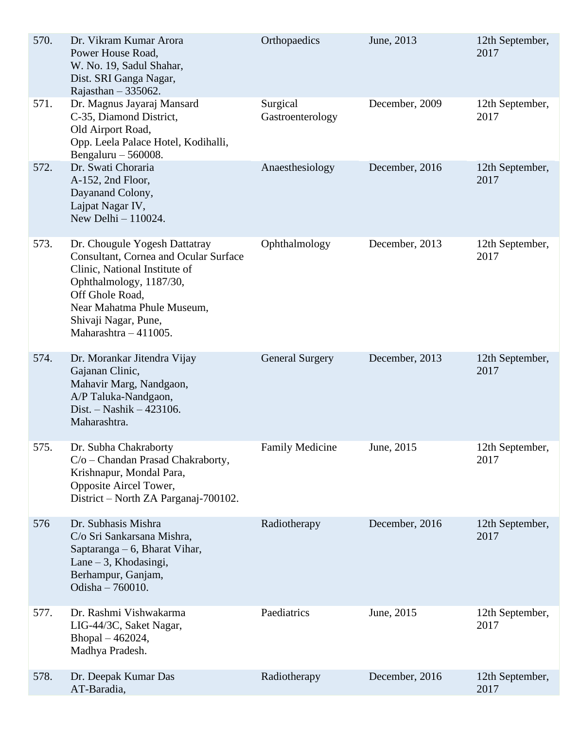| | | | | |
|---|---|---|---|---|
| 570. | Dr. Vikram Kumar Arora<br>Power House Road,<br>W. No. 19, Sadul Shahar,<br>Dist. SRI Ganga Nagar,<br>Rajasthan – 335062. | Orthopaedics | June, 2013 | 12th September, 2017 |
| 571. | Dr. Magnus Jayaraj Mansard<br>C-35, Diamond District,<br>Old Airport Road,<br>Opp. Leela Palace Hotel, Kodihalli,<br>Bengaluru – 560008. | Surgical Gastroenterology | December, 2009 | 12th September, 2017 |
| 572. | Dr. Swati Choraria<br>A-152, 2nd Floor,<br>Dayanand Colony,<br>Lajpat Nagar IV,<br>New Delhi – 110024. | Anaesthesiology | December, 2016 | 12th September, 2017 |
| 573. | Dr. Chougule Yogesh Dattatray<br>Consultant, Cornea and Ocular Surface Clinic, National Institute of Ophthalmology, 1187/30,<br>Off Ghole Road,<br>Near Mahatma Phule Museum,<br>Shivaji Nagar, Pune,<br>Maharashtra – 411005. | Ophthalmology | December, 2013 | 12th September, 2017 |
| 574. | Dr. Morankar Jitendra Vijay<br>Gajanan Clinic,<br>Mahavir Marg, Nandgaon,<br>A/P Taluka-Nandgaon,<br>Dist. – Nashik – 423106.<br>Maharashtra. | General Surgery | December, 2013 | 12th September, 2017 |
| 575. | Dr. Subha Chakraborty<br>C/o – Chandan Prasad Chakraborty,<br>Krishnapur, Mondal Para,<br>Opposite Aircel Tower,<br>District – North ZA Parganaj-700102. | Family Medicine | June, 2015 | 12th September, 2017 |
| 576 | Dr. Subhasis Mishra<br>C/o Sri Sankarsana Mishra,<br>Saptaranga – 6, Bharat Vihar,<br>Lane – 3, Khodasingi,<br>Berhampur, Ganjam,<br>Odisha – 760010. | Radiotherapy | December, 2016 | 12th September, 2017 |
| 577. | Dr. Rashmi Vishwakarma<br>LIG-44/3C, Saket Nagar,<br>Bhopal – 462024,<br>Madhya Pradesh. | Paediatrics | June, 2015 | 12th September, 2017 |
| 578. | Dr. Deepak Kumar Das<br>AT-Baradia, | Radiotherapy | December, 2016 | 12th September, 2017 |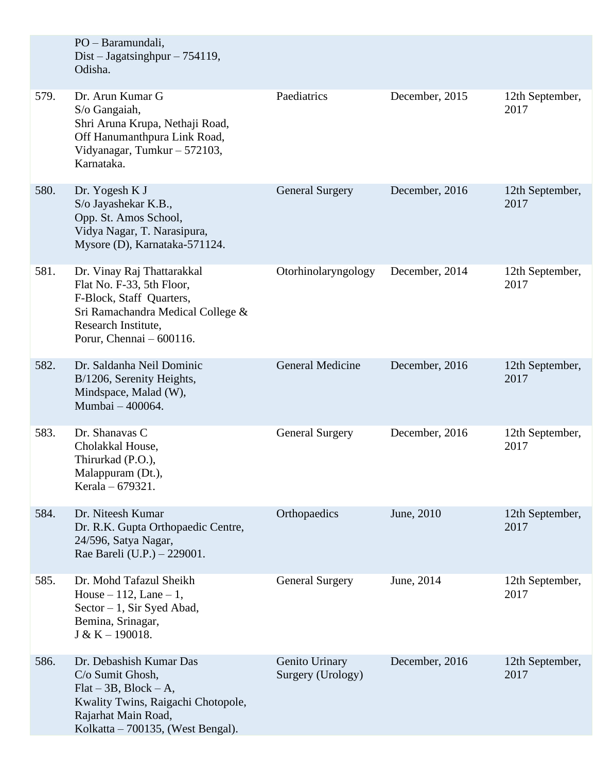| | | | | |
|---|---|---|---|---|
| | PO – Baramundali,<br>Dist – Jagatsinghpur – 754119,<br>Odisha. | | | |
| 579. | Dr. Arun Kumar G<br>S/o Gangaiah,<br>Shri Aruna Krupa, Nethaji Road,<br>Off Hanumanthpura Link Road,<br>Vidyanagar, Tumkur – 572103,<br>Karnataka. | Paediatrics | December, 2015 | 12th September, 2017 |
| 580. | Dr. Yogesh K J<br>S/o Jayashekar K.B.,<br>Opp. St. Amos School,<br>Vidya Nagar, T. Narasipura,<br>Mysore (D), Karnataka-571124. | General Surgery | December, 2016 | 12th September, 2017 |
| 581. | Dr. Vinay Raj Thattarakkal<br>Flat No. F-33, 5th Floor,<br>F-Block, Staff Quarters,<br>Sri Ramachandra Medical College & Research Institute,<br>Porur, Chennai – 600116. | Otorhinolaryngology | December, 2014 | 12th September, 2017 |
| 582. | Dr. Saldanha Neil Dominic<br>B/1206, Serenity Heights,<br>Mindspace, Malad (W),<br>Mumbai – 400064. | General Medicine | December, 2016 | 12th September, 2017 |
| 583. | Dr. Shanavas C<br>Cholakkal House,<br>Thirurkad (P.O.),<br>Malappuram (Dt.),<br>Kerala – 679321. | General Surgery | December, 2016 | 12th September, 2017 |
| 584. | Dr. Niteesh Kumar<br>Dr. R.K. Gupta Orthopaedic Centre,<br>24/596, Satya Nagar,<br>Rae Bareli (U.P.) – 229001. | Orthopaedics | June, 2010 | 12th September, 2017 |
| 585. | Dr. Mohd Tafazul Sheikh<br>House – 112, Lane – 1,<br>Sector – 1, Sir Syed Abad,<br>Bemina, Srinagar,<br>J & K – 190018. | General Surgery | June, 2014 | 12th September, 2017 |
| 586. | Dr. Debashish Kumar Das<br>C/o Sumit Ghosh,<br>Flat – 3B, Block – A,<br>Kwality Twins, Raigachi Chotopole,<br>Rajarhat Main Road,<br>Kolkatta – 700135, (West Bengal). | Genito Urinary Surgery (Urology) | December, 2016 | 12th September, 2017 |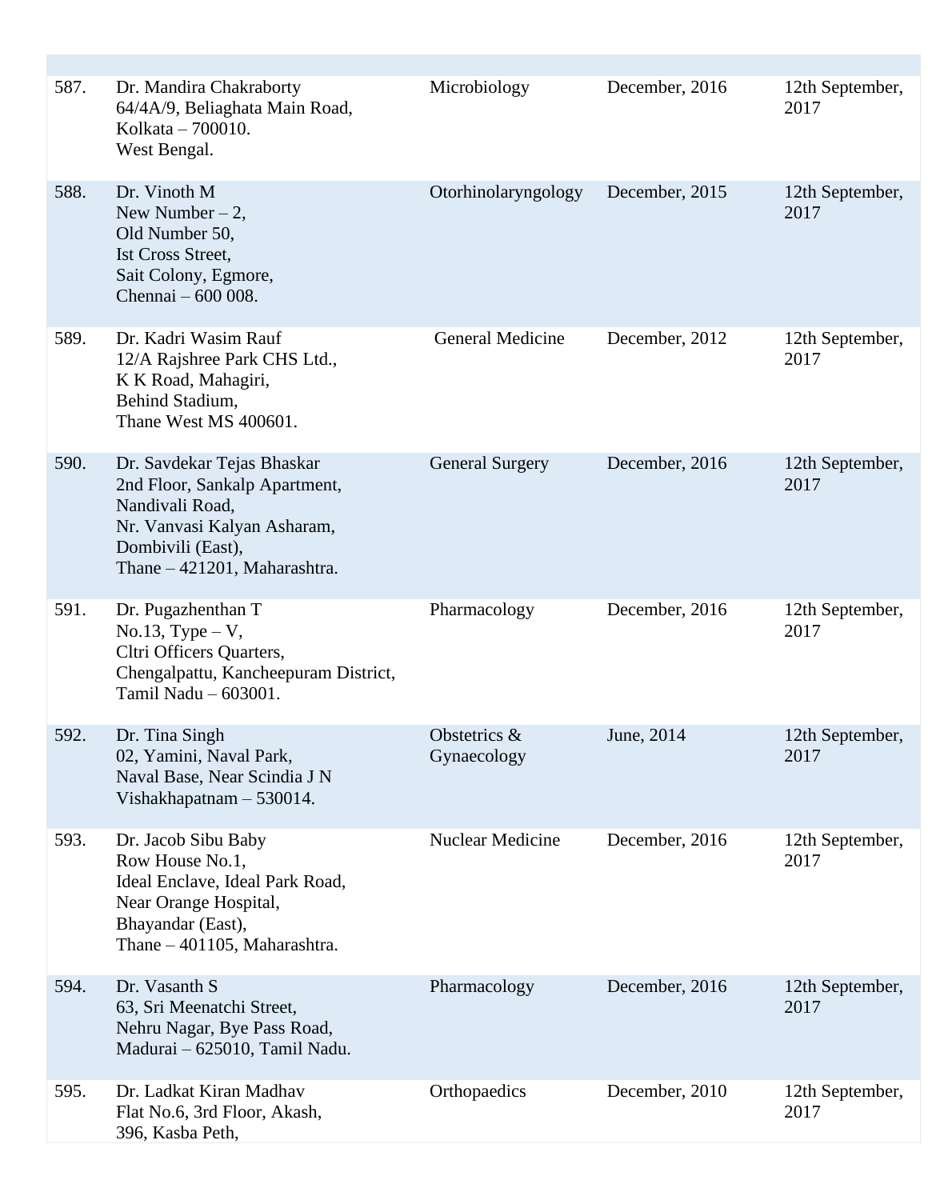| | | | | |
|---|---|---|---|---|
| 587. | Dr. Mandira Chakraborty<br>64/4A/9, Beliaghata Main Road,<br>Kolkata – 700010.<br>West Bengal. | Microbiology | December, 2016 | 12th September, 2017 |
| 588. | Dr. Vinoth M<br>New Number – 2,<br>Old Number 50,<br>Ist Cross Street,<br>Sait Colony, Egmore,<br>Chennai – 600 008. | Otorhinolaryngology | December, 2015 | 12th September, 2017 |
| 589. | Dr. Kadri Wasim Rauf<br>12/A Rajshree Park CHS Ltd.,<br>K K Road, Mahagiri,<br>Behind Stadium,<br>Thane West MS 400601. | General Medicine | December, 2012 | 12th September, 2017 |
| 590. | Dr. Savdekar Tejas Bhaskar<br>2nd Floor, Sankalp Apartment,<br>Nandivali Road,<br>Nr. Vanvasi Kalyan Asharam,<br>Dombivili (East),<br>Thane – 421201, Maharashtra. | General Surgery | December, 2016 | 12th September, 2017 |
| 591. | Dr. Pugazhenthan T<br>No.13, Type – V,<br>Cltri Officers Quarters,<br>Chengalpattu, Kancheepuram District,<br>Tamil Nadu – 603001. | Pharmacology | December, 2016 | 12th September, 2017 |
| 592. | Dr. Tina Singh<br>02, Yamini, Naval Park,<br>Naval Base, Near Scindia J N<br>Vishakhapatnam – 530014. | Obstetrics & Gynaecology | June, 2014 | 12th September, 2017 |
| 593. | Dr. Jacob Sibu Baby<br>Row House No.1,<br>Ideal Enclave, Ideal Park Road,<br>Near Orange Hospital,<br>Bhayandar (East),<br>Thane – 401105, Maharashtra. | Nuclear Medicine | December, 2016 | 12th September, 2017 |
| 594. | Dr. Vasanth S<br>63, Sri Meenatchi Street,<br>Nehru Nagar, Bye Pass Road,<br>Madurai – 625010, Tamil Nadu. | Pharmacology | December, 2016 | 12th September, 2017 |
| 595. | Dr. Ladkat Kiran Madhav<br>Flat No.6, 3rd Floor, Akash,<br>396, Kasba Peth, | Orthopaedics | December, 2010 | 12th September, 2017 |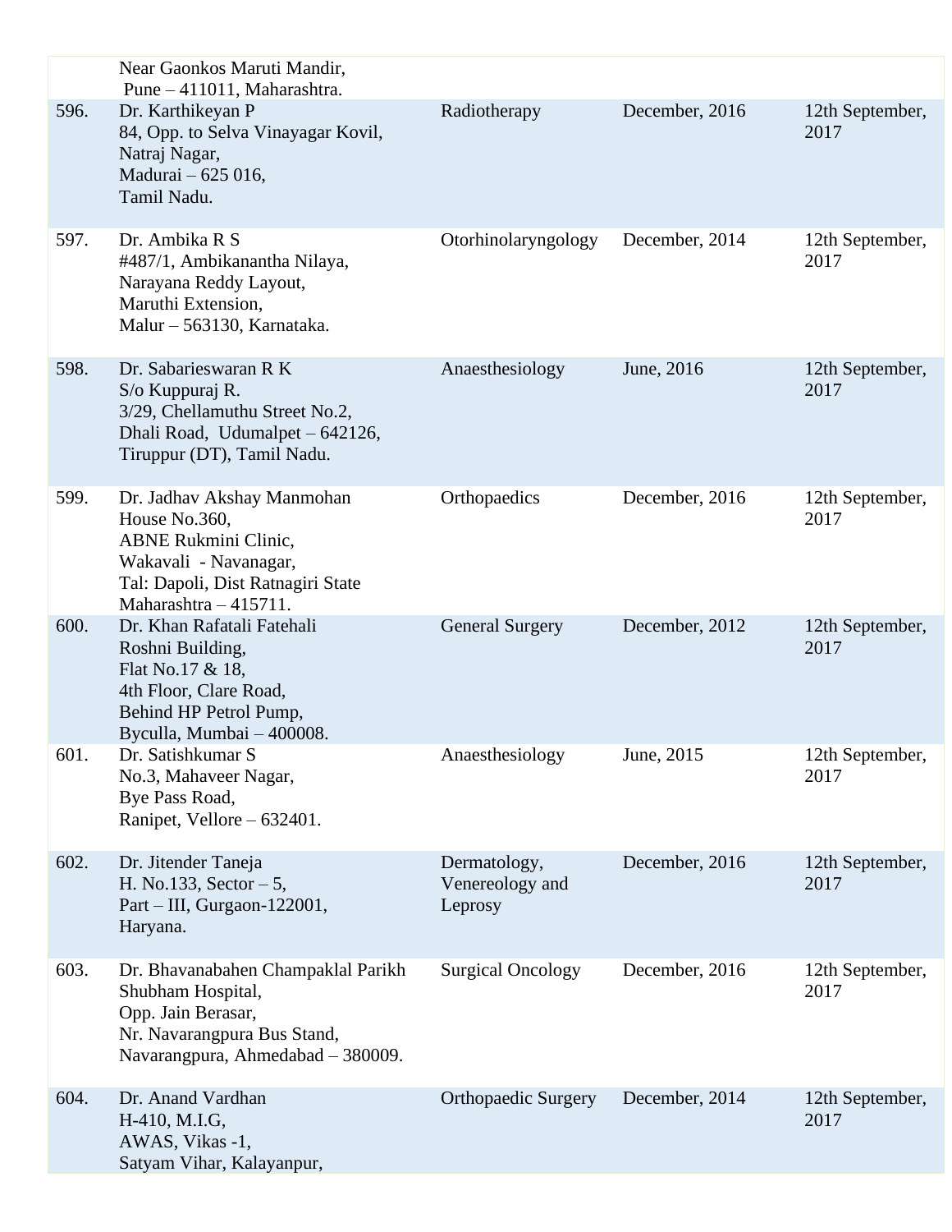| | | | | |
|---|---|---|---|---|
| | Near Gaonkos Maruti Mandir, Pune – 411011, Maharashtra. | | | |
| 596. | Dr. Karthikeyan P<br>84, Opp. to Selva Vinayagar Kovil,<br>Natraj Nagar,<br>Madurai – 625 016,<br>Tamil Nadu. | Radiotherapy | December, 2016 | 12th September, 2017 |
| 597. | Dr. Ambika R S<br>#487/1, Ambikanantha Nilaya,<br>Narayana Reddy Layout,<br>Maruthi Extension,<br>Malur – 563130, Karnataka. | Otorhinolaryngology | December, 2014 | 12th September, 2017 |
| 598. | Dr. Sabarieswaran R K<br>S/o Kuppuraj R.<br>3/29, Chellamuthu Street No.2,<br>Dhali Road, Udumalpet – 642126,<br>Tiruppur (DT), Tamil Nadu. | Anaesthesiology | June, 2016 | 12th September, 2017 |
| 599. | Dr. Jadhav Akshay Manmohan<br>House No.360,<br>ABNE Rukmini Clinic,<br>Wakavali - Navanagar,<br>Tal: Dapoli, Dist Ratnagiri State<br>Maharashtra – 415711. | Orthopaedics | December, 2016 | 12th September, 2017 |
| 600. | Dr. Khan Rafatali Fatehali<br>Roshni Building,<br>Flat No.17 & 18,<br>4th Floor, Clare Road,<br>Behind HP Petrol Pump,<br>Byculla, Mumbai – 400008. | General Surgery | December, 2012 | 12th September, 2017 |
| 601. | Dr. Satishkumar S<br>No.3, Mahaveer Nagar,<br>Bye Pass Road,<br>Ranipet, Vellore – 632401. | Anaesthesiology | June, 2015 | 12th September, 2017 |
| 602. | Dr. Jitender Taneja<br>H. No.133, Sector – 5,<br>Part – III, Gurgaon-122001,<br>Haryana. | Dermatology, Venereology and Leprosy | December, 2016 | 12th September, 2017 |
| 603. | Dr. Bhavanabahen Champaklal Parikh<br>Shubham Hospital,<br>Opp. Jain Berasar,<br>Nr. Navarangpura Bus Stand,<br>Navarangpura, Ahmedabad – 380009. | Surgical Oncology | December, 2016 | 12th September, 2017 |
| 604. | Dr. Anand Vardhan<br>H-410, M.I.G,<br>AWAS, Vikas -1,<br>Satyam Vihar, Kalayanpur, | Orthopaedic Surgery | December, 2014 | 12th September, 2017 |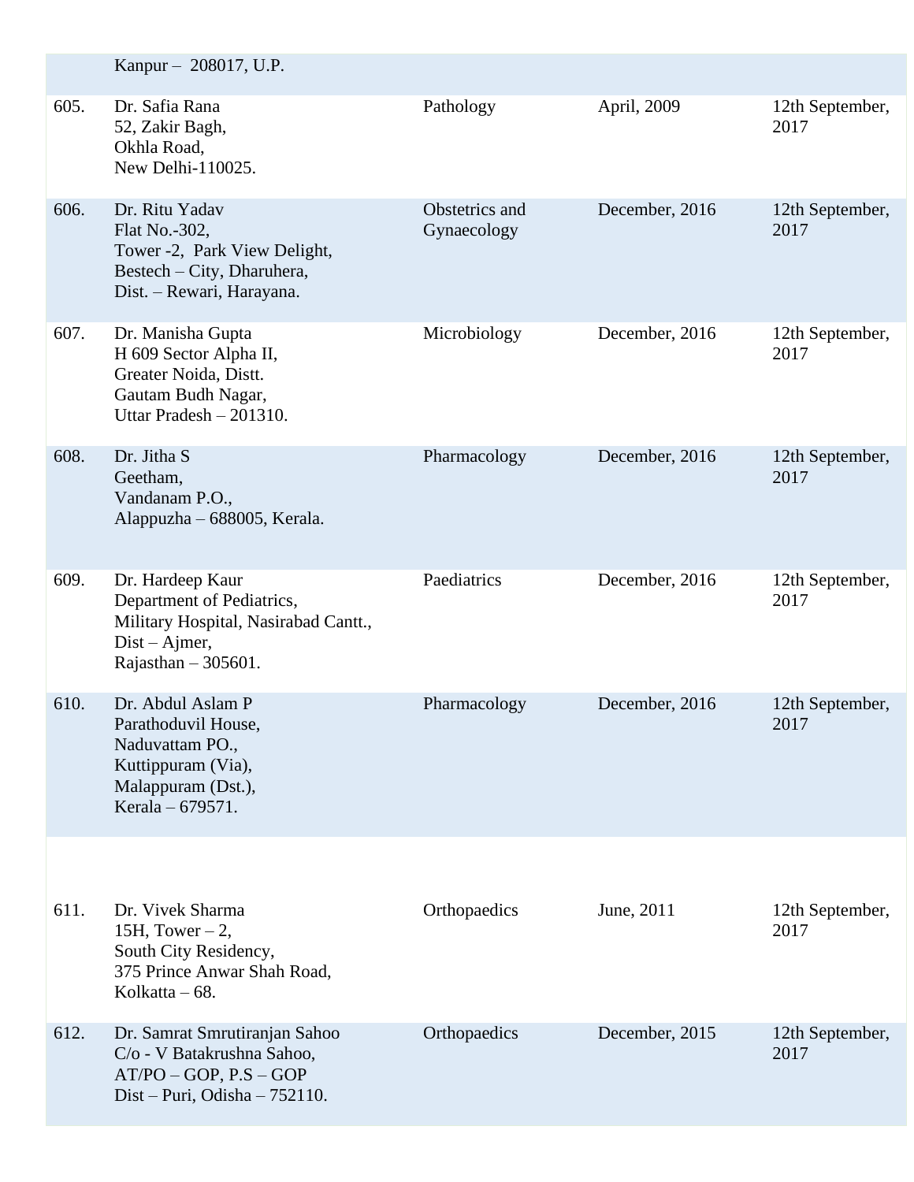| | | | | |
|---|---|---|---|---|
| | Kanpur – 208017, U.P. | | | |
| 605. | Dr. Safia Rana<br>52, Zakir Bagh,<br>Okhla Road,<br>New Delhi-110025. | Pathology | April, 2009 | 12th September, 2017 |
| 606. | Dr. Ritu Yadav<br>Flat No.-302,<br>Tower -2, Park View Delight,<br>Bestech – City, Dharuhera,<br>Dist. – Rewari, Harayana. | Obstetrics and Gynaecology | December, 2016 | 12th September, 2017 |
| 607. | Dr. Manisha Gupta<br>H 609 Sector Alpha II,<br>Greater Noida, Distt.<br>Gautam Budh Nagar,<br>Uttar Pradesh – 201310. | Microbiology | December, 2016 | 12th September, 2017 |
| 608. | Dr. Jitha S<br>Geetham,<br>Vandanam P.O.,<br>Alappuzha – 688005, Kerala. | Pharmacology | December, 2016 | 12th September, 2017 |
| 609. | Dr. Hardeep Kaur<br>Department of Pediatrics,<br>Military Hospital, Nasirabad Cantt.,<br>Dist – Ajmer,<br>Rajasthan – 305601. | Paediatrics | December, 2016 | 12th September, 2017 |
| 610. | Dr. Abdul Aslam P<br>Parathoduvil House,<br>Naduvattam PO.,<br>Kuttippuram (Via),<br>Malappuram (Dst.),<br>Kerala – 679571. | Pharmacology | December, 2016 | 12th September, 2017 |
| 611. | Dr. Vivek Sharma<br>15H, Tower – 2,<br>South City Residency,<br>375 Prince Anwar Shah Road,<br>Kolkatta – 68. | Orthopaedics | June, 2011 | 12th September, 2017 |
| 612. | Dr. Samrat Smrutiranjan Sahoo<br>C/o - V Batakrushna Sahoo,<br>AT/PO – GOP, P.S – GOP<br>Dist – Puri, Odisha – 752110. | Orthopaedics | December, 2015 | 12th September, 2017 |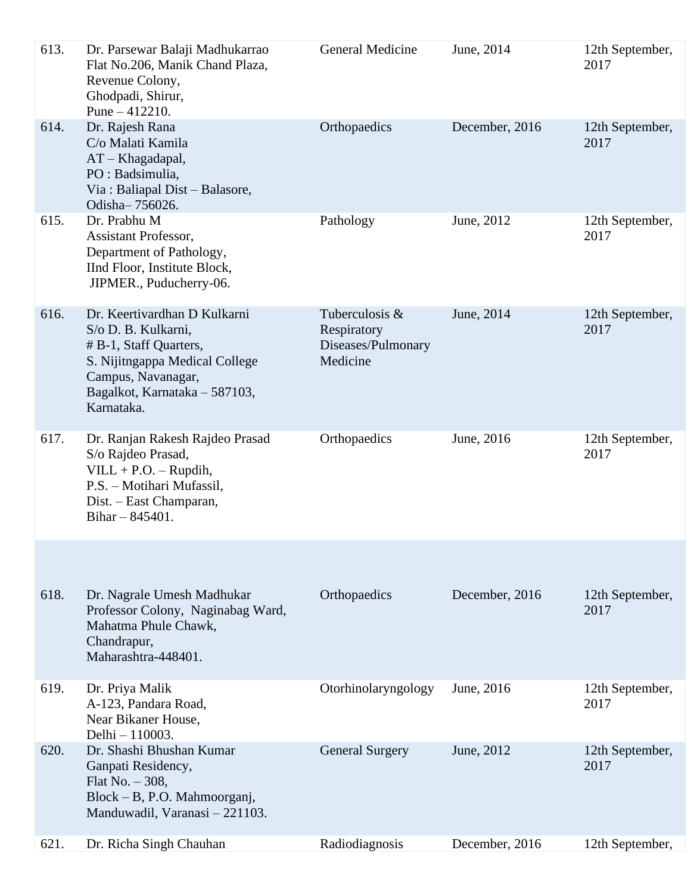| 613. | Dr. Parsewar Balaji Madhukarrao<br>Flat No.206, Manik Chand Plaza,<br>Revenue Colony,<br>Ghodpadi, Shirur,<br>Pune – 412210. | General Medicine | June, 2014 | 12th September, 2017 |
|---|---|---|---|---|
| 614. | Dr. Rajesh Rana<br>C/o Malati Kamila<br>AT – Khagadapal,<br>PO : Badsimulia,<br>Via : Baliapal Dist – Balasore,<br>Odisha– 756026. | Orthopaedics | December, 2016 | 12th September, 2017 |
| 615. | Dr. Prabhu M<br>Assistant Professor,<br>Department of Pathology,<br>IInd Floor, Institute Block,<br>JIPMER., Puducherry-06. | Pathology | June, 2012 | 12th September, 2017 |
| 616. | Dr. Keertivardhan D Kulkarni<br>S/o D. B. Kulkarni,<br># B-1, Staff Quarters,<br>S. Nijitngappa Medical College Campus, Navanagar,<br>Bagalkot, Karnataka – 587103,<br>Karnataka. | Tuberculosis & Respiratory Diseases/Pulmonary Medicine | June, 2014 | 12th September, 2017 |
| 617. | Dr. Ranjan Rakesh Rajdeo Prasad<br>S/o Rajdeo Prasad,<br>VILL + P.O. – Rupdih,<br>P.S. – Motihari Mufassil,<br>Dist. – East Champaran,<br>Bihar – 845401. | Orthopaedics | June, 2016 | 12th September, 2017 |
| 618. | Dr. Nagrale Umesh Madhukar<br>Professor Colony, Naginabag Ward,<br>Mahatma Phule Chawk,<br>Chandrapur,<br>Maharashtra-448401. | Orthopaedics | December, 2016 | 12th September, 2017 |
| 619. | Dr. Priya Malik<br>A-123, Pandara Road,<br>Near Bikaner House,<br>Delhi – 110003. | Otorhinolaryngology | June, 2016 | 12th September, 2017 |
| 620. | Dr. Shashi Bhushan Kumar<br>Ganpati Residency,<br>Flat No. – 308,<br>Block – B, P.O. Mahmoorganj,<br>Manduwadil, Varanasi – 221103. | General Surgery | June, 2012 | 12th September, 2017 |
| 621. | Dr. Richa Singh Chauhan | Radiodiagnosis | December, 2016 | 12th September, |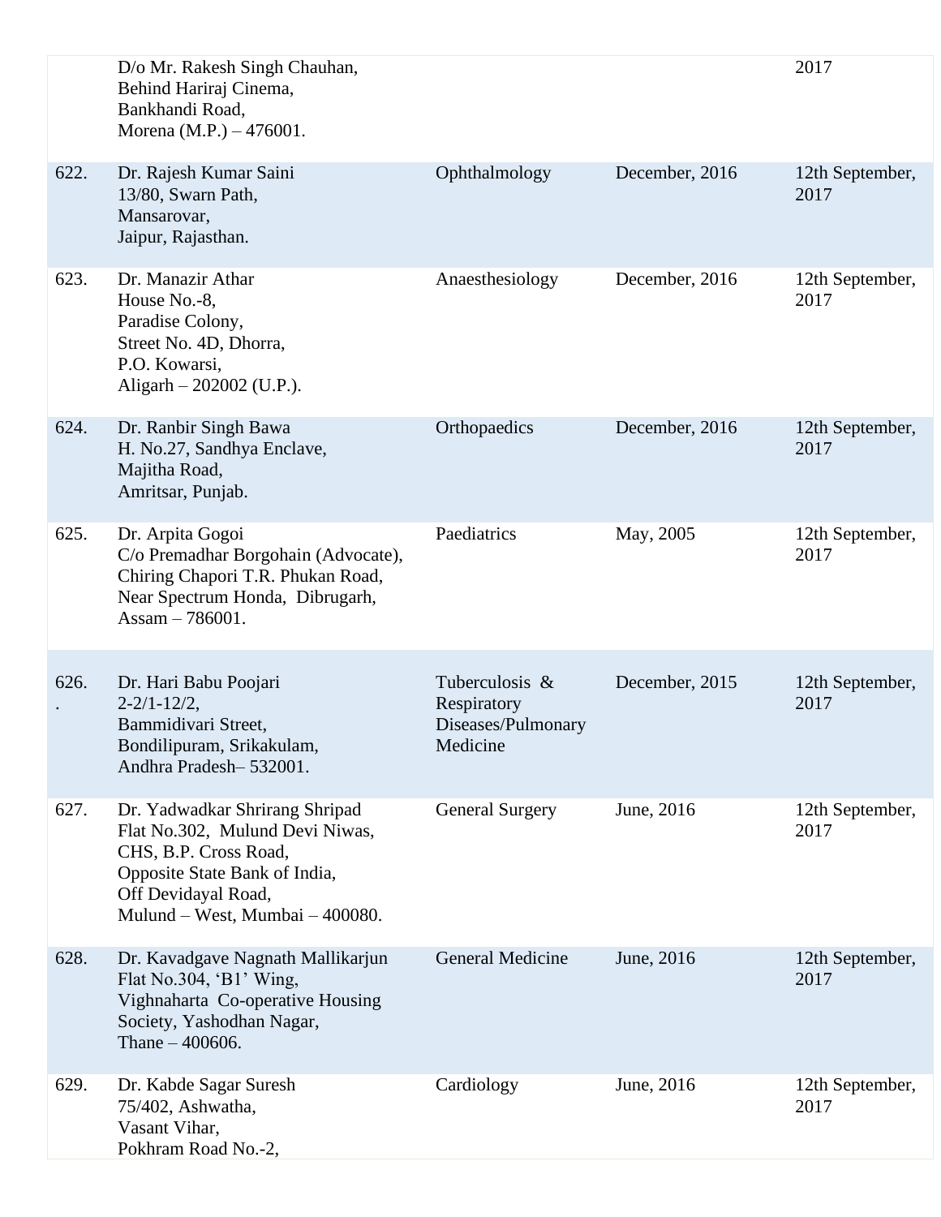| | | | | |
|---|---|---|---|---|
| | D/o Mr. Rakesh Singh Chauhan, Behind Hariraj Cinema, Bankhandi Road, Morena (M.P.) – 476001. | | | 2017 |
| 622. | Dr. Rajesh Kumar Saini 13/80, Swarn Path, Mansarovar, Jaipur, Rajasthan. | Ophthalmology | December, 2016 | 12th September, 2017 |
| 623. | Dr. Manazir Athar House No.-8, Paradise Colony, Street No. 4D, Dhorra, P.O. Kowarsi, Aligarh – 202002 (U.P.). | Anaesthesiology | December, 2016 | 12th September, 2017 |
| 624. | Dr. Ranbir Singh Bawa H. No.27, Sandhya Enclave, Majitha Road, Amritsar, Punjab. | Orthopaedics | December, 2016 | 12th September, 2017 |
| 625. | Dr. Arpita Gogoi C/o Premadhar Borgohain (Advocate), Chiring Chapori T.R. Phukan Road, Near Spectrum Honda, Dibrugarh, Assam – 786001. | Paediatrics | May, 2005 | 12th September, 2017 |
| 626. . | Dr. Hari Babu Poojari 2-2/1-12/2, Bammidivari Street, Bondilipuram, Srikakulam, Andhra Pradesh– 532001. | Tuberculosis & Respiratory Diseases/Pulmonary Medicine | December, 2015 | 12th September, 2017 |
| 627. | Dr. Yadwadkar Shrirang Shripad Flat No.302, Mulund Devi Niwas, CHS, B.P. Cross Road, Opposite State Bank of India, Off Devidayal Road, Mulund – West, Mumbai – 400080. | General Surgery | June, 2016 | 12th September, 2017 |
| 628. | Dr. Kavadgave Nagnath Mallikarjun Flat No.304, 'B1' Wing, Vighnaharta Co-operative Housing Society, Yashodhan Nagar, Thane – 400606. | General Medicine | June, 2016 | 12th September, 2017 |
| 629. | Dr. Kabde Sagar Suresh 75/402, Ashwatha, Vasant Vihar, Pokhram Road No.-2, | Cardiology | June, 2016 | 12th September, 2017 |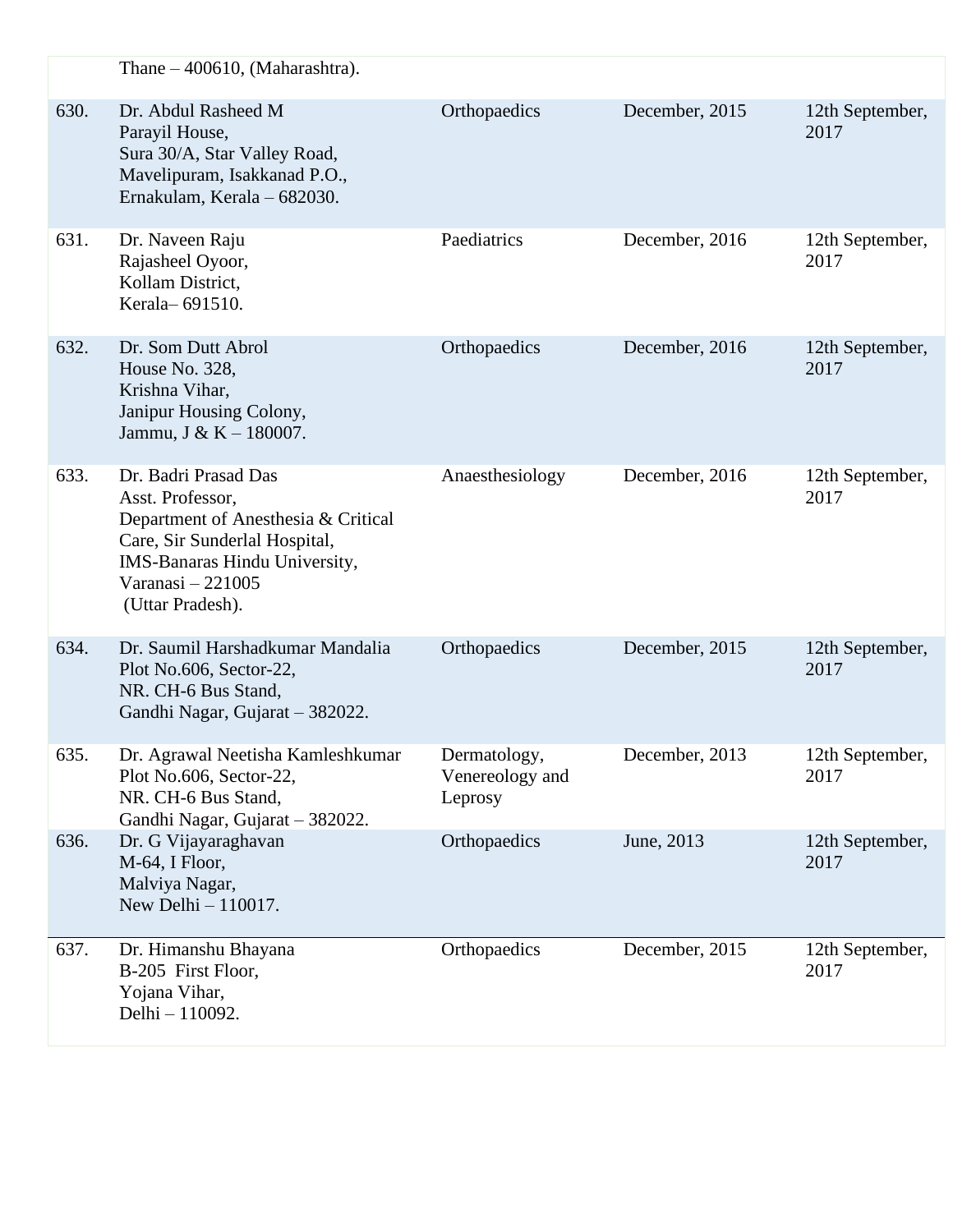| | | | | |
|---|---|---|---|---|
| | Thane – 400610, (Maharashtra). | | | |
| 630. | Dr. Abdul Rasheed M<br>Parayil House,<br>Sura 30/A, Star Valley Road,<br>Mavelipuram, Isakkanad P.O.,<br>Ernakulam, Kerala – 682030. | Orthopaedics | December, 2015 | 12th September, 2017 |
| 631. | Dr. Naveen Raju<br>Rajasheel Oyoor,<br>Kollam District,<br>Kerala– 691510. | Paediatrics | December, 2016 | 12th September, 2017 |
| 632. | Dr. Som Dutt Abrol<br>House No. 328,<br>Krishna Vihar,<br>Janipur Housing Colony,<br>Jammu, J & K – 180007. | Orthopaedics | December, 2016 | 12th September, 2017 |
| 633. | Dr. Badri Prasad Das<br>Asst. Professor,<br>Department of Anesthesia & Critical Care, Sir Sunderlal Hospital,<br>IMS-Banaras Hindu University,<br>Varanasi – 221005<br>(Uttar Pradesh). | Anaesthesiology | December, 2016 | 12th September, 2017 |
| 634. | Dr. Saumil Harshadkumar Mandalia<br>Plot No.606, Sector-22,<br>NR. CH-6 Bus Stand,<br>Gandhi Nagar, Gujarat – 382022. | Orthopaedics | December, 2015 | 12th September, 2017 |
| 635. | Dr. Agrawal Neetisha Kamleshkumar<br>Plot No.606, Sector-22,<br>NR. CH-6 Bus Stand,<br>Gandhi Nagar, Gujarat – 382022. | Dermatology, Venereology and Leprosy | December, 2013 | 12th September, 2017 |
| 636. | Dr. G Vijayaraghavan<br>M-64, I Floor,<br>Malviya Nagar,<br>New Delhi – 110017. | Orthopaedics | June, 2013 | 12th September, 2017 |
| 637. | Dr. Himanshu Bhayana<br>B-205 First Floor,<br>Yojana Vihar,<br>Delhi – 110092. | Orthopaedics | December, 2015 | 12th September, 2017 |